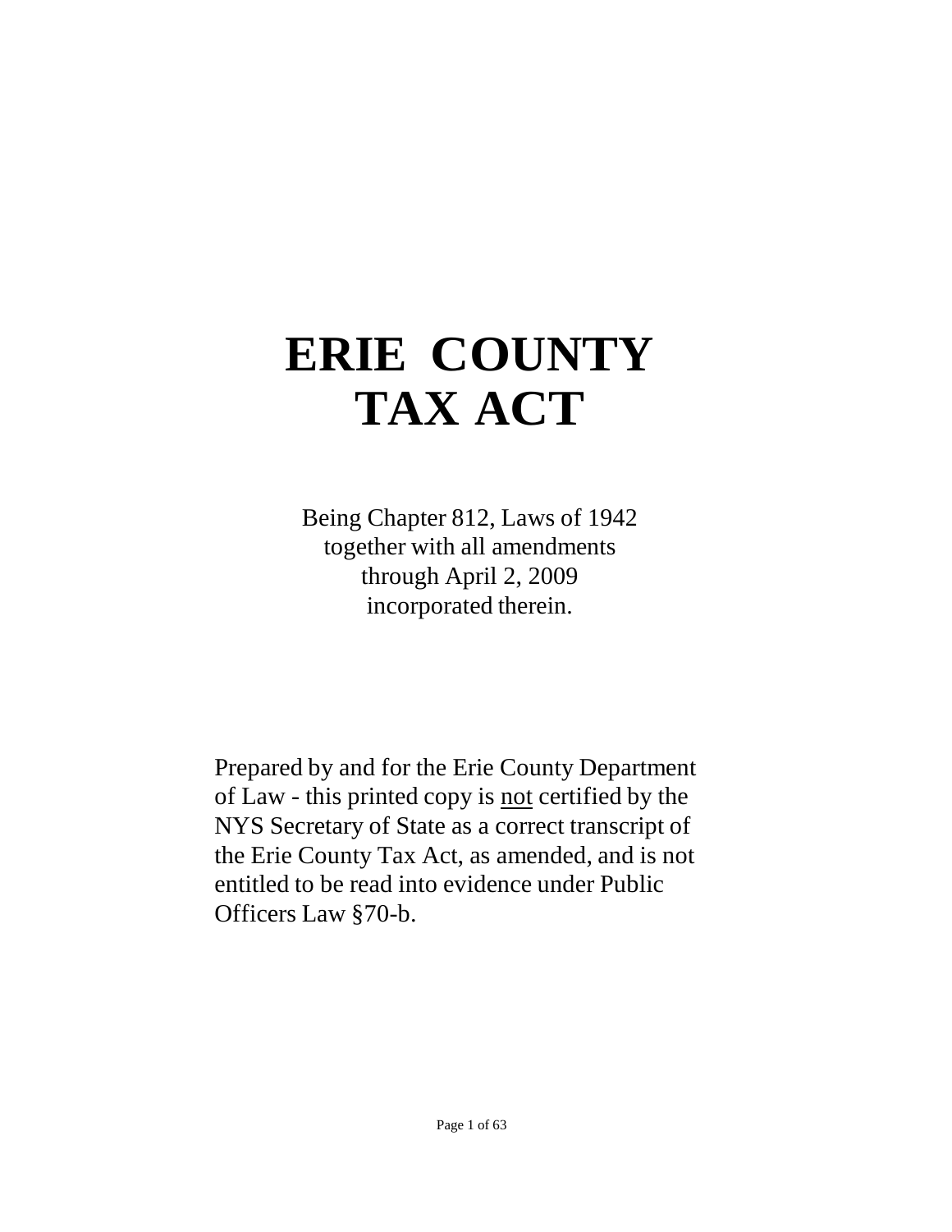# ERIE COUNTY TAX ACT

Being Chapter 812, Laws of 1942
together with all amendments
through April 2, 2009
incorporated therein.

Prepared by and for the Erie County Department of Law - this printed copy is not certified by the NYS Secretary of State as a correct transcript of the Erie County Tax Act, as amended, and is not entitled to be read into evidence under Public Officers Law §70-b.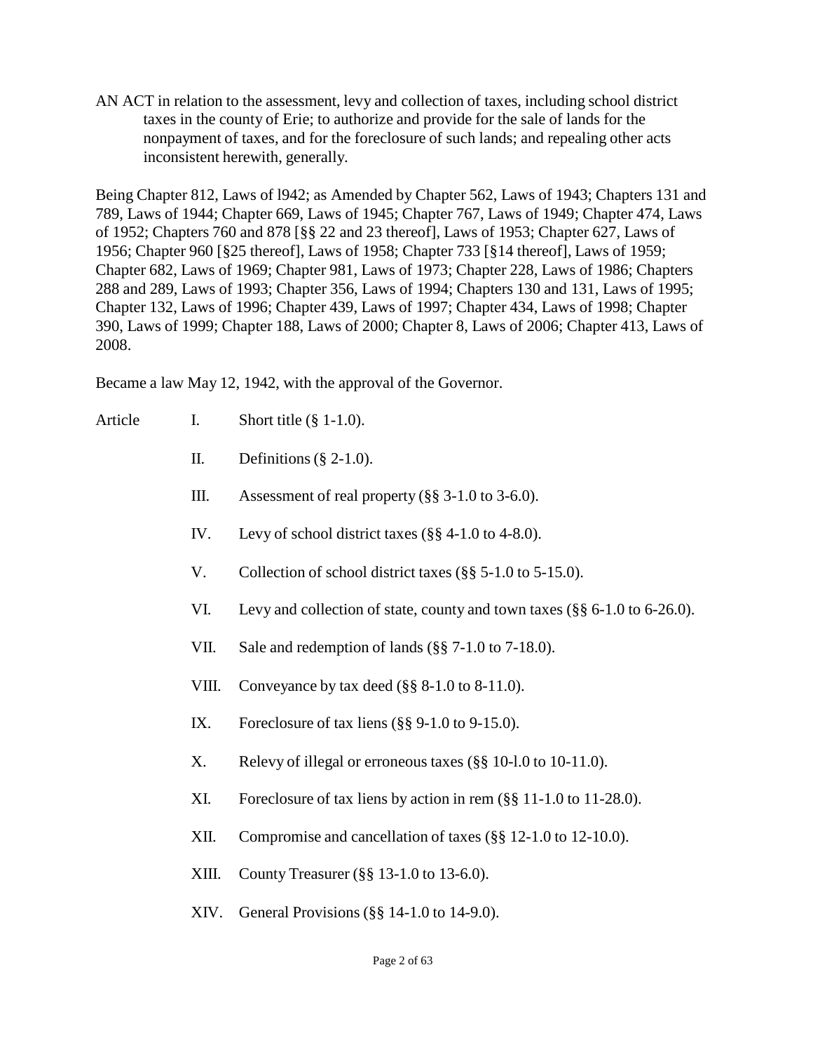AN ACT in relation to the assessment, levy and collection of taxes, including school district taxes in the county of Erie; to authorize and provide for the sale of lands for the nonpayment of taxes, and for the foreclosure of such lands; and repealing other acts inconsistent herewith, generally.

Being Chapter 812, Laws of l942; as Amended by Chapter 562, Laws of 1943; Chapters 131 and 789, Laws of 1944; Chapter 669, Laws of 1945; Chapter 767, Laws of 1949; Chapter 474, Laws of 1952; Chapters 760 and 878 [§§ 22 and 23 thereof], Laws of 1953; Chapter 627, Laws of 1956; Chapter 960 [§25 thereof], Laws of 1958; Chapter 733 [§14 thereof], Laws of 1959; Chapter 682, Laws of 1969; Chapter 981, Laws of 1973; Chapter 228, Laws of 1986; Chapters 288 and 289, Laws of 1993; Chapter 356, Laws of 1994; Chapters 130 and 131, Laws of 1995; Chapter 132, Laws of 1996; Chapter 439, Laws of 1997; Chapter 434, Laws of 1998; Chapter 390, Laws of 1999; Chapter 188, Laws of 2000; Chapter 8, Laws of 2006; Chapter 413, Laws of 2008.

Became a law May 12, 1942, with the approval of the Governor.

| Article | | |
|---|---|---|
| | I. | Short title (§ 1-1.0). |
| | II. | Definitions (§ 2-1.0). |
| | III. | Assessment of real property (§§ 3-1.0 to 3-6.0). |
| | IV. | Levy of school district taxes (§§ 4-1.0 to 4-8.0). |
| | V. | Collection of school district taxes (§§ 5-1.0 to 5-15.0). |
| | VI. | Levy and collection of state, county and town taxes (§§ 6-1.0 to 6-26.0). |
| | VII. | Sale and redemption of lands (§§ 7-1.0 to 7-18.0). |
| | VIII. | Conveyance by tax deed (§§ 8-1.0 to 8-11.0). |
| | IX. | Foreclosure of tax liens (§§ 9-1.0 to 9-15.0). |
| | X. | Relevy of illegal or erroneous taxes (§§ 10-l.0 to 10-11.0). |
| | XI. | Foreclosure of tax liens by action in rem (§§ 11-1.0 to 11-28.0). |
| | XII. | Compromise and cancellation of taxes (§§ 12-1.0 to 12-10.0). |
| | XIII. | County Treasurer (§§ 13-1.0 to 13-6.0). |
| | XIV. | General Provisions (§§ 14-1.0 to 14-9.0). |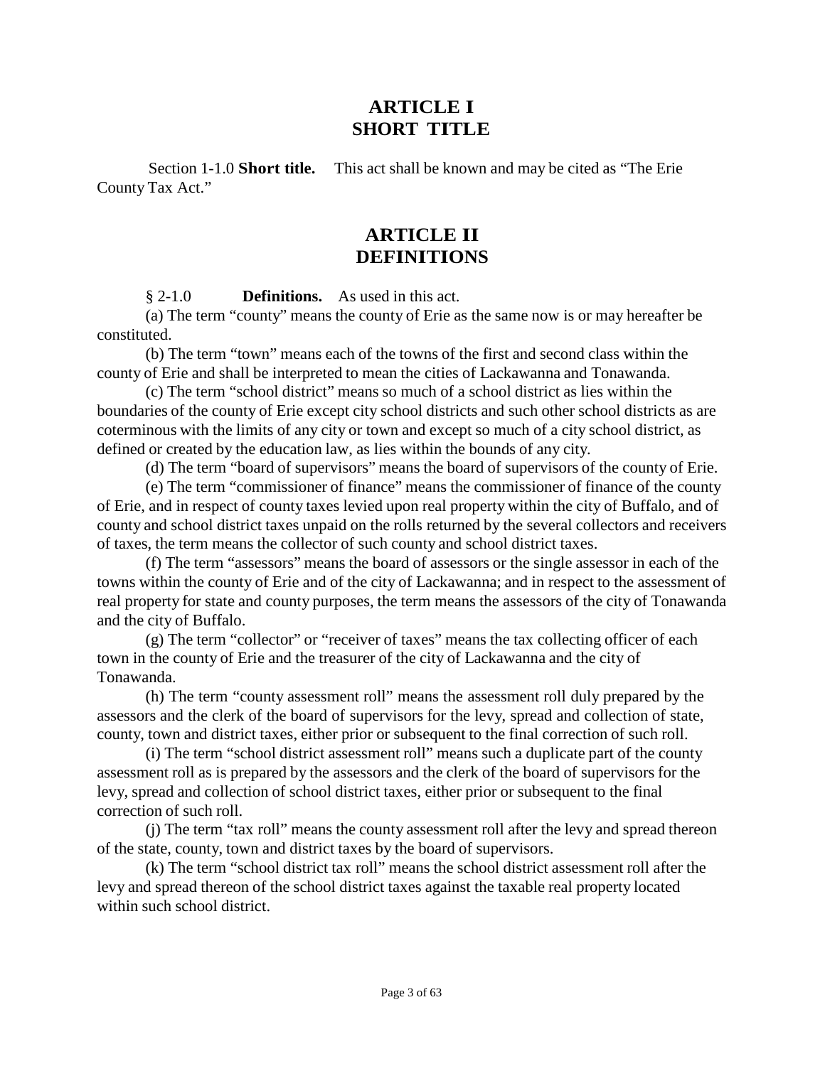# ARTICLE I
# SHORT TITLE

Section 1-1.0 **Short title.** This act shall be known and may be cited as "The Erie County Tax Act."

# ARTICLE II
# DEFINITIONS

§ 2-1.0 **Definitions.** As used in this act.

(a) The term "county" means the county of Erie as the same now is or may hereafter be constituted.

(b) The term "town" means each of the towns of the first and second class within the county of Erie and shall be interpreted to mean the cities of Lackawanna and Tonawanda.

(c) The term "school district" means so much of a school district as lies within the boundaries of the county of Erie except city school districts and such other school districts as are coterminous with the limits of any city or town and except so much of a city school district, as defined or created by the education law, as lies within the bounds of any city.

(d) The term "board of supervisors" means the board of supervisors of the county of Erie.

(e) The term "commissioner of finance" means the commissioner of finance of the county of Erie, and in respect of county taxes levied upon real property within the city of Buffalo, and of county and school district taxes unpaid on the rolls returned by the several collectors and receivers of taxes, the term means the collector of such county and school district taxes.

(f) The term "assessors" means the board of assessors or the single assessor in each of the towns within the county of Erie and of the city of Lackawanna; and in respect to the assessment of real property for state and county purposes, the term means the assessors of the city of Tonawanda and the city of Buffalo.

(g) The term "collector" or "receiver of taxes" means the tax collecting officer of each town in the county of Erie and the treasurer of the city of Lackawanna and the city of Tonawanda.

(h) The term "county assessment roll" means the assessment roll duly prepared by the assessors and the clerk of the board of supervisors for the levy, spread and collection of state, county, town and district taxes, either prior or subsequent to the final correction of such roll.

(i) The term "school district assessment roll" means such a duplicate part of the county assessment roll as is prepared by the assessors and the clerk of the board of supervisors for the levy, spread and collection of school district taxes, either prior or subsequent to the final correction of such roll.

(j) The term "tax roll" means the county assessment roll after the levy and spread thereon of the state, county, town and district taxes by the board of supervisors.

(k) The term "school district tax roll" means the school district assessment roll after the levy and spread thereon of the school district taxes against the taxable real property located within such school district.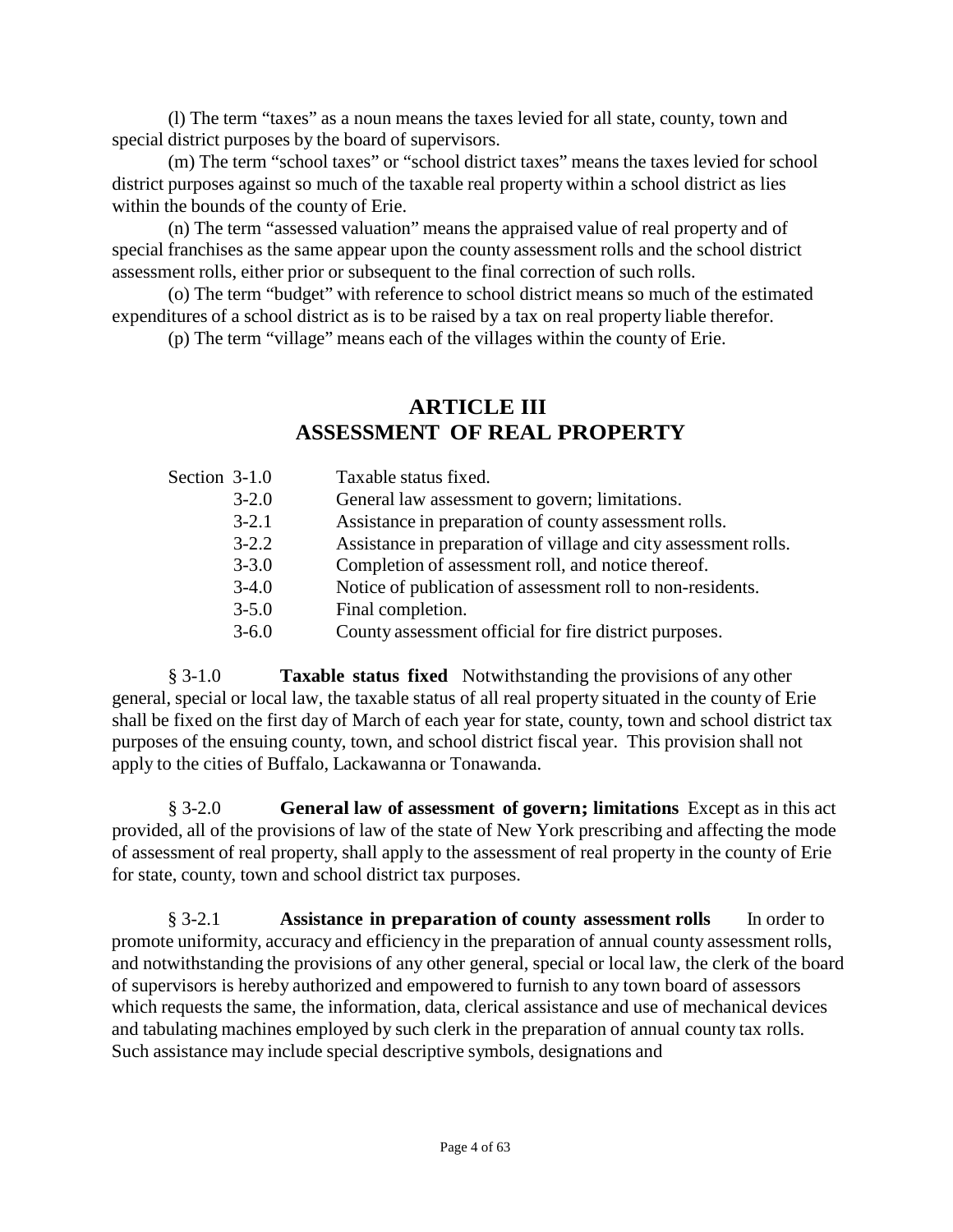(l) The term "taxes" as a noun means the taxes levied for all state, county, town and special district purposes by the board of supervisors.

(m) The term "school taxes" or "school district taxes" means the taxes levied for school district purposes against so much of the taxable real property within a school district as lies within the bounds of the county of Erie.

(n) The term "assessed valuation" means the appraised value of real property and of special franchises as the same appear upon the county assessment rolls and the school district assessment rolls, either prior or subsequent to the final correction of such rolls.

(o) The term "budget" with reference to school district means so much of the estimated expenditures of a school district as is to be raised by a tax on real property liable therefor.

(p) The term "village" means each of the villages within the county of Erie.

## ARTICLE III
## ASSESSMENT OF REAL PROPERTY

| | |
|---|---|
| Section 3-1.0 | Taxable status fixed. |
| 3-2.0 | General law assessment to govern; limitations. |
| 3-2.1 | Assistance in preparation of county assessment rolls. |
| 3-2.2 | Assistance in preparation of village and city assessment rolls. |
| 3-3.0 | Completion of assessment roll, and notice thereof. |
| 3-4.0 | Notice of publication of assessment roll to non-residents. |
| 3-5.0 | Final completion. |
| 3-6.0 | County assessment official for fire district purposes. |

§ 3-1.0 **Taxable status fixed** Notwithstanding the provisions of any other general, special or local law, the taxable status of all real property situated in the county of Erie shall be fixed on the first day of March of each year for state, county, town and school district tax purposes of the ensuing county, town, and school district fiscal year. This provision shall not apply to the cities of Buffalo, Lackawanna or Tonawanda.

§ 3-2.0 **General law of assessment of govern; limitations** Except as in this act provided, all of the provisions of law of the state of New York prescribing and affecting the mode of assessment of real property, shall apply to the assessment of real property in the county of Erie for state, county, town and school district tax purposes.

§ 3-2.1 **Assistance in preparation of county assessment rolls** In order to promote uniformity, accuracy and efficiency in the preparation of annual county assessment rolls, and notwithstanding the provisions of any other general, special or local law, the clerk of the board of supervisors is hereby authorized and empowered to furnish to any town board of assessors which requests the same, the information, data, clerical assistance and use of mechanical devices and tabulating machines employed by such clerk in the preparation of annual county tax rolls. Such assistance may include special descriptive symbols, designations and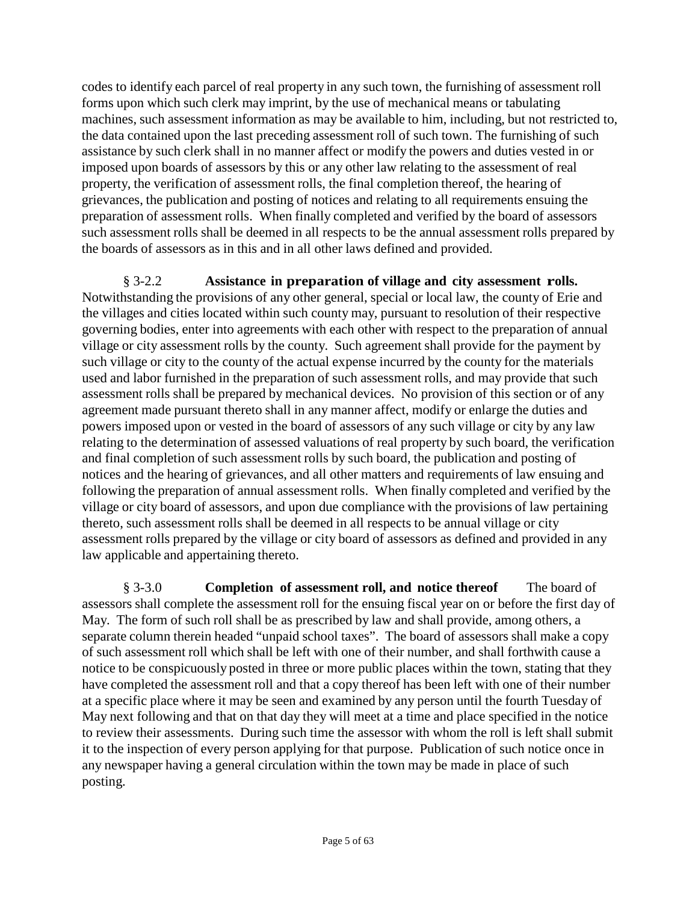codes to identify each parcel of real property in any such town, the furnishing of assessment roll forms upon which such clerk may imprint, by the use of mechanical means or tabulating machines, such assessment information as may be available to him, including, but not restricted to, the data contained upon the last preceding assessment roll of such town. The furnishing of such assistance by such clerk shall in no manner affect or modify the powers and duties vested in or imposed upon boards of assessors by this or any other law relating to the assessment of real property, the verification of assessment rolls, the final completion thereof, the hearing of grievances, the publication and posting of notices and relating to all requirements ensuing the preparation of assessment rolls. When finally completed and verified by the board of assessors such assessment rolls shall be deemed in all respects to be the annual assessment rolls prepared by the boards of assessors as in this and in all other laws defined and provided.

§ 3-2.2 **Assistance in preparation of village and city assessment rolls.** Notwithstanding the provisions of any other general, special or local law, the county of Erie and the villages and cities located within such county may, pursuant to resolution of their respective governing bodies, enter into agreements with each other with respect to the preparation of annual village or city assessment rolls by the county. Such agreement shall provide for the payment by such village or city to the county of the actual expense incurred by the county for the materials used and labor furnished in the preparation of such assessment rolls, and may provide that such assessment rolls shall be prepared by mechanical devices. No provision of this section or of any agreement made pursuant thereto shall in any manner affect, modify or enlarge the duties and powers imposed upon or vested in the board of assessors of any such village or city by any law relating to the determination of assessed valuations of real property by such board, the verification and final completion of such assessment rolls by such board, the publication and posting of notices and the hearing of grievances, and all other matters and requirements of law ensuing and following the preparation of annual assessment rolls. When finally completed and verified by the village or city board of assessors, and upon due compliance with the provisions of law pertaining thereto, such assessment rolls shall be deemed in all respects to be annual village or city assessment rolls prepared by the village or city board of assessors as defined and provided in any law applicable and appertaining thereto.

§ 3-3.0 **Completion of assessment roll, and notice thereof** The board of assessors shall complete the assessment roll for the ensuing fiscal year on or before the first day of May. The form of such roll shall be as prescribed by law and shall provide, among others, a separate column therein headed "unpaid school taxes". The board of assessors shall make a copy of such assessment roll which shall be left with one of their number, and shall forthwith cause a notice to be conspicuously posted in three or more public places within the town, stating that they have completed the assessment roll and that a copy thereof has been left with one of their number at a specific place where it may be seen and examined by any person until the fourth Tuesday of May next following and that on that day they will meet at a time and place specified in the notice to review their assessments. During such time the assessor with whom the roll is left shall submit it to the inspection of every person applying for that purpose. Publication of such notice once in any newspaper having a general circulation within the town may be made in place of such posting.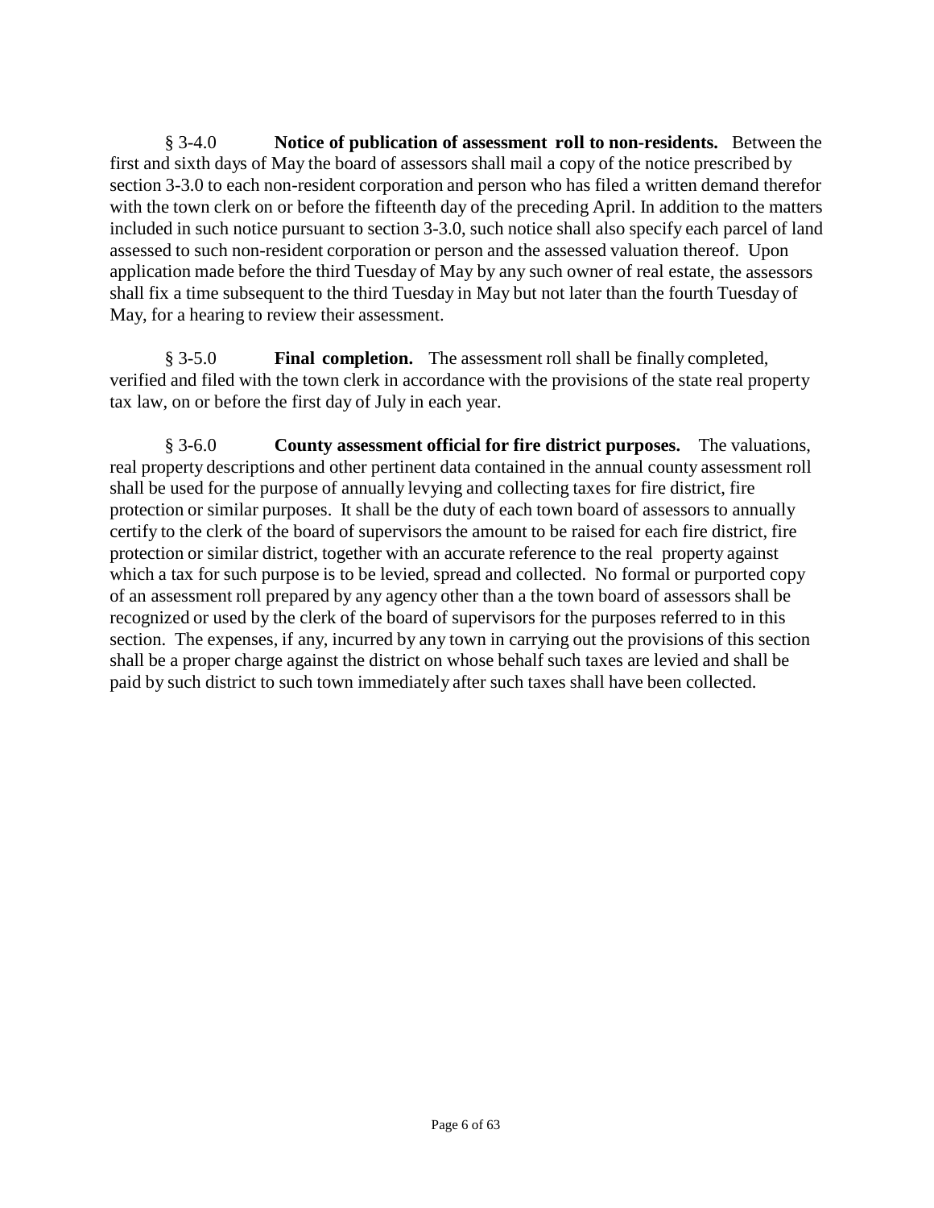§ 3-4.0 **Notice of publication of assessment roll to non-residents.** Between the first and sixth days of May the board of assessors shall mail a copy of the notice prescribed by section 3-3.0 to each non-resident corporation and person who has filed a written demand therefor with the town clerk on or before the fifteenth day of the preceding April. In addition to the matters included in such notice pursuant to section 3-3.0, such notice shall also specify each parcel of land assessed to such non-resident corporation or person and the assessed valuation thereof. Upon application made before the third Tuesday of May by any such owner of real estate, the assessors shall fix a time subsequent to the third Tuesday in May but not later than the fourth Tuesday of May, for a hearing to review their assessment.

§ 3-5.0 **Final completion.** The assessment roll shall be finally completed, verified and filed with the town clerk in accordance with the provisions of the state real property tax law, on or before the first day of July in each year.

§ 3-6.0 **County assessment official for fire district purposes.** The valuations, real property descriptions and other pertinent data contained in the annual county assessment roll shall be used for the purpose of annually levying and collecting taxes for fire district, fire protection or similar purposes. It shall be the duty of each town board of assessors to annually certify to the clerk of the board of supervisors the amount to be raised for each fire district, fire protection or similar district, together with an accurate reference to the real property against which a tax for such purpose is to be levied, spread and collected. No formal or purported copy of an assessment roll prepared by any agency other than a the town board of assessors shall be recognized or used by the clerk of the board of supervisors for the purposes referred to in this section. The expenses, if any, incurred by any town in carrying out the provisions of this section shall be a proper charge against the district on whose behalf such taxes are levied and shall be paid by such district to such town immediately after such taxes shall have been collected.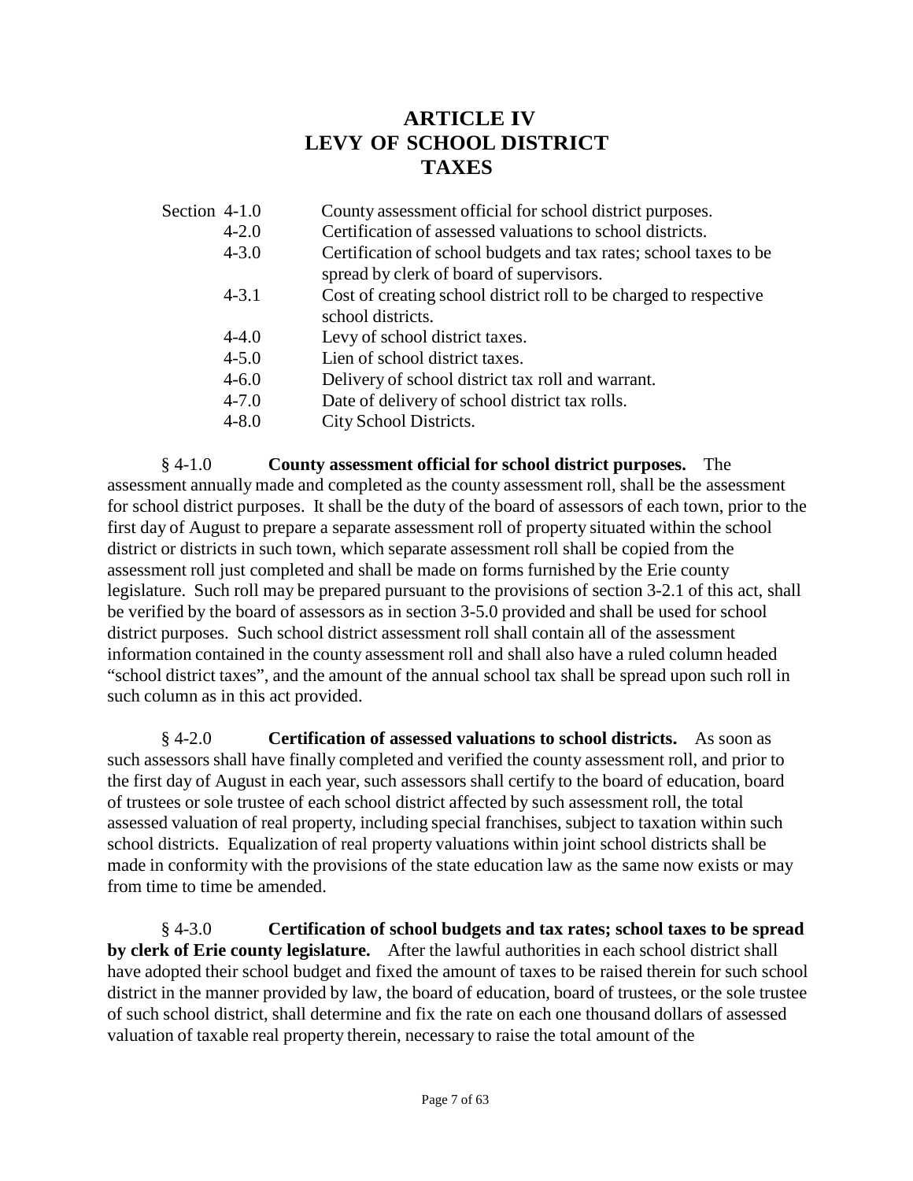# ARTICLE IV
# LEVY OF SCHOOL DISTRICT TAXES

| Section | |
|---|---|
| 4-1.0 | County assessment official for school district purposes. |
| 4-2.0 | Certification of assessed valuations to school districts. |
| 4-3.0 | Certification of school budgets and tax rates; school taxes to be spread by clerk of board of supervisors. |
| 4-3.1 | Cost of creating school district roll to be charged to respective school districts. |
| 4-4.0 | Levy of school district taxes. |
| 4-5.0 | Lien of school district taxes. |
| 4-6.0 | Delivery of school district tax roll and warrant. |
| 4-7.0 | Date of delivery of school district tax rolls. |
| 4-8.0 | City School Districts. |

§ 4-1.0 **County assessment official for school district purposes.** The assessment annually made and completed as the county assessment roll, shall be the assessment for school district purposes. It shall be the duty of the board of assessors of each town, prior to the first day of August to prepare a separate assessment roll of property situated within the school district or districts in such town, which separate assessment roll shall be copied from the assessment roll just completed and shall be made on forms furnished by the Erie county legislature. Such roll may be prepared pursuant to the provisions of section 3-2.1 of this act, shall be verified by the board of assessors as in section 3-5.0 provided and shall be used for school district purposes. Such school district assessment roll shall contain all of the assessment information contained in the county assessment roll and shall also have a ruled column headed "school district taxes", and the amount of the annual school tax shall be spread upon such roll in such column as in this act provided.

§ 4-2.0 **Certification of assessed valuations to school districts.** As soon as such assessors shall have finally completed and verified the county assessment roll, and prior to the first day of August in each year, such assessors shall certify to the board of education, board of trustees or sole trustee of each school district affected by such assessment roll, the total assessed valuation of real property, including special franchises, subject to taxation within such school districts. Equalization of real property valuations within joint school districts shall be made in conformity with the provisions of the state education law as the same now exists or may from time to time be amended.

§ 4-3.0 **Certification of school budgets and tax rates; school taxes to be spread by clerk of Erie county legislature.** After the lawful authorities in each school district shall have adopted their school budget and fixed the amount of taxes to be raised therein for such school district in the manner provided by law, the board of education, board of trustees, or the sole trustee of such school district, shall determine and fix the rate on each one thousand dollars of assessed valuation of taxable real property therein, necessary to raise the total amount of the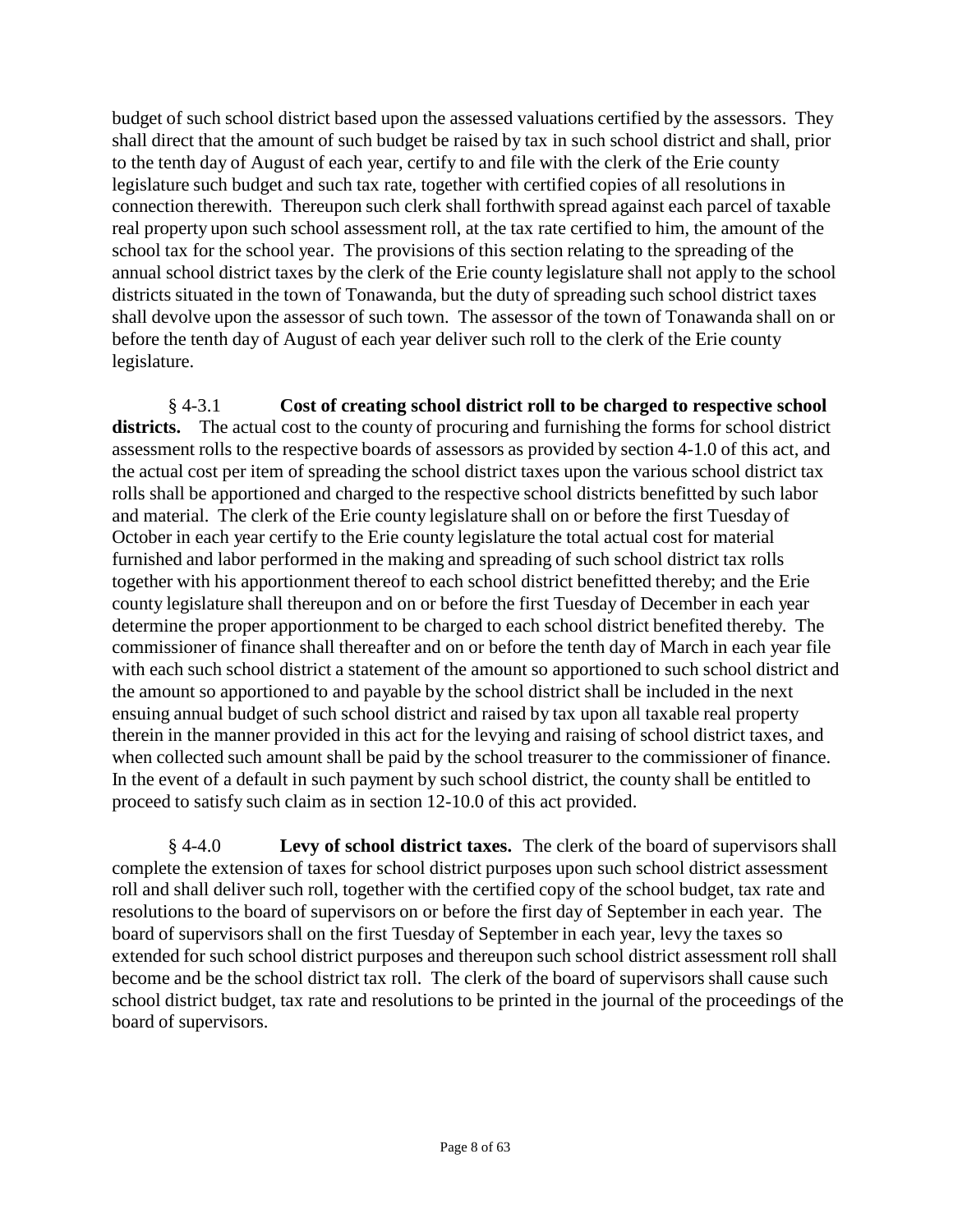budget of such school district based upon the assessed valuations certified by the assessors. They shall direct that the amount of such budget be raised by tax in such school district and shall, prior to the tenth day of August of each year, certify to and file with the clerk of the Erie county legislature such budget and such tax rate, together with certified copies of all resolutions in connection therewith. Thereupon such clerk shall forthwith spread against each parcel of taxable real property upon such school assessment roll, at the tax rate certified to him, the amount of the school tax for the school year. The provisions of this section relating to the spreading of the annual school district taxes by the clerk of the Erie county legislature shall not apply to the school districts situated in the town of Tonawanda, but the duty of spreading such school district taxes shall devolve upon the assessor of such town. The assessor of the town of Tonawanda shall on or before the tenth day of August of each year deliver such roll to the clerk of the Erie county legislature.

§ 4-3.1 **Cost of creating school district roll to be charged to respective school districts.** The actual cost to the county of procuring and furnishing the forms for school district assessment rolls to the respective boards of assessors as provided by section 4-1.0 of this act, and the actual cost per item of spreading the school district taxes upon the various school district tax rolls shall be apportioned and charged to the respective school districts benefitted by such labor and material. The clerk of the Erie county legislature shall on or before the first Tuesday of October in each year certify to the Erie county legislature the total actual cost for material furnished and labor performed in the making and spreading of such school district tax rolls together with his apportionment thereof to each school district benefitted thereby; and the Erie county legislature shall thereupon and on or before the first Tuesday of December in each year determine the proper apportionment to be charged to each school district benefited thereby. The commissioner of finance shall thereafter and on or before the tenth day of March in each year file with each such school district a statement of the amount so apportioned to such school district and the amount so apportioned to and payable by the school district shall be included in the next ensuing annual budget of such school district and raised by tax upon all taxable real property therein in the manner provided in this act for the levying and raising of school district taxes, and when collected such amount shall be paid by the school treasurer to the commissioner of finance. In the event of a default in such payment by such school district, the county shall be entitled to proceed to satisfy such claim as in section 12-10.0 of this act provided.

§ 4-4.0 **Levy of school district taxes.** The clerk of the board of supervisors shall complete the extension of taxes for school district purposes upon such school district assessment roll and shall deliver such roll, together with the certified copy of the school budget, tax rate and resolutions to the board of supervisors on or before the first day of September in each year. The board of supervisors shall on the first Tuesday of September in each year, levy the taxes so extended for such school district purposes and thereupon such school district assessment roll shall become and be the school district tax roll. The clerk of the board of supervisors shall cause such school district budget, tax rate and resolutions to be printed in the journal of the proceedings of the board of supervisors.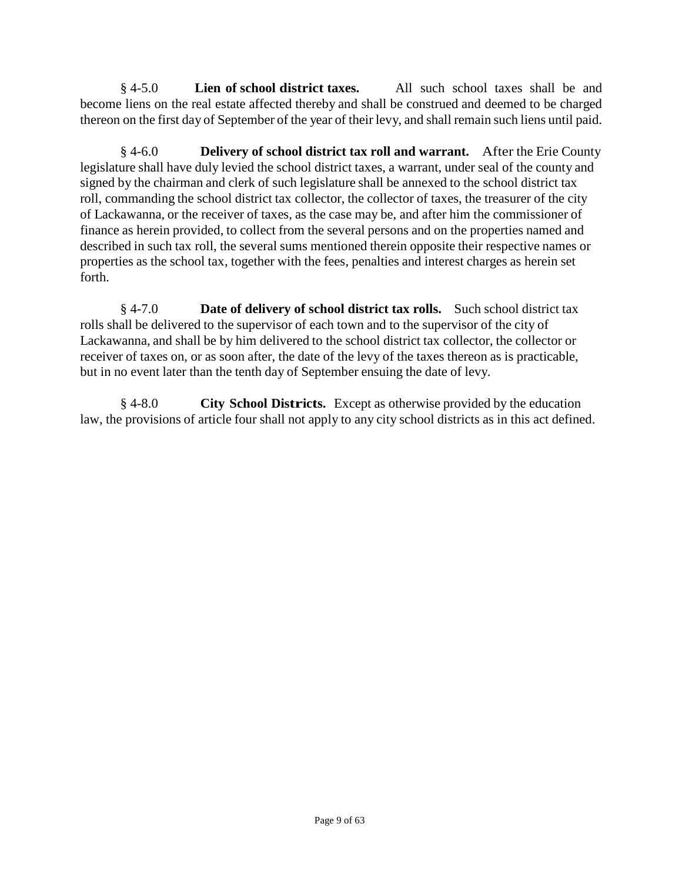§ 4-5.0 **Lien of school district taxes.** All such school taxes shall be and become liens on the real estate affected thereby and shall be construed and deemed to be charged thereon on the first day of September of the year of their levy, and shall remain such liens until paid.

§ 4-6.0 **Delivery of school district tax roll and warrant.** After the Erie County legislature shall have duly levied the school district taxes, a warrant, under seal of the county and signed by the chairman and clerk of such legislature shall be annexed to the school district tax roll, commanding the school district tax collector, the collector of taxes, the treasurer of the city of Lackawanna, or the receiver of taxes, as the case may be, and after him the commissioner of finance as herein provided, to collect from the several persons and on the properties named and described in such tax roll, the several sums mentioned therein opposite their respective names or properties as the school tax, together with the fees, penalties and interest charges as herein set forth.

§ 4-7.0 **Date of delivery of school district tax rolls.** Such school district tax rolls shall be delivered to the supervisor of each town and to the supervisor of the city of Lackawanna, and shall be by him delivered to the school district tax collector, the collector or receiver of taxes on, or as soon after, the date of the levy of the taxes thereon as is practicable, but in no event later than the tenth day of September ensuing the date of levy.

§ 4-8.0 **City School Districts.** Except as otherwise provided by the education law, the provisions of article four shall not apply to any city school districts as in this act defined.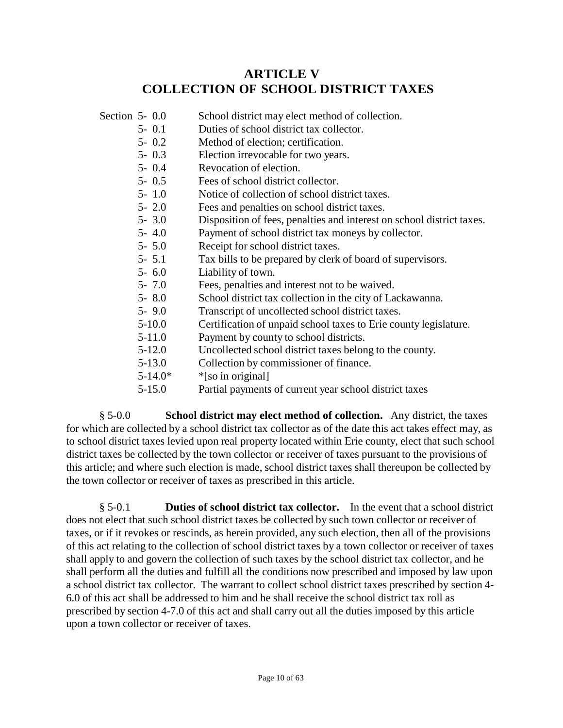# ARTICLE V
# COLLECTION OF SCHOOL DISTRICT TAXES

| Section | |
|---|---|
| 5- 0.0 | School district may elect method of collection. |
| 5- 0.1 | Duties of school district tax collector. |
| 5- 0.2 | Method of election; certification. |
| 5- 0.3 | Election irrevocable for two years. |
| 5- 0.4 | Revocation of election. |
| 5- 0.5 | Fees of school district collector. |
| 5- 1.0 | Notice of collection of school district taxes. |
| 5- 2.0 | Fees and penalties on school district taxes. |
| 5- 3.0 | Disposition of fees, penalties and interest on school district taxes. |
| 5- 4.0 | Payment of school district tax moneys by collector. |
| 5- 5.0 | Receipt for school district taxes. |
| 5- 5.1 | Tax bills to be prepared by clerk of board of supervisors. |
| 5- 6.0 | Liability of town. |
| 5- 7.0 | Fees, penalties and interest not to be waived. |
| 5- 8.0 | School district tax collection in the city of Lackawanna. |
| 5- 9.0 | Transcript of uncollected school district taxes. |
| 5-10.0 | Certification of unpaid school taxes to Erie county legislature. |
| 5-11.0 | Payment by county to school districts. |
| 5-12.0 | Uncollected school district taxes belong to the county. |
| 5-13.0 | Collection by commissioner of finance. |
| 5-14.0* | *[so in original] |
| 5-15.0 | Partial payments of current year school district taxes |

§ 5-0.0 **School district may elect method of collection.** Any district, the taxes for which are collected by a school district tax collector as of the date this act takes effect may, as to school district taxes levied upon real property located within Erie county, elect that such school district taxes be collected by the town collector or receiver of taxes pursuant to the provisions of this article; and where such election is made, school district taxes shall thereupon be collected by the town collector or receiver of taxes as prescribed in this article.

§ 5-0.1 **Duties of school district tax collector.** In the event that a school district does not elect that such school district taxes be collected by such town collector or receiver of taxes, or if it revokes or rescinds, as herein provided, any such election, then all of the provisions of this act relating to the collection of school district taxes by a town collector or receiver of taxes shall apply to and govern the collection of such taxes by the school district tax collector, and he shall perform all the duties and fulfill all the conditions now prescribed and imposed by law upon a school district tax collector. The warrant to collect school district taxes prescribed by section 4-6.0 of this act shall be addressed to him and he shall receive the school district tax roll as prescribed by section 4-7.0 of this act and shall carry out all the duties imposed by this article upon a town collector or receiver of taxes.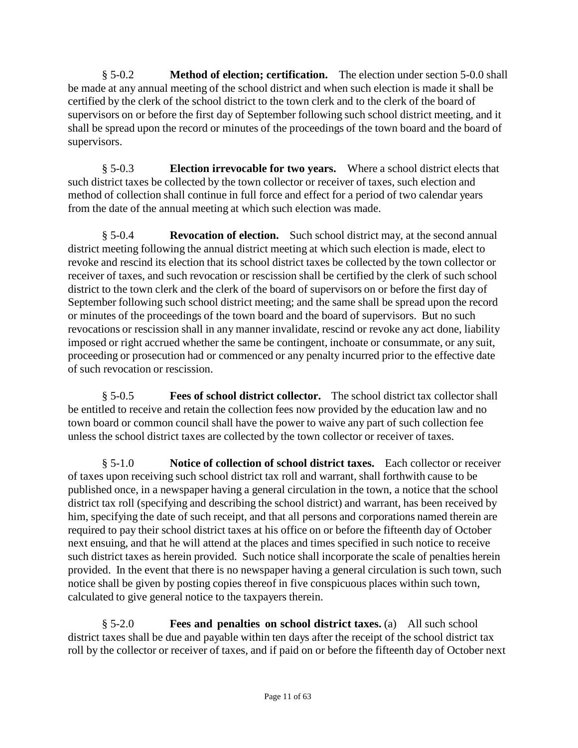§ 5-0.2 **Method of election; certification.** The election under section 5-0.0 shall be made at any annual meeting of the school district and when such election is made it shall be certified by the clerk of the school district to the town clerk and to the clerk of the board of supervisors on or before the first day of September following such school district meeting, and it shall be spread upon the record or minutes of the proceedings of the town board and the board of supervisors.

§ 5-0.3 **Election irrevocable for two years.** Where a school district elects that such district taxes be collected by the town collector or receiver of taxes, such election and method of collection shall continue in full force and effect for a period of two calendar years from the date of the annual meeting at which such election was made.

§ 5-0.4 **Revocation of election.** Such school district may, at the second annual district meeting following the annual district meeting at which such election is made, elect to revoke and rescind its election that its school district taxes be collected by the town collector or receiver of taxes, and such revocation or rescission shall be certified by the clerk of such school district to the town clerk and the clerk of the board of supervisors on or before the first day of September following such school district meeting; and the same shall be spread upon the record or minutes of the proceedings of the town board and the board of supervisors. But no such revocations or rescission shall in any manner invalidate, rescind or revoke any act done, liability imposed or right accrued whether the same be contingent, inchoate or consummate, or any suit, proceeding or prosecution had or commenced or any penalty incurred prior to the effective date of such revocation or rescission.

§ 5-0.5 **Fees of school district collector.** The school district tax collector shall be entitled to receive and retain the collection fees now provided by the education law and no town board or common council shall have the power to waive any part of such collection fee unless the school district taxes are collected by the town collector or receiver of taxes.

§ 5-1.0 **Notice of collection of school district taxes.** Each collector or receiver of taxes upon receiving such school district tax roll and warrant, shall forthwith cause to be published once, in a newspaper having a general circulation in the town, a notice that the school district tax roll (specifying and describing the school district) and warrant, has been received by him, specifying the date of such receipt, and that all persons and corporations named therein are required to pay their school district taxes at his office on or before the fifteenth day of October next ensuing, and that he will attend at the places and times specified in such notice to receive such district taxes as herein provided. Such notice shall incorporate the scale of penalties herein provided. In the event that there is no newspaper having a general circulation is such town, such notice shall be given by posting copies thereof in five conspicuous places within such town, calculated to give general notice to the taxpayers therein.

§ 5-2.0 **Fees and penalties on school district taxes.** (a) All such school district taxes shall be due and payable within ten days after the receipt of the school district tax roll by the collector or receiver of taxes, and if paid on or before the fifteenth day of October next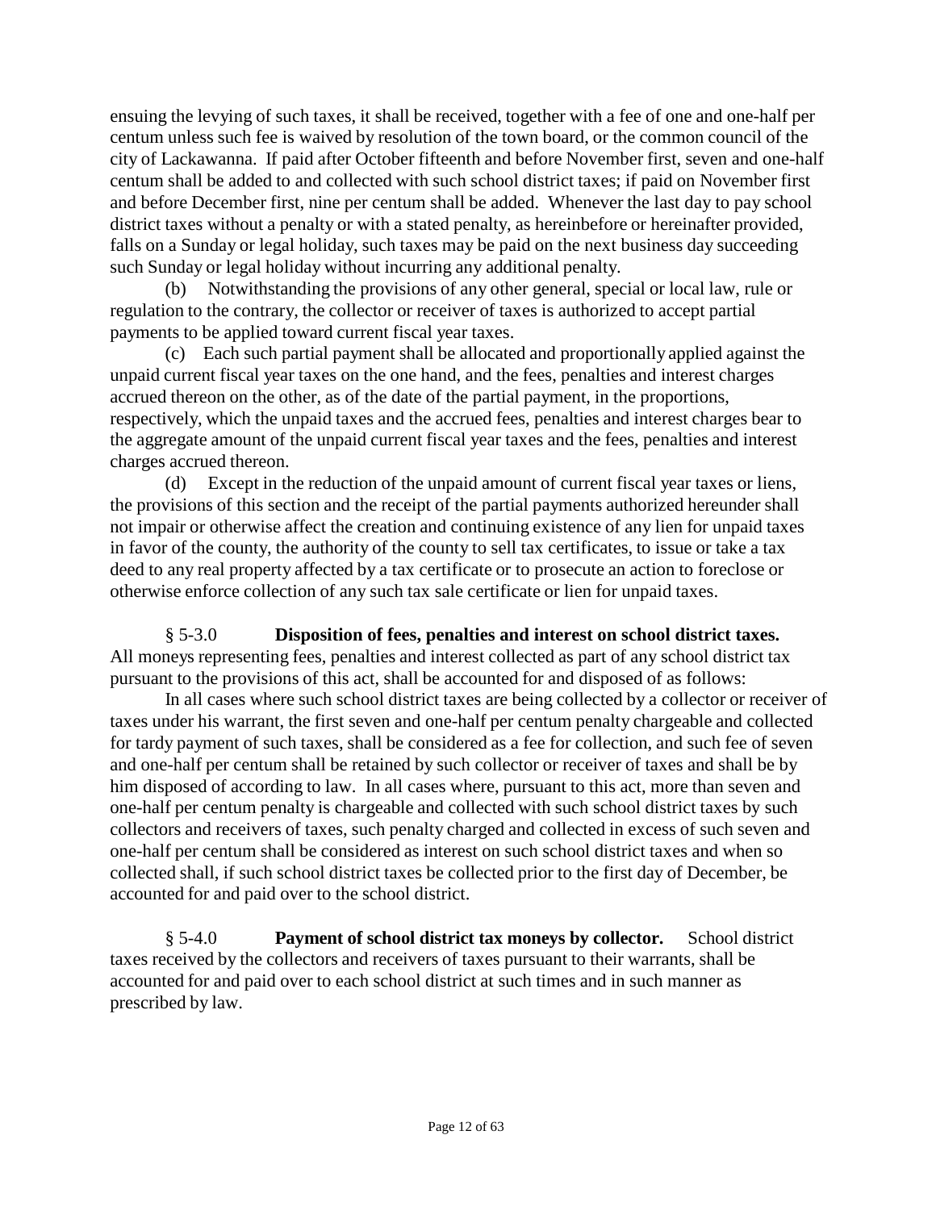ensuing the levying of such taxes, it shall be received, together with a fee of one and one-half per centum unless such fee is waived by resolution of the town board, or the common council of the city of Lackawanna. If paid after October fifteenth and before November first, seven and one-half centum shall be added to and collected with such school district taxes; if paid on November first and before December first, nine per centum shall be added. Whenever the last day to pay school district taxes without a penalty or with a stated penalty, as hereinbefore or hereinafter provided, falls on a Sunday or legal holiday, such taxes may be paid on the next business day succeeding such Sunday or legal holiday without incurring any additional penalty.

(b) Notwithstanding the provisions of any other general, special or local law, rule or regulation to the contrary, the collector or receiver of taxes is authorized to accept partial payments to be applied toward current fiscal year taxes.

(c) Each such partial payment shall be allocated and proportionally applied against the unpaid current fiscal year taxes on the one hand, and the fees, penalties and interest charges accrued thereon on the other, as of the date of the partial payment, in the proportions, respectively, which the unpaid taxes and the accrued fees, penalties and interest charges bear to the aggregate amount of the unpaid current fiscal year taxes and the fees, penalties and interest charges accrued thereon.

(d) Except in the reduction of the unpaid amount of current fiscal year taxes or liens, the provisions of this section and the receipt of the partial payments authorized hereunder shall not impair or otherwise affect the creation and continuing existence of any lien for unpaid taxes in favor of the county, the authority of the county to sell tax certificates, to issue or take a tax deed to any real property affected by a tax certificate or to prosecute an action to foreclose or otherwise enforce collection of any such tax sale certificate or lien for unpaid taxes.

§ 5-3.0 **Disposition of fees, penalties and interest on school district taxes.** All moneys representing fees, penalties and interest collected as part of any school district tax pursuant to the provisions of this act, shall be accounted for and disposed of as follows:

In all cases where such school district taxes are being collected by a collector or receiver of taxes under his warrant, the first seven and one-half per centum penalty chargeable and collected for tardy payment of such taxes, shall be considered as a fee for collection, and such fee of seven and one-half per centum shall be retained by such collector or receiver of taxes and shall be by him disposed of according to law. In all cases where, pursuant to this act, more than seven and one-half per centum penalty is chargeable and collected with such school district taxes by such collectors and receivers of taxes, such penalty charged and collected in excess of such seven and one-half per centum shall be considered as interest on such school district taxes and when so collected shall, if such school district taxes be collected prior to the first day of December, be accounted for and paid over to the school district.

§ 5-4.0 **Payment of school district tax moneys by collector.** School district taxes received by the collectors and receivers of taxes pursuant to their warrants, shall be accounted for and paid over to each school district at such times and in such manner as prescribed by law.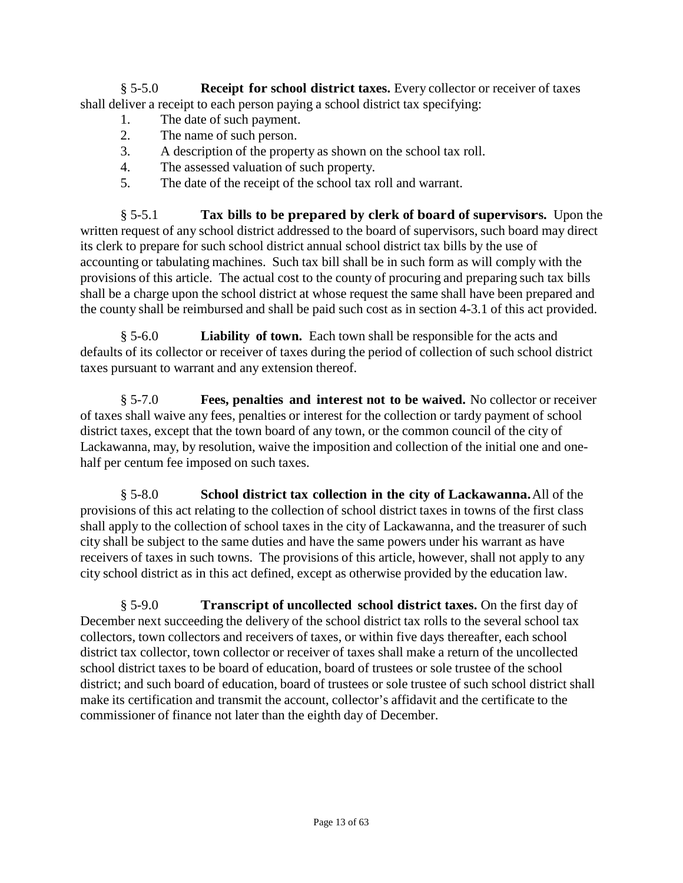§ 5-5.0 **Receipt for school district taxes.** Every collector or receiver of taxes shall deliver a receipt to each person paying a school district tax specifying:

1. The date of such payment.
2. The name of such person.
3. A description of the property as shown on the school tax roll.
4. The assessed valuation of such property.
5. The date of the receipt of the school tax roll and warrant.

§ 5-5.1 **Tax bills to be prepared by clerk of board of supervisors.** Upon the written request of any school district addressed to the board of supervisors, such board may direct its clerk to prepare for such school district annual school district tax bills by the use of accounting or tabulating machines. Such tax bill shall be in such form as will comply with the provisions of this article. The actual cost to the county of procuring and preparing such tax bills shall be a charge upon the school district at whose request the same shall have been prepared and the county shall be reimbursed and shall be paid such cost as in section 4-3.1 of this act provided.

§ 5-6.0 **Liability of town.** Each town shall be responsible for the acts and defaults of its collector or receiver of taxes during the period of collection of such school district taxes pursuant to warrant and any extension thereof.

§ 5-7.0 **Fees, penalties and interest not to be waived.** No collector or receiver of taxes shall waive any fees, penalties or interest for the collection or tardy payment of school district taxes, except that the town board of any town, or the common council of the city of Lackawanna, may, by resolution, waive the imposition and collection of the initial one and one-half per centum fee imposed on such taxes.

§ 5-8.0 **School district tax collection in the city of Lackawanna.** All of the provisions of this act relating to the collection of school district taxes in towns of the first class shall apply to the collection of school taxes in the city of Lackawanna, and the treasurer of such city shall be subject to the same duties and have the same powers under his warrant as have receivers of taxes in such towns. The provisions of this article, however, shall not apply to any city school district as in this act defined, except as otherwise provided by the education law.

§ 5-9.0 **Transcript of uncollected school district taxes.** On the first day of December next succeeding the delivery of the school district tax rolls to the several school tax collectors, town collectors and receivers of taxes, or within five days thereafter, each school district tax collector, town collector or receiver of taxes shall make a return of the uncollected school district taxes to be board of education, board of trustees or sole trustee of the school district; and such board of education, board of trustees or sole trustee of such school district shall make its certification and transmit the account, collector's affidavit and the certificate to the commissioner of finance not later than the eighth day of December.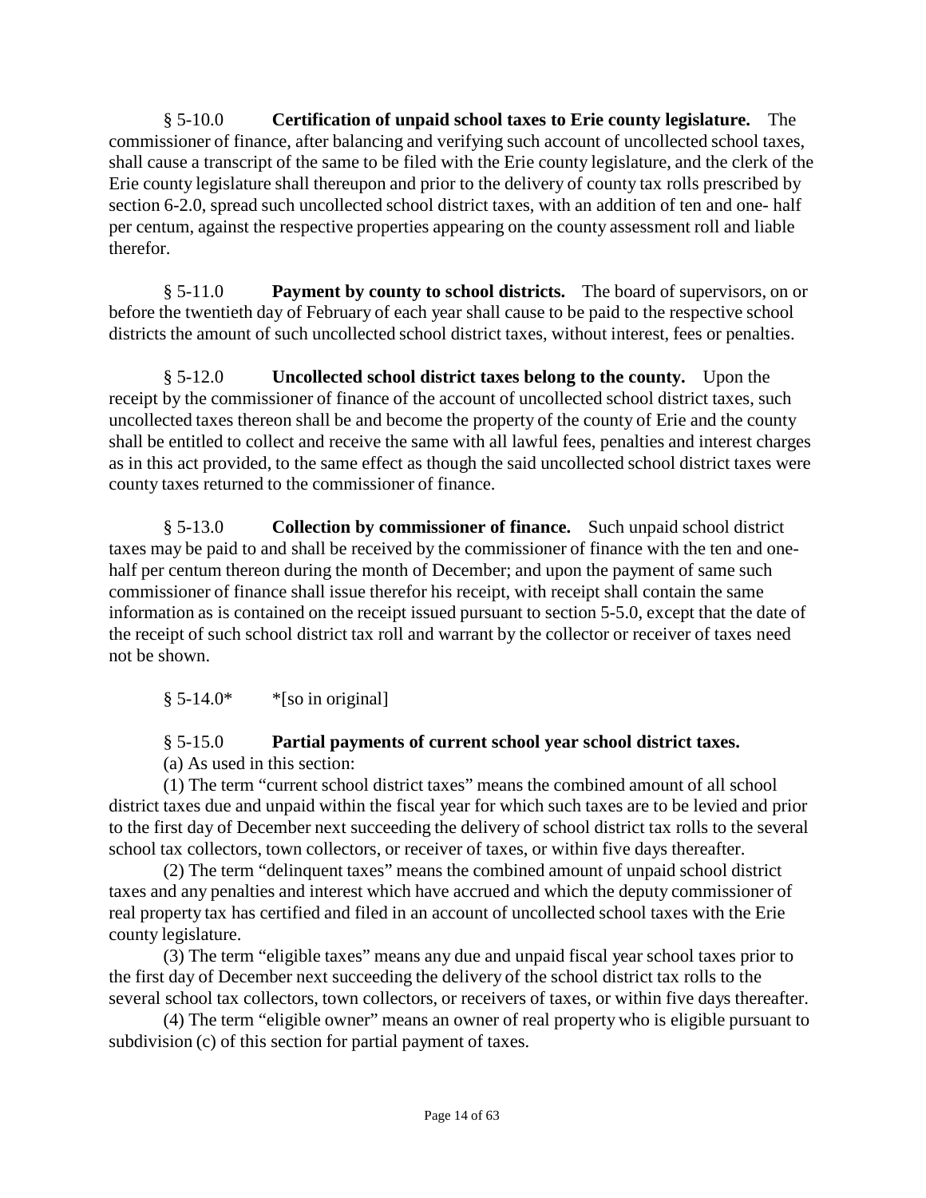§ 5-10.0 **Certification of unpaid school taxes to Erie county legislature.** The commissioner of finance, after balancing and verifying such account of uncollected school taxes, shall cause a transcript of the same to be filed with the Erie county legislature, and the clerk of the Erie county legislature shall thereupon and prior to the delivery of county tax rolls prescribed by section 6-2.0, spread such uncollected school district taxes, with an addition of ten and one- half per centum, against the respective properties appearing on the county assessment roll and liable therefor.

§ 5-11.0 **Payment by county to school districts.** The board of supervisors, on or before the twentieth day of February of each year shall cause to be paid to the respective school districts the amount of such uncollected school district taxes, without interest, fees or penalties.

§ 5-12.0 **Uncollected school district taxes belong to the county.** Upon the receipt by the commissioner of finance of the account of uncollected school district taxes, such uncollected taxes thereon shall be and become the property of the county of Erie and the county shall be entitled to collect and receive the same with all lawful fees, penalties and interest charges as in this act provided, to the same effect as though the said uncollected school district taxes were county taxes returned to the commissioner of finance.

§ 5-13.0 **Collection by commissioner of finance.** Such unpaid school district taxes may be paid to and shall be received by the commissioner of finance with the ten and one-half per centum thereon during the month of December; and upon the payment of same such commissioner of finance shall issue therefor his receipt, with receipt shall contain the same information as is contained on the receipt issued pursuant to section 5-5.0, except that the date of the receipt of such school district tax roll and warrant by the collector or receiver of taxes need not be shown.

§ 5-14.0* *[so in original]

§ 5-15.0 **Partial payments of current school year school district taxes.**

(a) As used in this section:

(1) The term "current school district taxes" means the combined amount of all school district taxes due and unpaid within the fiscal year for which such taxes are to be levied and prior to the first day of December next succeeding the delivery of school district tax rolls to the several school tax collectors, town collectors, or receiver of taxes, or within five days thereafter.

(2) The term "delinquent taxes" means the combined amount of unpaid school district taxes and any penalties and interest which have accrued and which the deputy commissioner of real property tax has certified and filed in an account of uncollected school taxes with the Erie county legislature.

(3) The term "eligible taxes" means any due and unpaid fiscal year school taxes prior to the first day of December next succeeding the delivery of the school district tax rolls to the several school tax collectors, town collectors, or receivers of taxes, or within five days thereafter.

(4) The term "eligible owner" means an owner of real property who is eligible pursuant to subdivision (c) of this section for partial payment of taxes.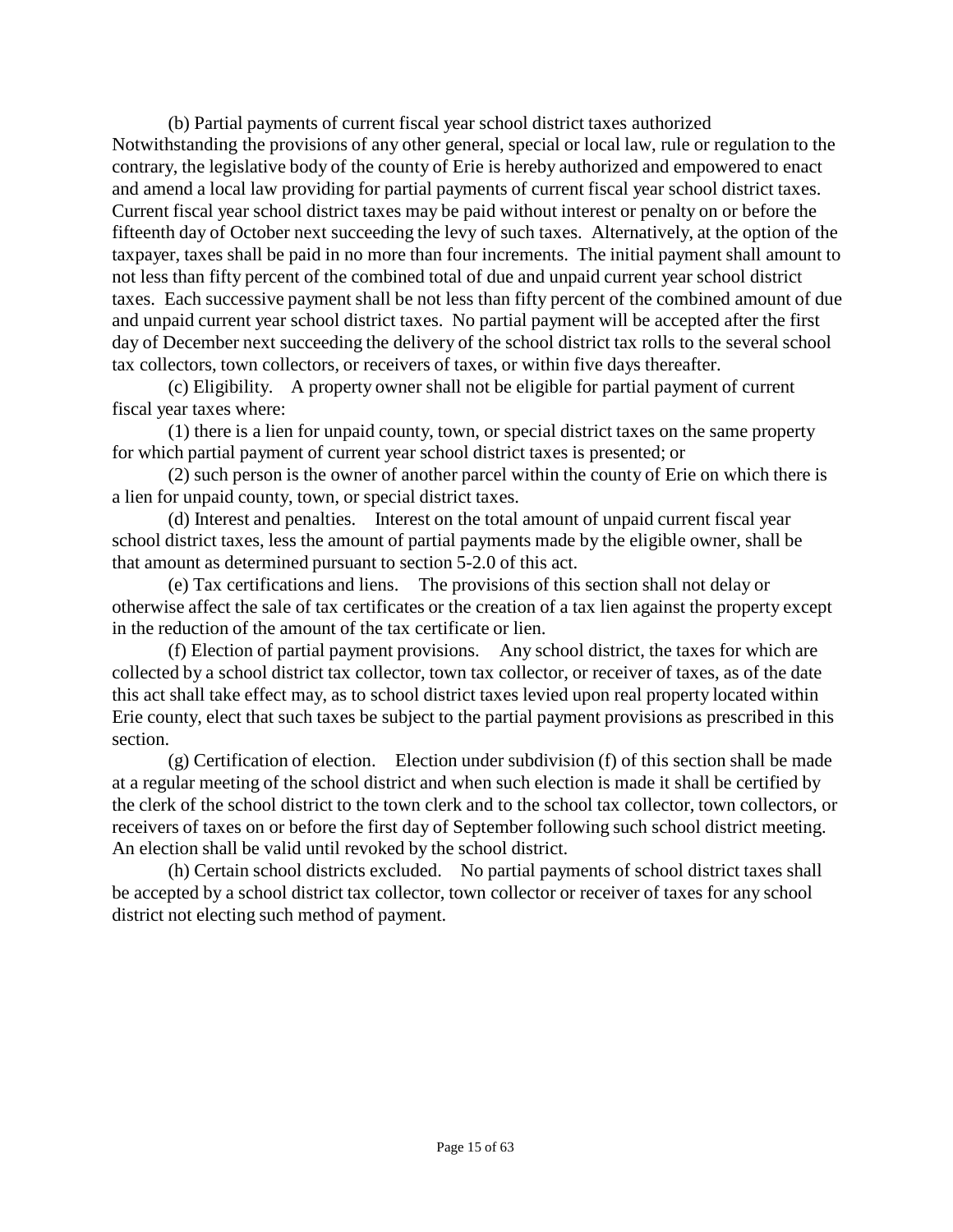(b) Partial payments of current fiscal year school district taxes authorized Notwithstanding the provisions of any other general, special or local law, rule or regulation to the contrary, the legislative body of the county of Erie is hereby authorized and empowered to enact and amend a local law providing for partial payments of current fiscal year school district taxes. Current fiscal year school district taxes may be paid without interest or penalty on or before the fifteenth day of October next succeeding the levy of such taxes. Alternatively, at the option of the taxpayer, taxes shall be paid in no more than four increments. The initial payment shall amount to not less than fifty percent of the combined total of due and unpaid current year school district taxes. Each successive payment shall be not less than fifty percent of the combined amount of due and unpaid current year school district taxes. No partial payment will be accepted after the first day of December next succeeding the delivery of the school district tax rolls to the several school tax collectors, town collectors, or receivers of taxes, or within five days thereafter.

(c) Eligibility. A property owner shall not be eligible for partial payment of current fiscal year taxes where:

(1) there is a lien for unpaid county, town, or special district taxes on the same property for which partial payment of current year school district taxes is presented; or

(2) such person is the owner of another parcel within the county of Erie on which there is a lien for unpaid county, town, or special district taxes.

(d) Interest and penalties. Interest on the total amount of unpaid current fiscal year school district taxes, less the amount of partial payments made by the eligible owner, shall be that amount as determined pursuant to section 5-2.0 of this act.

(e) Tax certifications and liens. The provisions of this section shall not delay or otherwise affect the sale of tax certificates or the creation of a tax lien against the property except in the reduction of the amount of the tax certificate or lien.

(f) Election of partial payment provisions. Any school district, the taxes for which are collected by a school district tax collector, town tax collector, or receiver of taxes, as of the date this act shall take effect may, as to school district taxes levied upon real property located within Erie county, elect that such taxes be subject to the partial payment provisions as prescribed in this section.

(g) Certification of election. Election under subdivision (f) of this section shall be made at a regular meeting of the school district and when such election is made it shall be certified by the clerk of the school district to the town clerk and to the school tax collector, town collectors, or receivers of taxes on or before the first day of September following such school district meeting. An election shall be valid until revoked by the school district.

(h) Certain school districts excluded. No partial payments of school district taxes shall be accepted by a school district tax collector, town collector or receiver of taxes for any school district not electing such method of payment.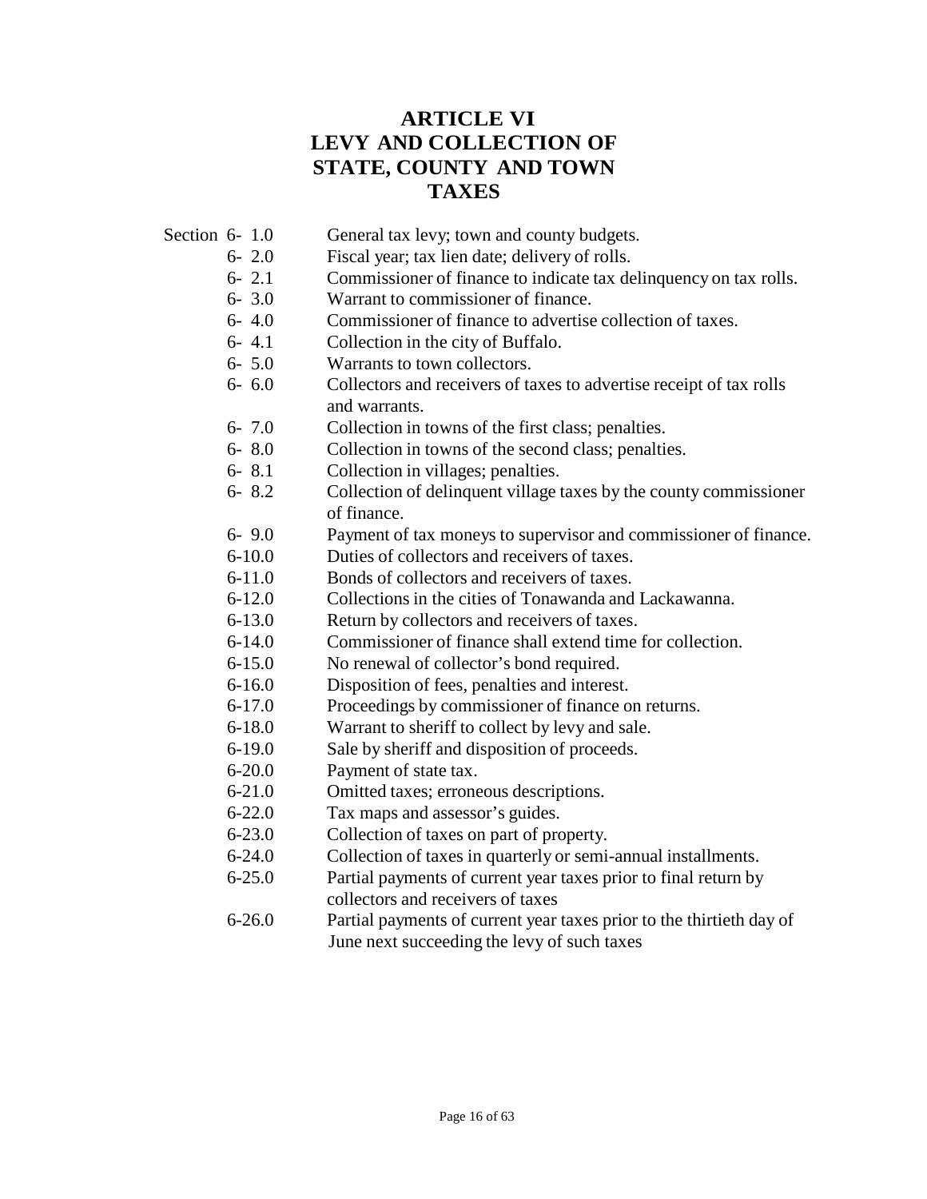# ARTICLE VI
# LEVY AND COLLECTION OF STATE, COUNTY AND TOWN TAXES

| Section | |
|---|---|
| 6- 1.0 | General tax levy; town and county budgets. |
| 6- 2.0 | Fiscal year; tax lien date; delivery of rolls. |
| 6- 2.1 | Commissioner of finance to indicate tax delinquency on tax rolls. |
| 6- 3.0 | Warrant to commissioner of finance. |
| 6- 4.0 | Commissioner of finance to advertise collection of taxes. |
| 6- 4.1 | Collection in the city of Buffalo. |
| 6- 5.0 | Warrants to town collectors. |
| 6- 6.0 | Collectors and receivers of taxes to advertise receipt of tax rolls and warrants. |
| 6- 7.0 | Collection in towns of the first class; penalties. |
| 6- 8.0 | Collection in towns of the second class; penalties. |
| 6- 8.1 | Collection in villages; penalties. |
| 6- 8.2 | Collection of delinquent village taxes by the county commissioner of finance. |
| 6- 9.0 | Payment of tax moneys to supervisor and commissioner of finance. |
| 6-10.0 | Duties of collectors and receivers of taxes. |
| 6-11.0 | Bonds of collectors and receivers of taxes. |
| 6-12.0 | Collections in the cities of Tonawanda and Lackawanna. |
| 6-13.0 | Return by collectors and receivers of taxes. |
| 6-14.0 | Commissioner of finance shall extend time for collection. |
| 6-15.0 | No renewal of collector's bond required. |
| 6-16.0 | Disposition of fees, penalties and interest. |
| 6-17.0 | Proceedings by commissioner of finance on returns. |
| 6-18.0 | Warrant to sheriff to collect by levy and sale. |
| 6-19.0 | Sale by sheriff and disposition of proceeds. |
| 6-20.0 | Payment of state tax. |
| 6-21.0 | Omitted taxes; erroneous descriptions. |
| 6-22.0 | Tax maps and assessor's guides. |
| 6-23.0 | Collection of taxes on part of property. |
| 6-24.0 | Collection of taxes in quarterly or semi-annual installments. |
| 6-25.0 | Partial payments of current year taxes prior to final return by collectors and receivers of taxes |
| 6-26.0 | Partial payments of current year taxes prior to the thirtieth day of June next succeeding the levy of such taxes |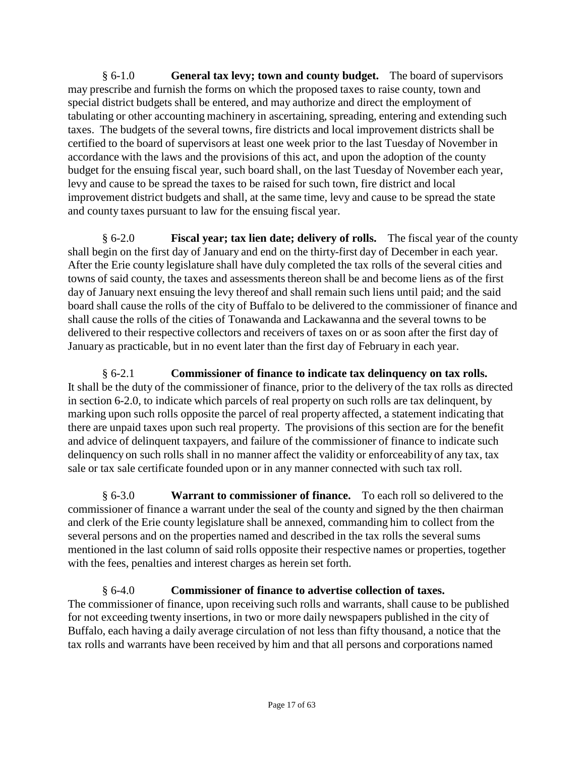§ 6-1.0 **General tax levy; town and county budget.** The board of supervisors may prescribe and furnish the forms on which the proposed taxes to raise county, town and special district budgets shall be entered, and may authorize and direct the employment of tabulating or other accounting machinery in ascertaining, spreading, entering and extending such taxes. The budgets of the several towns, fire districts and local improvement districts shall be certified to the board of supervisors at least one week prior to the last Tuesday of November in accordance with the laws and the provisions of this act, and upon the adoption of the county budget for the ensuing fiscal year, such board shall, on the last Tuesday of November each year, levy and cause to be spread the taxes to be raised for such town, fire district and local improvement district budgets and shall, at the same time, levy and cause to be spread the state and county taxes pursuant to law for the ensuing fiscal year.

§ 6-2.0 **Fiscal year; tax lien date; delivery of rolls.** The fiscal year of the county shall begin on the first day of January and end on the thirty-first day of December in each year. After the Erie county legislature shall have duly completed the tax rolls of the several cities and towns of said county, the taxes and assessments thereon shall be and become liens as of the first day of January next ensuing the levy thereof and shall remain such liens until paid; and the said board shall cause the rolls of the city of Buffalo to be delivered to the commissioner of finance and shall cause the rolls of the cities of Tonawanda and Lackawanna and the several towns to be delivered to their respective collectors and receivers of taxes on or as soon after the first day of January as practicable, but in no event later than the first day of February in each year.

§ 6-2.1 **Commissioner of finance to indicate tax delinquency on tax rolls.** It shall be the duty of the commissioner of finance, prior to the delivery of the tax rolls as directed in section 6-2.0, to indicate which parcels of real property on such rolls are tax delinquent, by marking upon such rolls opposite the parcel of real property affected, a statement indicating that there are unpaid taxes upon such real property. The provisions of this section are for the benefit and advice of delinquent taxpayers, and failure of the commissioner of finance to indicate such delinquency on such rolls shall in no manner affect the validity or enforceability of any tax, tax sale or tax sale certificate founded upon or in any manner connected with such tax roll.

§ 6-3.0 **Warrant to commissioner of finance.** To each roll so delivered to the commissioner of finance a warrant under the seal of the county and signed by the then chairman and clerk of the Erie county legislature shall be annexed, commanding him to collect from the several persons and on the properties named and described in the tax rolls the several sums mentioned in the last column of said rolls opposite their respective names or properties, together with the fees, penalties and interest charges as herein set forth.

§ 6-4.0 **Commissioner of finance to advertise collection of taxes.** The commissioner of finance, upon receiving such rolls and warrants, shall cause to be published for not exceeding twenty insertions, in two or more daily newspapers published in the city of Buffalo, each having a daily average circulation of not less than fifty thousand, a notice that the tax rolls and warrants have been received by him and that all persons and corporations named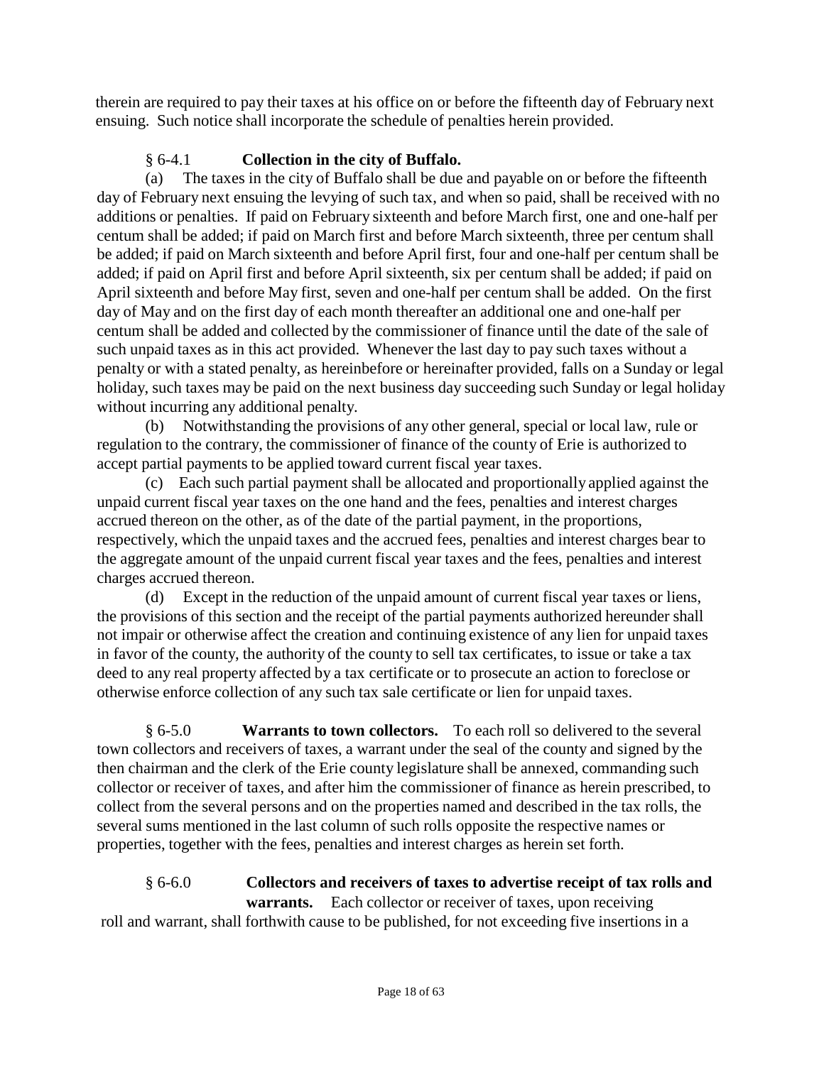therein are required to pay their taxes at his office on or before the fifteenth day of February next ensuing. Such notice shall incorporate the schedule of penalties herein provided.

§ 6-4.1 **Collection in the city of Buffalo.**

(a) The taxes in the city of Buffalo shall be due and payable on or before the fifteenth day of February next ensuing the levying of such tax, and when so paid, shall be received with no additions or penalties. If paid on February sixteenth and before March first, one and one-half per centum shall be added; if paid on March first and before March sixteenth, three per centum shall be added; if paid on March sixteenth and before April first, four and one-half per centum shall be added; if paid on April first and before April sixteenth, six per centum shall be added; if paid on April sixteenth and before May first, seven and one-half per centum shall be added. On the first day of May and on the first day of each month thereafter an additional one and one-half per centum shall be added and collected by the commissioner of finance until the date of the sale of such unpaid taxes as in this act provided. Whenever the last day to pay such taxes without a penalty or with a stated penalty, as hereinbefore or hereinafter provided, falls on a Sunday or legal holiday, such taxes may be paid on the next business day succeeding such Sunday or legal holiday without incurring any additional penalty.

(b) Notwithstanding the provisions of any other general, special or local law, rule or regulation to the contrary, the commissioner of finance of the county of Erie is authorized to accept partial payments to be applied toward current fiscal year taxes.

(c) Each such partial payment shall be allocated and proportionally applied against the unpaid current fiscal year taxes on the one hand and the fees, penalties and interest charges accrued thereon on the other, as of the date of the partial payment, in the proportions, respectively, which the unpaid taxes and the accrued fees, penalties and interest charges bear to the aggregate amount of the unpaid current fiscal year taxes and the fees, penalties and interest charges accrued thereon.

(d) Except in the reduction of the unpaid amount of current fiscal year taxes or liens, the provisions of this section and the receipt of the partial payments authorized hereunder shall not impair or otherwise affect the creation and continuing existence of any lien for unpaid taxes in favor of the county, the authority of the county to sell tax certificates, to issue or take a tax deed to any real property affected by a tax certificate or to prosecute an action to foreclose or otherwise enforce collection of any such tax sale certificate or lien for unpaid taxes.

§ 6-5.0 **Warrants to town collectors.** To each roll so delivered to the several town collectors and receivers of taxes, a warrant under the seal of the county and signed by the then chairman and the clerk of the Erie county legislature shall be annexed, commanding such collector or receiver of taxes, and after him the commissioner of finance as herein prescribed, to collect from the several persons and on the properties named and described in the tax rolls, the several sums mentioned in the last column of such rolls opposite the respective names or properties, together with the fees, penalties and interest charges as herein set forth.

§ 6-6.0 **Collectors and receivers of taxes to advertise receipt of tax rolls and warrants.** Each collector or receiver of taxes, upon receiving roll and warrant, shall forthwith cause to be published, for not exceeding five insertions in a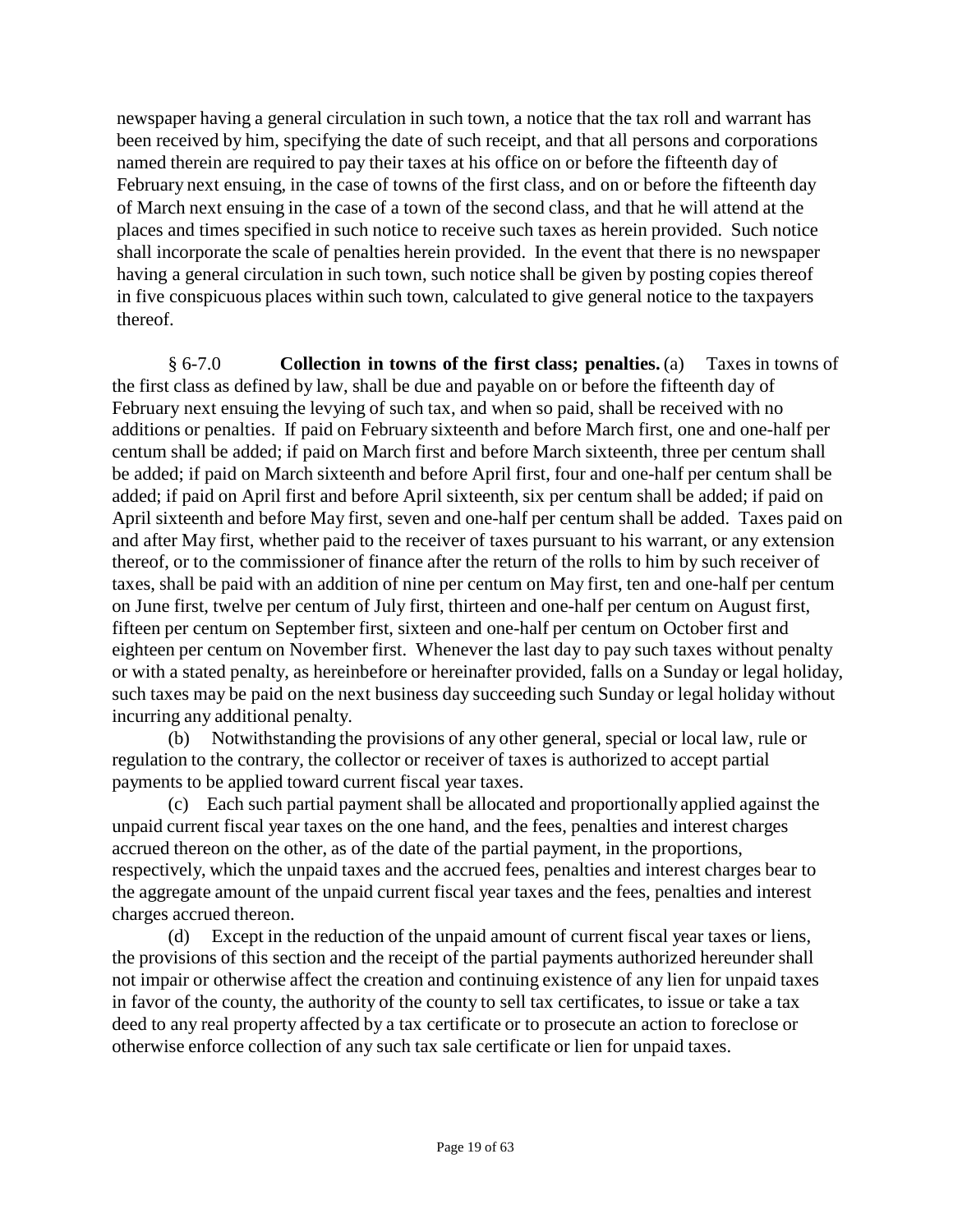newspaper having a general circulation in such town, a notice that the tax roll and warrant has been received by him, specifying the date of such receipt, and that all persons and corporations named therein are required to pay their taxes at his office on or before the fifteenth day of February next ensuing, in the case of towns of the first class, and on or before the fifteenth day of March next ensuing in the case of a town of the second class, and that he will attend at the places and times specified in such notice to receive such taxes as herein provided. Such notice shall incorporate the scale of penalties herein provided. In the event that there is no newspaper having a general circulation in such town, such notice shall be given by posting copies thereof in five conspicuous places within such town, calculated to give general notice to the taxpayers thereof.

§ 6-7.0 **Collection in towns of the first class; penalties.** (a) Taxes in towns of the first class as defined by law, shall be due and payable on or before the fifteenth day of February next ensuing the levying of such tax, and when so paid, shall be received with no additions or penalties. If paid on February sixteenth and before March first, one and one-half per centum shall be added; if paid on March first and before March sixteenth, three per centum shall be added; if paid on March sixteenth and before April first, four and one-half per centum shall be added; if paid on April first and before April sixteenth, six per centum shall be added; if paid on April sixteenth and before May first, seven and one-half per centum shall be added. Taxes paid on and after May first, whether paid to the receiver of taxes pursuant to his warrant, or any extension thereof, or to the commissioner of finance after the return of the rolls to him by such receiver of taxes, shall be paid with an addition of nine per centum on May first, ten and one-half per centum on June first, twelve per centum of July first, thirteen and one-half per centum on August first, fifteen per centum on September first, sixteen and one-half per centum on October first and eighteen per centum on November first. Whenever the last day to pay such taxes without penalty or with a stated penalty, as hereinbefore or hereinafter provided, falls on a Sunday or legal holiday, such taxes may be paid on the next business day succeeding such Sunday or legal holiday without incurring any additional penalty.

(b) Notwithstanding the provisions of any other general, special or local law, rule or regulation to the contrary, the collector or receiver of taxes is authorized to accept partial payments to be applied toward current fiscal year taxes.

(c) Each such partial payment shall be allocated and proportionally applied against the unpaid current fiscal year taxes on the one hand, and the fees, penalties and interest charges accrued thereon on the other, as of the date of the partial payment, in the proportions, respectively, which the unpaid taxes and the accrued fees, penalties and interest charges bear to the aggregate amount of the unpaid current fiscal year taxes and the fees, penalties and interest charges accrued thereon.

(d) Except in the reduction of the unpaid amount of current fiscal year taxes or liens, the provisions of this section and the receipt of the partial payments authorized hereunder shall not impair or otherwise affect the creation and continuing existence of any lien for unpaid taxes in favor of the county, the authority of the county to sell tax certificates, to issue or take a tax deed to any real property affected by a tax certificate or to prosecute an action to foreclose or otherwise enforce collection of any such tax sale certificate or lien for unpaid taxes.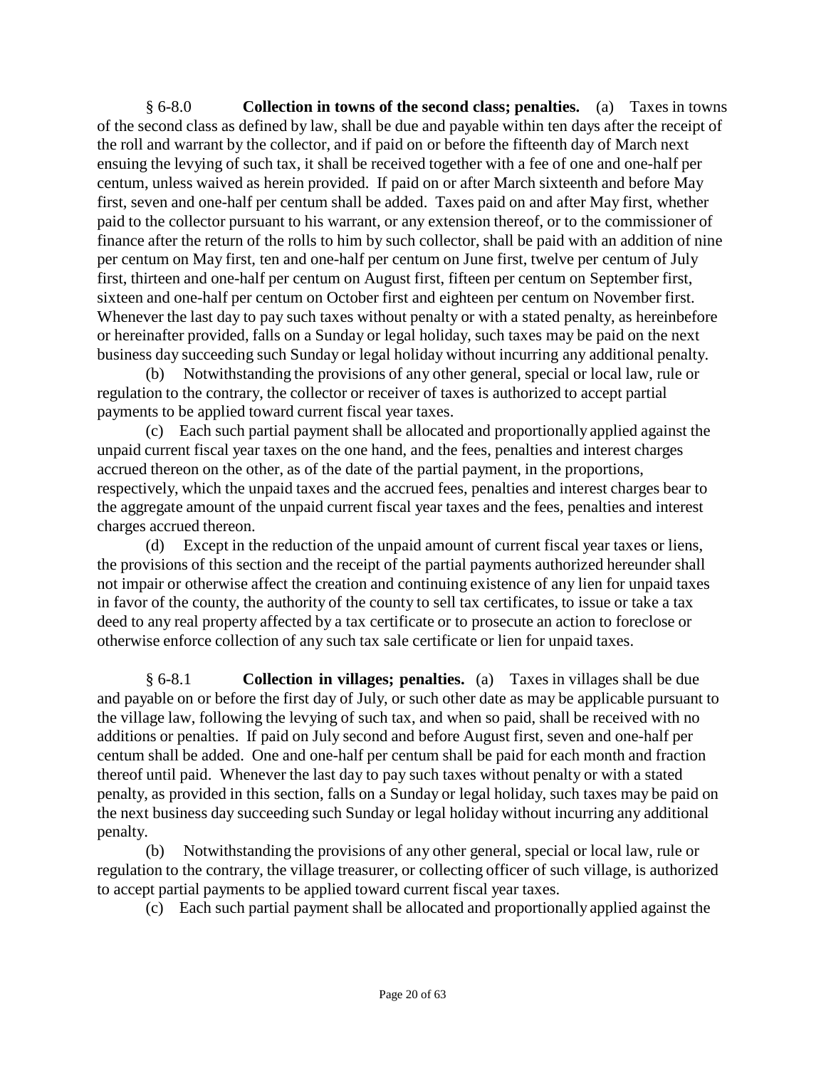§ 6-8.0 **Collection in towns of the second class; penalties.** (a) Taxes in towns of the second class as defined by law, shall be due and payable within ten days after the receipt of the roll and warrant by the collector, and if paid on or before the fifteenth day of March next ensuing the levying of such tax, it shall be received together with a fee of one and one-half per centum, unless waived as herein provided. If paid on or after March sixteenth and before May first, seven and one-half per centum shall be added. Taxes paid on and after May first, whether paid to the collector pursuant to his warrant, or any extension thereof, or to the commissioner of finance after the return of the rolls to him by such collector, shall be paid with an addition of nine per centum on May first, ten and one-half per centum on June first, twelve per centum of July first, thirteen and one-half per centum on August first, fifteen per centum on September first, sixteen and one-half per centum on October first and eighteen per centum on November first. Whenever the last day to pay such taxes without penalty or with a stated penalty, as hereinbefore or hereinafter provided, falls on a Sunday or legal holiday, such taxes may be paid on the next business day succeeding such Sunday or legal holiday without incurring any additional penalty.

(b) Notwithstanding the provisions of any other general, special or local law, rule or regulation to the contrary, the collector or receiver of taxes is authorized to accept partial payments to be applied toward current fiscal year taxes.

(c) Each such partial payment shall be allocated and proportionally applied against the unpaid current fiscal year taxes on the one hand, and the fees, penalties and interest charges accrued thereon on the other, as of the date of the partial payment, in the proportions, respectively, which the unpaid taxes and the accrued fees, penalties and interest charges bear to the aggregate amount of the unpaid current fiscal year taxes and the fees, penalties and interest charges accrued thereon.

(d) Except in the reduction of the unpaid amount of current fiscal year taxes or liens, the provisions of this section and the receipt of the partial payments authorized hereunder shall not impair or otherwise affect the creation and continuing existence of any lien for unpaid taxes in favor of the county, the authority of the county to sell tax certificates, to issue or take a tax deed to any real property affected by a tax certificate or to prosecute an action to foreclose or otherwise enforce collection of any such tax sale certificate or lien for unpaid taxes.

§ 6-8.1 **Collection in villages; penalties.** (a) Taxes in villages shall be due and payable on or before the first day of July, or such other date as may be applicable pursuant to the village law, following the levying of such tax, and when so paid, shall be received with no additions or penalties. If paid on July second and before August first, seven and one-half per centum shall be added. One and one-half per centum shall be paid for each month and fraction thereof until paid. Whenever the last day to pay such taxes without penalty or with a stated penalty, as provided in this section, falls on a Sunday or legal holiday, such taxes may be paid on the next business day succeeding such Sunday or legal holiday without incurring any additional penalty.

(b) Notwithstanding the provisions of any other general, special or local law, rule or regulation to the contrary, the village treasurer, or collecting officer of such village, is authorized to accept partial payments to be applied toward current fiscal year taxes.

(c) Each such partial payment shall be allocated and proportionally applied against the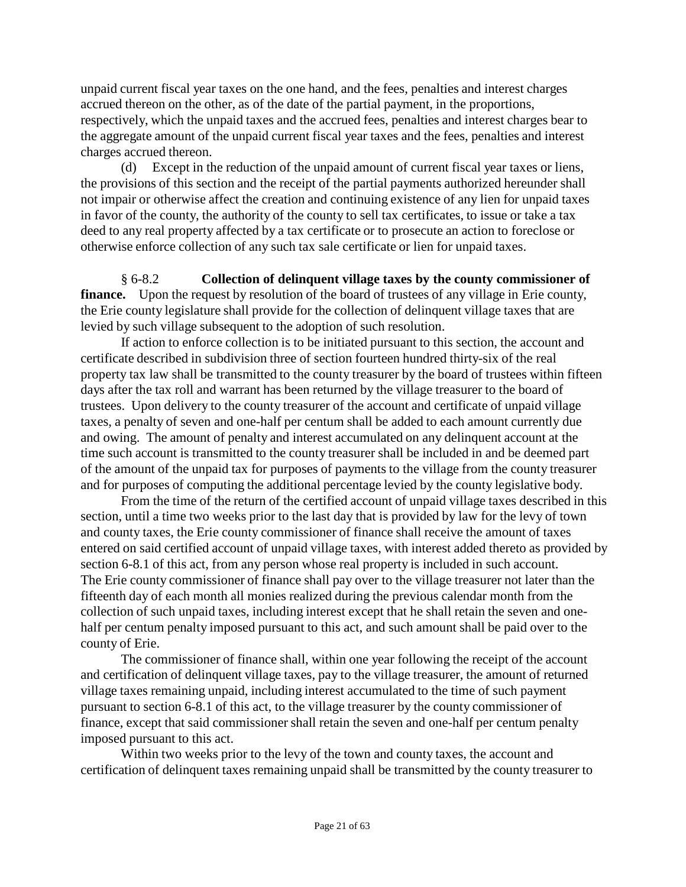unpaid current fiscal year taxes on the one hand, and the fees, penalties and interest charges accrued thereon on the other, as of the date of the partial payment, in the proportions, respectively, which the unpaid taxes and the accrued fees, penalties and interest charges bear to the aggregate amount of the unpaid current fiscal year taxes and the fees, penalties and interest charges accrued thereon.

(d) Except in the reduction of the unpaid amount of current fiscal year taxes or liens, the provisions of this section and the receipt of the partial payments authorized hereunder shall not impair or otherwise affect the creation and continuing existence of any lien for unpaid taxes in favor of the county, the authority of the county to sell tax certificates, to issue or take a tax deed to any real property affected by a tax certificate or to prosecute an action to foreclose or otherwise enforce collection of any such tax sale certificate or lien for unpaid taxes.

§ 6-8.2 **Collection of delinquent village taxes by the county commissioner of finance.** Upon the request by resolution of the board of trustees of any village in Erie county, the Erie county legislature shall provide for the collection of delinquent village taxes that are levied by such village subsequent to the adoption of such resolution.

If action to enforce collection is to be initiated pursuant to this section, the account and certificate described in subdivision three of section fourteen hundred thirty-six of the real property tax law shall be transmitted to the county treasurer by the board of trustees within fifteen days after the tax roll and warrant has been returned by the village treasurer to the board of trustees. Upon delivery to the county treasurer of the account and certificate of unpaid village taxes, a penalty of seven and one-half per centum shall be added to each amount currently due and owing. The amount of penalty and interest accumulated on any delinquent account at the time such account is transmitted to the county treasurer shall be included in and be deemed part of the amount of the unpaid tax for purposes of payments to the village from the county treasurer and for purposes of computing the additional percentage levied by the county legislative body.

From the time of the return of the certified account of unpaid village taxes described in this section, until a time two weeks prior to the last day that is provided by law for the levy of town and county taxes, the Erie county commissioner of finance shall receive the amount of taxes entered on said certified account of unpaid village taxes, with interest added thereto as provided by section 6-8.1 of this act, from any person whose real property is included in such account. The Erie county commissioner of finance shall pay over to the village treasurer not later than the fifteenth day of each month all monies realized during the previous calendar month from the collection of such unpaid taxes, including interest except that he shall retain the seven and one-half per centum penalty imposed pursuant to this act, and such amount shall be paid over to the county of Erie.

The commissioner of finance shall, within one year following the receipt of the account and certification of delinquent village taxes, pay to the village treasurer, the amount of returned village taxes remaining unpaid, including interest accumulated to the time of such payment pursuant to section 6-8.1 of this act, to the village treasurer by the county commissioner of finance, except that said commissioner shall retain the seven and one-half per centum penalty imposed pursuant to this act.

Within two weeks prior to the levy of the town and county taxes, the account and certification of delinquent taxes remaining unpaid shall be transmitted by the county treasurer to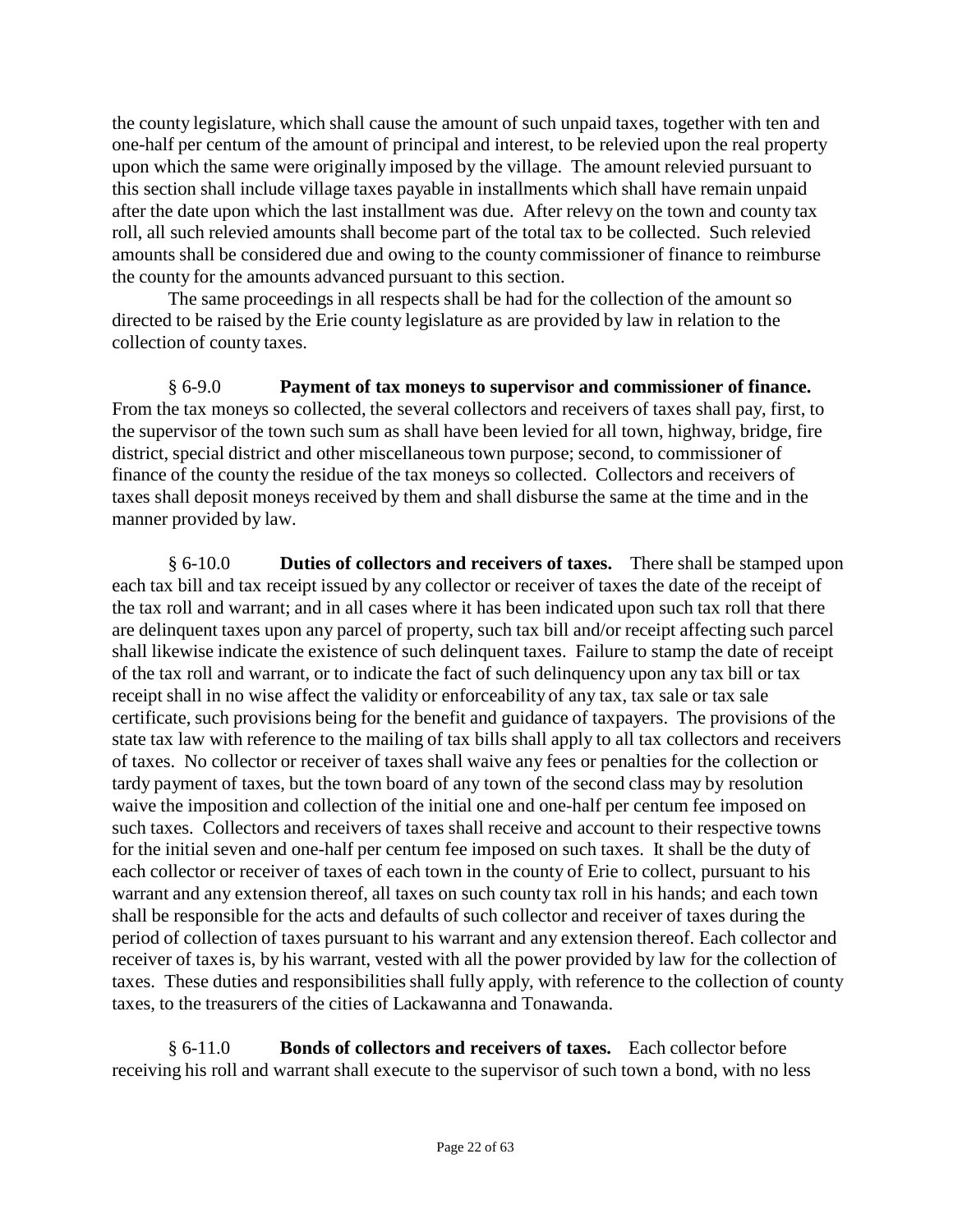the county legislature, which shall cause the amount of such unpaid taxes, together with ten and one-half per centum of the amount of principal and interest, to be relevied upon the real property upon which the same were originally imposed by the village. The amount relevied pursuant to this section shall include village taxes payable in installments which shall have remain unpaid after the date upon which the last installment was due. After relevy on the town and county tax roll, all such relevied amounts shall become part of the total tax to be collected. Such relevied amounts shall be considered due and owing to the county commissioner of finance to reimburse the county for the amounts advanced pursuant to this section.

The same proceedings in all respects shall be had for the collection of the amount so directed to be raised by the Erie county legislature as are provided by law in relation to the collection of county taxes.

§ 6-9.0 **Payment of tax moneys to supervisor and commissioner of finance.** From the tax moneys so collected, the several collectors and receivers of taxes shall pay, first, to the supervisor of the town such sum as shall have been levied for all town, highway, bridge, fire district, special district and other miscellaneous town purpose; second, to commissioner of finance of the county the residue of the tax moneys so collected. Collectors and receivers of taxes shall deposit moneys received by them and shall disburse the same at the time and in the manner provided by law.

§ 6-10.0 **Duties of collectors and receivers of taxes.** There shall be stamped upon each tax bill and tax receipt issued by any collector or receiver of taxes the date of the receipt of the tax roll and warrant; and in all cases where it has been indicated upon such tax roll that there are delinquent taxes upon any parcel of property, such tax bill and/or receipt affecting such parcel shall likewise indicate the existence of such delinquent taxes. Failure to stamp the date of receipt of the tax roll and warrant, or to indicate the fact of such delinquency upon any tax bill or tax receipt shall in no wise affect the validity or enforceability of any tax, tax sale or tax sale certificate, such provisions being for the benefit and guidance of taxpayers. The provisions of the state tax law with reference to the mailing of tax bills shall apply to all tax collectors and receivers of taxes. No collector or receiver of taxes shall waive any fees or penalties for the collection or tardy payment of taxes, but the town board of any town of the second class may by resolution waive the imposition and collection of the initial one and one-half per centum fee imposed on such taxes. Collectors and receivers of taxes shall receive and account to their respective towns for the initial seven and one-half per centum fee imposed on such taxes. It shall be the duty of each collector or receiver of taxes of each town in the county of Erie to collect, pursuant to his warrant and any extension thereof, all taxes on such county tax roll in his hands; and each town shall be responsible for the acts and defaults of such collector and receiver of taxes during the period of collection of taxes pursuant to his warrant and any extension thereof. Each collector and receiver of taxes is, by his warrant, vested with all the power provided by law for the collection of taxes. These duties and responsibilities shall fully apply, with reference to the collection of county taxes, to the treasurers of the cities of Lackawanna and Tonawanda.

§ 6-11.0 **Bonds of collectors and receivers of taxes.** Each collector before receiving his roll and warrant shall execute to the supervisor of such town a bond, with no less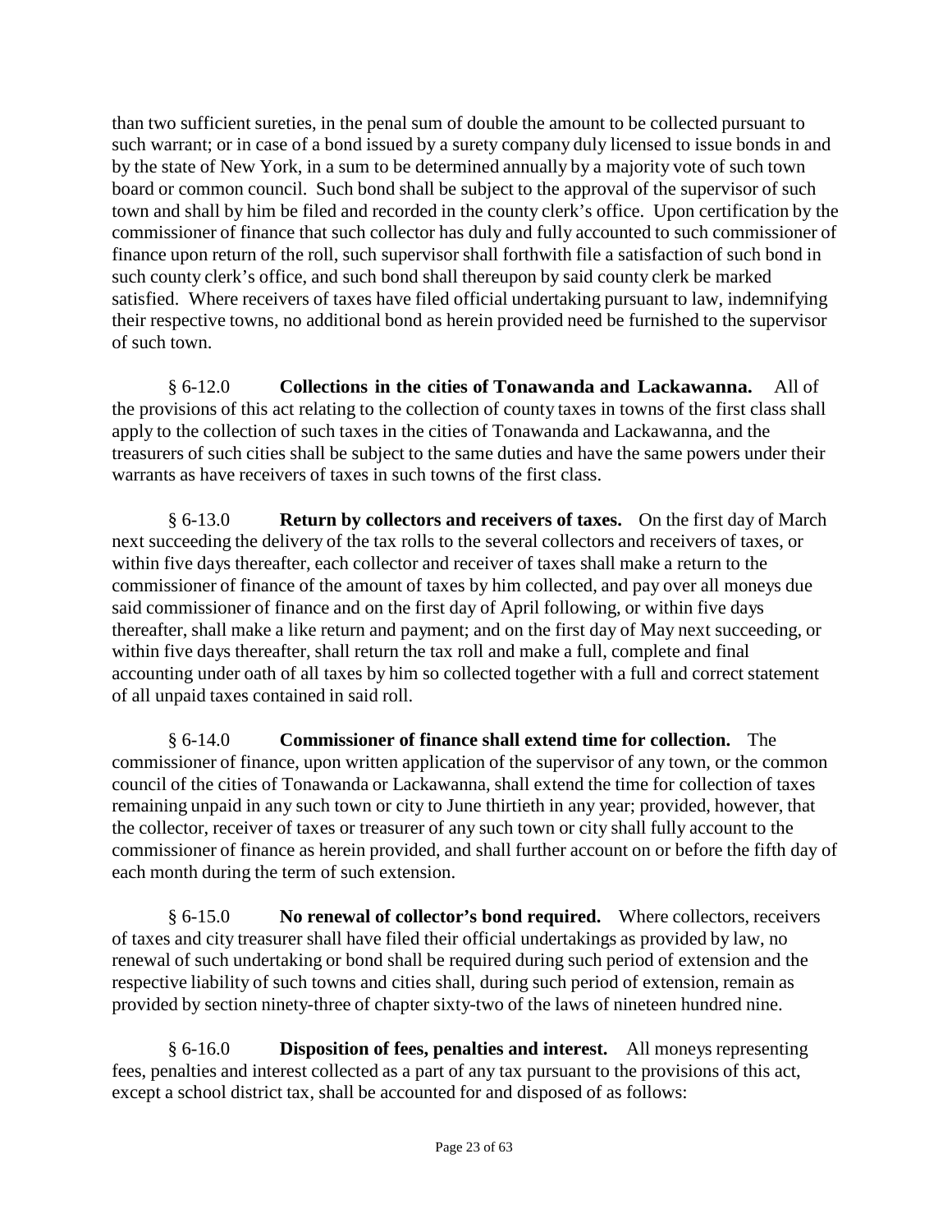than two sufficient sureties, in the penal sum of double the amount to be collected pursuant to such warrant; or in case of a bond issued by a surety company duly licensed to issue bonds in and by the state of New York, in a sum to be determined annually by a majority vote of such town board or common council. Such bond shall be subject to the approval of the supervisor of such town and shall by him be filed and recorded in the county clerk's office. Upon certification by the commissioner of finance that such collector has duly and fully accounted to such commissioner of finance upon return of the roll, such supervisor shall forthwith file a satisfaction of such bond in such county clerk's office, and such bond shall thereupon by said county clerk be marked satisfied. Where receivers of taxes have filed official undertaking pursuant to law, indemnifying their respective towns, no additional bond as herein provided need be furnished to the supervisor of such town.

§ 6-12.0 **Collections in the cities of Tonawanda and Lackawanna.** All of the provisions of this act relating to the collection of county taxes in towns of the first class shall apply to the collection of such taxes in the cities of Tonawanda and Lackawanna, and the treasurers of such cities shall be subject to the same duties and have the same powers under their warrants as have receivers of taxes in such towns of the first class.

§ 6-13.0 **Return by collectors and receivers of taxes.** On the first day of March next succeeding the delivery of the tax rolls to the several collectors and receivers of taxes, or within five days thereafter, each collector and receiver of taxes shall make a return to the commissioner of finance of the amount of taxes by him collected, and pay over all moneys due said commissioner of finance and on the first day of April following, or within five days thereafter, shall make a like return and payment; and on the first day of May next succeeding, or within five days thereafter, shall return the tax roll and make a full, complete and final accounting under oath of all taxes by him so collected together with a full and correct statement of all unpaid taxes contained in said roll.

§ 6-14.0 **Commissioner of finance shall extend time for collection.** The commissioner of finance, upon written application of the supervisor of any town, or the common council of the cities of Tonawanda or Lackawanna, shall extend the time for collection of taxes remaining unpaid in any such town or city to June thirtieth in any year; provided, however, that the collector, receiver of taxes or treasurer of any such town or city shall fully account to the commissioner of finance as herein provided, and shall further account on or before the fifth day of each month during the term of such extension.

§ 6-15.0 **No renewal of collector's bond required.** Where collectors, receivers of taxes and city treasurer shall have filed their official undertakings as provided by law, no renewal of such undertaking or bond shall be required during such period of extension and the respective liability of such towns and cities shall, during such period of extension, remain as provided by section ninety-three of chapter sixty-two of the laws of nineteen hundred nine.

§ 6-16.0 **Disposition of fees, penalties and interest.** All moneys representing fees, penalties and interest collected as a part of any tax pursuant to the provisions of this act, except a school district tax, shall be accounted for and disposed of as follows: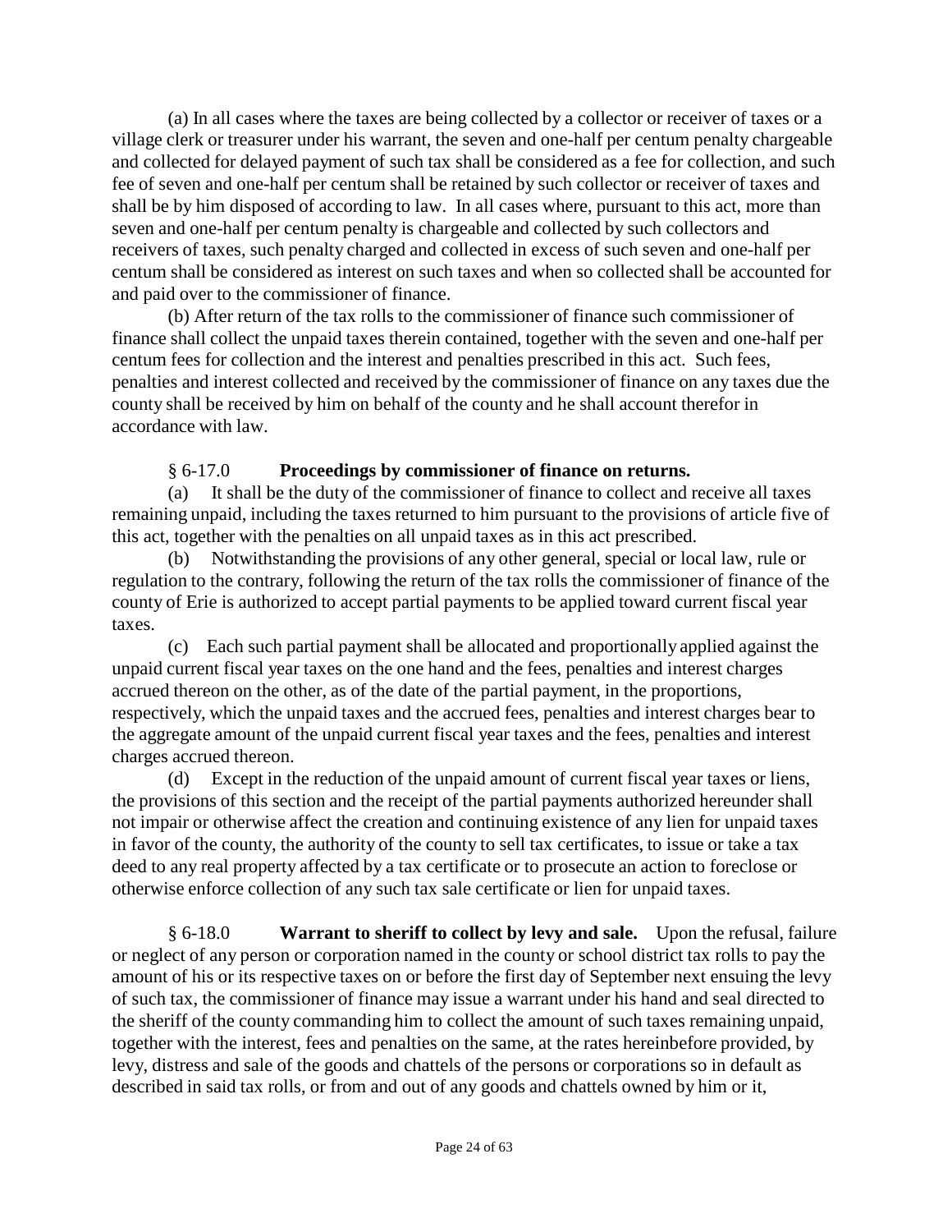(a) In all cases where the taxes are being collected by a collector or receiver of taxes or a village clerk or treasurer under his warrant, the seven and one-half per centum penalty chargeable and collected for delayed payment of such tax shall be considered as a fee for collection, and such fee of seven and one-half per centum shall be retained by such collector or receiver of taxes and shall be by him disposed of according to law. In all cases where, pursuant to this act, more than seven and one-half per centum penalty is chargeable and collected by such collectors and receivers of taxes, such penalty charged and collected in excess of such seven and one-half per centum shall be considered as interest on such taxes and when so collected shall be accounted for and paid over to the commissioner of finance.

(b) After return of the tax rolls to the commissioner of finance such commissioner of finance shall collect the unpaid taxes therein contained, together with the seven and one-half per centum fees for collection and the interest and penalties prescribed in this act. Such fees, penalties and interest collected and received by the commissioner of finance on any taxes due the county shall be received by him on behalf of the county and he shall account therefor in accordance with law.

§ 6-17.0 **Proceedings by commissioner of finance on returns.**

(a) It shall be the duty of the commissioner of finance to collect and receive all taxes remaining unpaid, including the taxes returned to him pursuant to the provisions of article five of this act, together with the penalties on all unpaid taxes as in this act prescribed.

(b) Notwithstanding the provisions of any other general, special or local law, rule or regulation to the contrary, following the return of the tax rolls the commissioner of finance of the county of Erie is authorized to accept partial payments to be applied toward current fiscal year taxes.

(c) Each such partial payment shall be allocated and proportionally applied against the unpaid current fiscal year taxes on the one hand and the fees, penalties and interest charges accrued thereon on the other, as of the date of the partial payment, in the proportions, respectively, which the unpaid taxes and the accrued fees, penalties and interest charges bear to the aggregate amount of the unpaid current fiscal year taxes and the fees, penalties and interest charges accrued thereon.

(d) Except in the reduction of the unpaid amount of current fiscal year taxes or liens, the provisions of this section and the receipt of the partial payments authorized hereunder shall not impair or otherwise affect the creation and continuing existence of any lien for unpaid taxes in favor of the county, the authority of the county to sell tax certificates, to issue or take a tax deed to any real property affected by a tax certificate or to prosecute an action to foreclose or otherwise enforce collection of any such tax sale certificate or lien for unpaid taxes.

§ 6-18.0 **Warrant to sheriff to collect by levy and sale.** Upon the refusal, failure or neglect of any person or corporation named in the county or school district tax rolls to pay the amount of his or its respective taxes on or before the first day of September next ensuing the levy of such tax, the commissioner of finance may issue a warrant under his hand and seal directed to the sheriff of the county commanding him to collect the amount of such taxes remaining unpaid, together with the interest, fees and penalties on the same, at the rates hereinbefore provided, by levy, distress and sale of the goods and chattels of the persons or corporations so in default as described in said tax rolls, or from and out of any goods and chattels owned by him or it,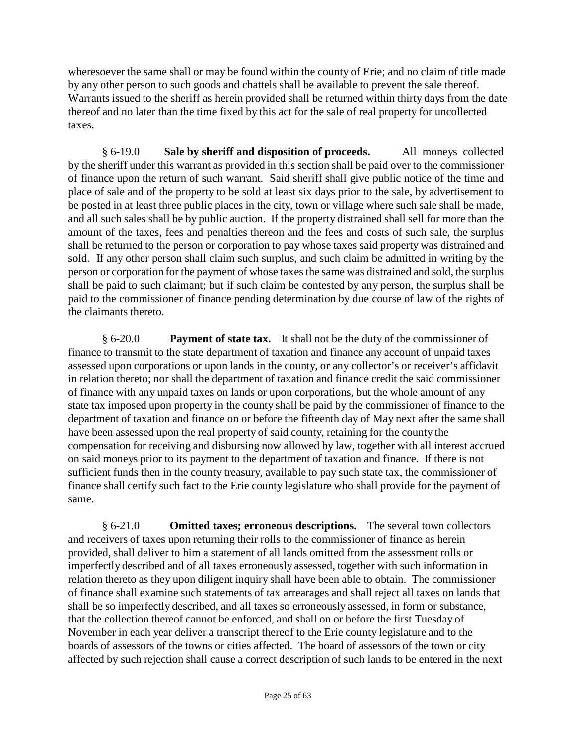wheresoever the same shall or may be found within the county of Erie; and no claim of title made by any other person to such goods and chattels shall be available to prevent the sale thereof. Warrants issued to the sheriff as herein provided shall be returned within thirty days from the date thereof and no later than the time fixed by this act for the sale of real property for uncollected taxes.

§ 6-19.0 **Sale by sheriff and disposition of proceeds.** All moneys collected by the sheriff under this warrant as provided in this section shall be paid over to the commissioner of finance upon the return of such warrant. Said sheriff shall give public notice of the time and place of sale and of the property to be sold at least six days prior to the sale, by advertisement to be posted in at least three public places in the city, town or village where such sale shall be made, and all such sales shall be by public auction. If the property distrained shall sell for more than the amount of the taxes, fees and penalties thereon and the fees and costs of such sale, the surplus shall be returned to the person or corporation to pay whose taxes said property was distrained and sold. If any other person shall claim such surplus, and such claim be admitted in writing by the person or corporation for the payment of whose taxes the same was distrained and sold, the surplus shall be paid to such claimant; but if such claim be contested by any person, the surplus shall be paid to the commissioner of finance pending determination by due course of law of the rights of the claimants thereto.

§ 6-20.0 **Payment of state tax.** It shall not be the duty of the commissioner of finance to transmit to the state department of taxation and finance any account of unpaid taxes assessed upon corporations or upon lands in the county, or any collector's or receiver's affidavit in relation thereto; nor shall the department of taxation and finance credit the said commissioner of finance with any unpaid taxes on lands or upon corporations, but the whole amount of any state tax imposed upon property in the county shall be paid by the commissioner of finance to the department of taxation and finance on or before the fifteenth day of May next after the same shall have been assessed upon the real property of said county, retaining for the county the compensation for receiving and disbursing now allowed by law, together with all interest accrued on said moneys prior to its payment to the department of taxation and finance. If there is not sufficient funds then in the county treasury, available to pay such state tax, the commissioner of finance shall certify such fact to the Erie county legislature who shall provide for the payment of same.

§ 6-21.0 **Omitted taxes; erroneous descriptions.** The several town collectors and receivers of taxes upon returning their rolls to the commissioner of finance as herein provided, shall deliver to him a statement of all lands omitted from the assessment rolls or imperfectly described and of all taxes erroneously assessed, together with such information in relation thereto as they upon diligent inquiry shall have been able to obtain. The commissioner of finance shall examine such statements of tax arrearages and shall reject all taxes on lands that shall be so imperfectly described, and all taxes so erroneously assessed, in form or substance, that the collection thereof cannot be enforced, and shall on or before the first Tuesday of November in each year deliver a transcript thereof to the Erie county legislature and to the boards of assessors of the towns or cities affected. The board of assessors of the town or city affected by such rejection shall cause a correct description of such lands to be entered in the next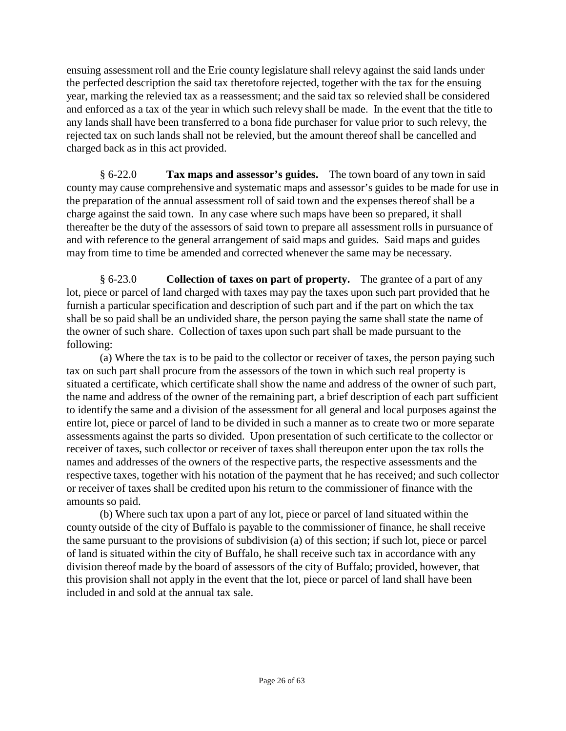ensuing assessment roll and the Erie county legislature shall relevy against the said lands under the perfected description the said tax theretofore rejected, together with the tax for the ensuing year, marking the relevied tax as a reassessment; and the said tax so relevied shall be considered and enforced as a tax of the year in which such relevy shall be made. In the event that the title to any lands shall have been transferred to a bona fide purchaser for value prior to such relevy, the rejected tax on such lands shall not be relevied, but the amount thereof shall be cancelled and charged back as in this act provided.

§ 6-22.0 **Tax maps and assessor's guides.** The town board of any town in said county may cause comprehensive and systematic maps and assessor's guides to be made for use in the preparation of the annual assessment roll of said town and the expenses thereof shall be a charge against the said town. In any case where such maps have been so prepared, it shall thereafter be the duty of the assessors of said town to prepare all assessment rolls in pursuance of and with reference to the general arrangement of said maps and guides. Said maps and guides may from time to time be amended and corrected whenever the same may be necessary.

§ 6-23.0 **Collection of taxes on part of property.** The grantee of a part of any lot, piece or parcel of land charged with taxes may pay the taxes upon such part provided that he furnish a particular specification and description of such part and if the part on which the tax shall be so paid shall be an undivided share, the person paying the same shall state the name of the owner of such share. Collection of taxes upon such part shall be made pursuant to the following:

(a) Where the tax is to be paid to the collector or receiver of taxes, the person paying such tax on such part shall procure from the assessors of the town in which such real property is situated a certificate, which certificate shall show the name and address of the owner of such part, the name and address of the owner of the remaining part, a brief description of each part sufficient to identify the same and a division of the assessment for all general and local purposes against the entire lot, piece or parcel of land to be divided in such a manner as to create two or more separate assessments against the parts so divided. Upon presentation of such certificate to the collector or receiver of taxes, such collector or receiver of taxes shall thereupon enter upon the tax rolls the names and addresses of the owners of the respective parts, the respective assessments and the respective taxes, together with his notation of the payment that he has received; and such collector or receiver of taxes shall be credited upon his return to the commissioner of finance with the amounts so paid.

(b) Where such tax upon a part of any lot, piece or parcel of land situated within the county outside of the city of Buffalo is payable to the commissioner of finance, he shall receive the same pursuant to the provisions of subdivision (a) of this section; if such lot, piece or parcel of land is situated within the city of Buffalo, he shall receive such tax in accordance with any division thereof made by the board of assessors of the city of Buffalo; provided, however, that this provision shall not apply in the event that the lot, piece or parcel of land shall have been included in and sold at the annual tax sale.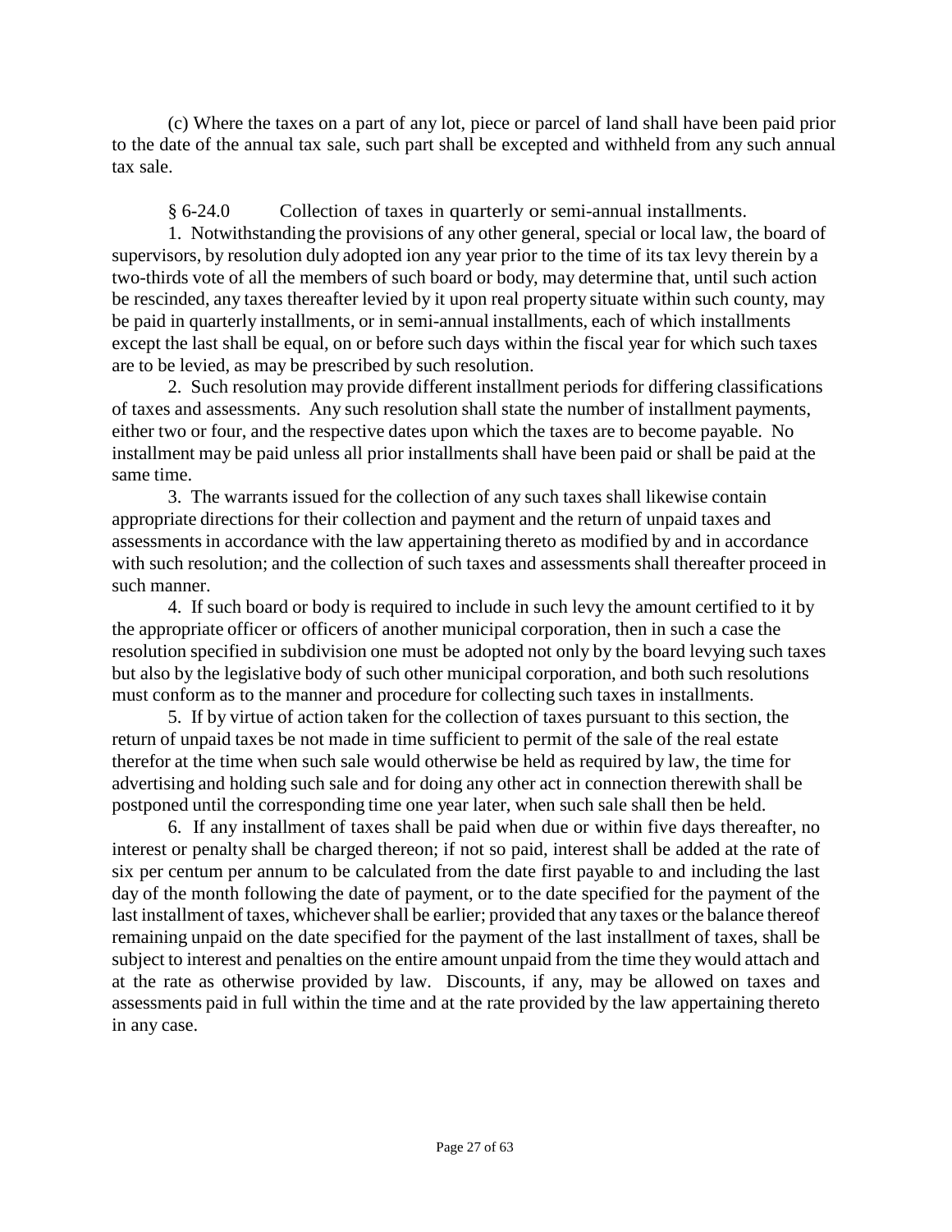(c) Where the taxes on a part of any lot, piece or parcel of land shall have been paid prior to the date of the annual tax sale, such part shall be excepted and withheld from any such annual tax sale.

§ 6-24.0 Collection of taxes in quarterly or semi-annual installments.

1. Notwithstanding the provisions of any other general, special or local law, the board of supervisors, by resolution duly adopted ion any year prior to the time of its tax levy therein by a two-thirds vote of all the members of such board or body, may determine that, until such action be rescinded, any taxes thereafter levied by it upon real property situate within such county, may be paid in quarterly installments, or in semi-annual installments, each of which installments except the last shall be equal, on or before such days within the fiscal year for which such taxes are to be levied, as may be prescribed by such resolution.

2. Such resolution may provide different installment periods for differing classifications of taxes and assessments. Any such resolution shall state the number of installment payments, either two or four, and the respective dates upon which the taxes are to become payable. No installment may be paid unless all prior installments shall have been paid or shall be paid at the same time.

3. The warrants issued for the collection of any such taxes shall likewise contain appropriate directions for their collection and payment and the return of unpaid taxes and assessments in accordance with the law appertaining thereto as modified by and in accordance with such resolution; and the collection of such taxes and assessments shall thereafter proceed in such manner.

4. If such board or body is required to include in such levy the amount certified to it by the appropriate officer or officers of another municipal corporation, then in such a case the resolution specified in subdivision one must be adopted not only by the board levying such taxes but also by the legislative body of such other municipal corporation, and both such resolutions must conform as to the manner and procedure for collecting such taxes in installments.

5. If by virtue of action taken for the collection of taxes pursuant to this section, the return of unpaid taxes be not made in time sufficient to permit of the sale of the real estate therefor at the time when such sale would otherwise be held as required by law, the time for advertising and holding such sale and for doing any other act in connection therewith shall be postponed until the corresponding time one year later, when such sale shall then be held.

6. If any installment of taxes shall be paid when due or within five days thereafter, no interest or penalty shall be charged thereon; if not so paid, interest shall be added at the rate of six per centum per annum to be calculated from the date first payable to and including the last day of the month following the date of payment, or to the date specified for the payment of the last installment of taxes, whichever shall be earlier; provided that any taxes or the balance thereof remaining unpaid on the date specified for the payment of the last installment of taxes, shall be subject to interest and penalties on the entire amount unpaid from the time they would attach and at the rate as otherwise provided by law. Discounts, if any, may be allowed on taxes and assessments paid in full within the time and at the rate provided by the law appertaining thereto in any case.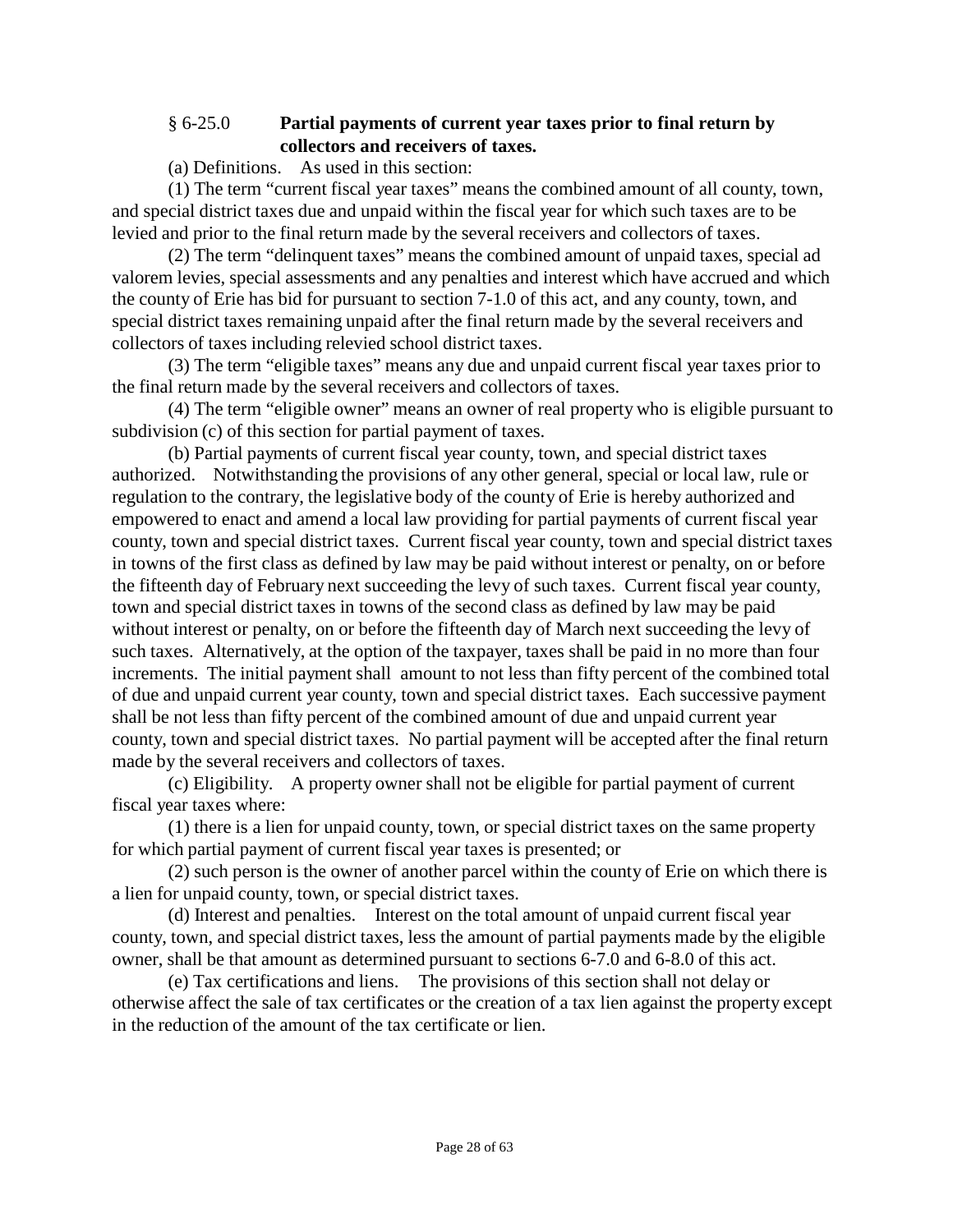### § 6-25.0 **Partial payments of current year taxes prior to final return by collectors and receivers of taxes.**

(a) Definitions. As used in this section:

(1) The term "current fiscal year taxes" means the combined amount of all county, town, and special district taxes due and unpaid within the fiscal year for which such taxes are to be levied and prior to the final return made by the several receivers and collectors of taxes.

(2) The term "delinquent taxes" means the combined amount of unpaid taxes, special ad valorem levies, special assessments and any penalties and interest which have accrued and which the county of Erie has bid for pursuant to section 7-1.0 of this act, and any county, town, and special district taxes remaining unpaid after the final return made by the several receivers and collectors of taxes including relevied school district taxes.

(3) The term "eligible taxes" means any due and unpaid current fiscal year taxes prior to the final return made by the several receivers and collectors of taxes.

(4) The term "eligible owner" means an owner of real property who is eligible pursuant to subdivision (c) of this section for partial payment of taxes.

(b) Partial payments of current fiscal year county, town, and special district taxes authorized. Notwithstanding the provisions of any other general, special or local law, rule or regulation to the contrary, the legislative body of the county of Erie is hereby authorized and empowered to enact and amend a local law providing for partial payments of current fiscal year county, town and special district taxes. Current fiscal year county, town and special district taxes in towns of the first class as defined by law may be paid without interest or penalty, on or before the fifteenth day of February next succeeding the levy of such taxes. Current fiscal year county, town and special district taxes in towns of the second class as defined by law may be paid without interest or penalty, on or before the fifteenth day of March next succeeding the levy of such taxes. Alternatively, at the option of the taxpayer, taxes shall be paid in no more than four increments. The initial payment shall amount to not less than fifty percent of the combined total of due and unpaid current year county, town and special district taxes. Each successive payment shall be not less than fifty percent of the combined amount of due and unpaid current year county, town and special district taxes. No partial payment will be accepted after the final return made by the several receivers and collectors of taxes.

(c) Eligibility. A property owner shall not be eligible for partial payment of current fiscal year taxes where:

(1) there is a lien for unpaid county, town, or special district taxes on the same property for which partial payment of current fiscal year taxes is presented; or

(2) such person is the owner of another parcel within the county of Erie on which there is a lien for unpaid county, town, or special district taxes.

(d) Interest and penalties. Interest on the total amount of unpaid current fiscal year county, town, and special district taxes, less the amount of partial payments made by the eligible owner, shall be that amount as determined pursuant to sections 6-7.0 and 6-8.0 of this act.

(e) Tax certifications and liens. The provisions of this section shall not delay or otherwise affect the sale of tax certificates or the creation of a tax lien against the property except in the reduction of the amount of the tax certificate or lien.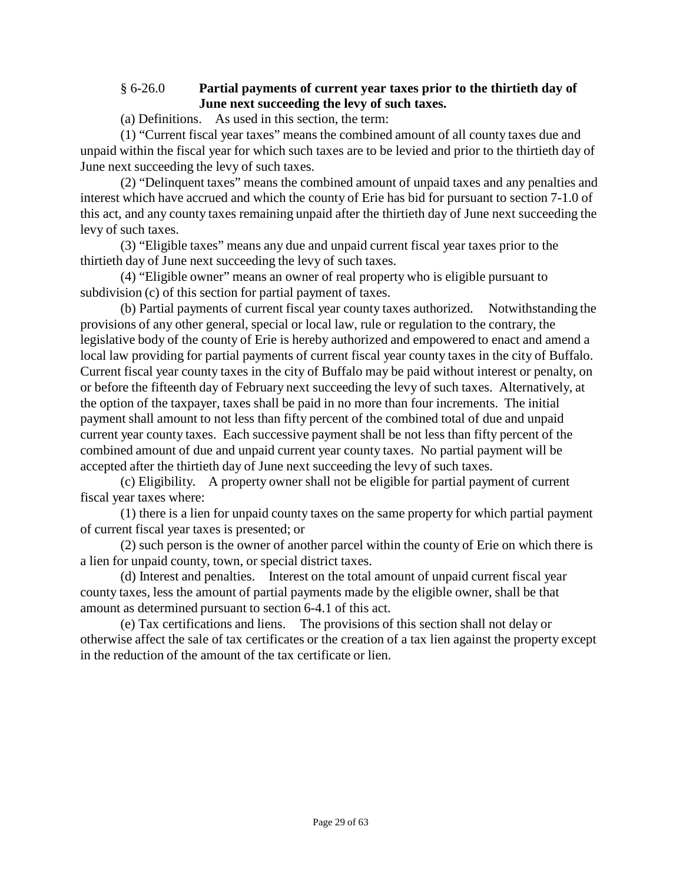### § 6-26.0 **Partial payments of current year taxes prior to the thirtieth day of June next succeeding the levy of such taxes.**

(a) Definitions. As used in this section, the term:

(1) "Current fiscal year taxes" means the combined amount of all county taxes due and unpaid within the fiscal year for which such taxes are to be levied and prior to the thirtieth day of June next succeeding the levy of such taxes.

(2) "Delinquent taxes" means the combined amount of unpaid taxes and any penalties and interest which have accrued and which the county of Erie has bid for pursuant to section 7-1.0 of this act, and any county taxes remaining unpaid after the thirtieth day of June next succeeding the levy of such taxes.

(3) "Eligible taxes" means any due and unpaid current fiscal year taxes prior to the thirtieth day of June next succeeding the levy of such taxes.

(4) "Eligible owner" means an owner of real property who is eligible pursuant to subdivision (c) of this section for partial payment of taxes.

(b) Partial payments of current fiscal year county taxes authorized. Notwithstanding the provisions of any other general, special or local law, rule or regulation to the contrary, the legislative body of the county of Erie is hereby authorized and empowered to enact and amend a local law providing for partial payments of current fiscal year county taxes in the city of Buffalo. Current fiscal year county taxes in the city of Buffalo may be paid without interest or penalty, on or before the fifteenth day of February next succeeding the levy of such taxes. Alternatively, at the option of the taxpayer, taxes shall be paid in no more than four increments. The initial payment shall amount to not less than fifty percent of the combined total of due and unpaid current year county taxes. Each successive payment shall be not less than fifty percent of the combined amount of due and unpaid current year county taxes. No partial payment will be accepted after the thirtieth day of June next succeeding the levy of such taxes.

(c) Eligibility. A property owner shall not be eligible for partial payment of current fiscal year taxes where:

(1) there is a lien for unpaid county taxes on the same property for which partial payment of current fiscal year taxes is presented; or

(2) such person is the owner of another parcel within the county of Erie on which there is a lien for unpaid county, town, or special district taxes.

(d) Interest and penalties. Interest on the total amount of unpaid current fiscal year county taxes, less the amount of partial payments made by the eligible owner, shall be that amount as determined pursuant to section 6-4.1 of this act.

(e) Tax certifications and liens. The provisions of this section shall not delay or otherwise affect the sale of tax certificates or the creation of a tax lien against the property except in the reduction of the amount of the tax certificate or lien.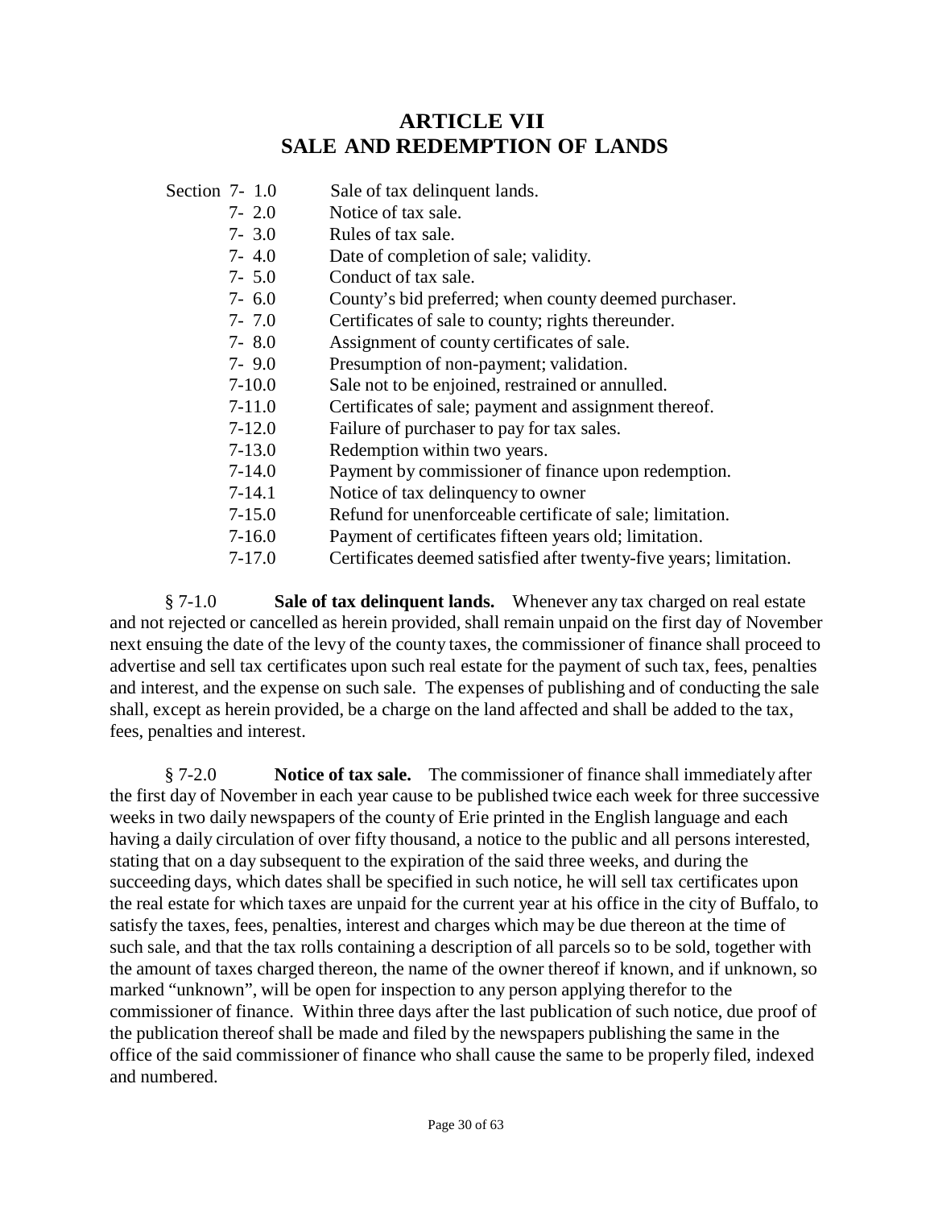# ARTICLE VII
# SALE AND REDEMPTION OF LANDS

| Section | |
|---|---|
| 7- 1.0 | Sale of tax delinquent lands. |
| 7- 2.0 | Notice of tax sale. |
| 7- 3.0 | Rules of tax sale. |
| 7- 4.0 | Date of completion of sale; validity. |
| 7- 5.0 | Conduct of tax sale. |
| 7- 6.0 | County's bid preferred; when county deemed purchaser. |
| 7- 7.0 | Certificates of sale to county; rights thereunder. |
| 7- 8.0 | Assignment of county certificates of sale. |
| 7- 9.0 | Presumption of non-payment; validation. |
| 7-10.0 | Sale not to be enjoined, restrained or annulled. |
| 7-11.0 | Certificates of sale; payment and assignment thereof. |
| 7-12.0 | Failure of purchaser to pay for tax sales. |
| 7-13.0 | Redemption within two years. |
| 7-14.0 | Payment by commissioner of finance upon redemption. |
| 7-14.1 | Notice of tax delinquency to owner |
| 7-15.0 | Refund for unenforceable certificate of sale; limitation. |
| 7-16.0 | Payment of certificates fifteen years old; limitation. |
| 7-17.0 | Certificates deemed satisfied after twenty-five years; limitation. |

§ 7-1.0 **Sale of tax delinquent lands.** Whenever any tax charged on real estate and not rejected or cancelled as herein provided, shall remain unpaid on the first day of November next ensuing the date of the levy of the county taxes, the commissioner of finance shall proceed to advertise and sell tax certificates upon such real estate for the payment of such tax, fees, penalties and interest, and the expense on such sale. The expenses of publishing and of conducting the sale shall, except as herein provided, be a charge on the land affected and shall be added to the tax, fees, penalties and interest.

§ 7-2.0 **Notice of tax sale.** The commissioner of finance shall immediately after the first day of November in each year cause to be published twice each week for three successive weeks in two daily newspapers of the county of Erie printed in the English language and each having a daily circulation of over fifty thousand, a notice to the public and all persons interested, stating that on a day subsequent to the expiration of the said three weeks, and during the succeeding days, which dates shall be specified in such notice, he will sell tax certificates upon the real estate for which taxes are unpaid for the current year at his office in the city of Buffalo, to satisfy the taxes, fees, penalties, interest and charges which may be due thereon at the time of such sale, and that the tax rolls containing a description of all parcels so to be sold, together with the amount of taxes charged thereon, the name of the owner thereof if known, and if unknown, so marked "unknown", will be open for inspection to any person applying therefor to the commissioner of finance. Within three days after the last publication of such notice, due proof of the publication thereof shall be made and filed by the newspapers publishing the same in the office of the said commissioner of finance who shall cause the same to be properly filed, indexed and numbered.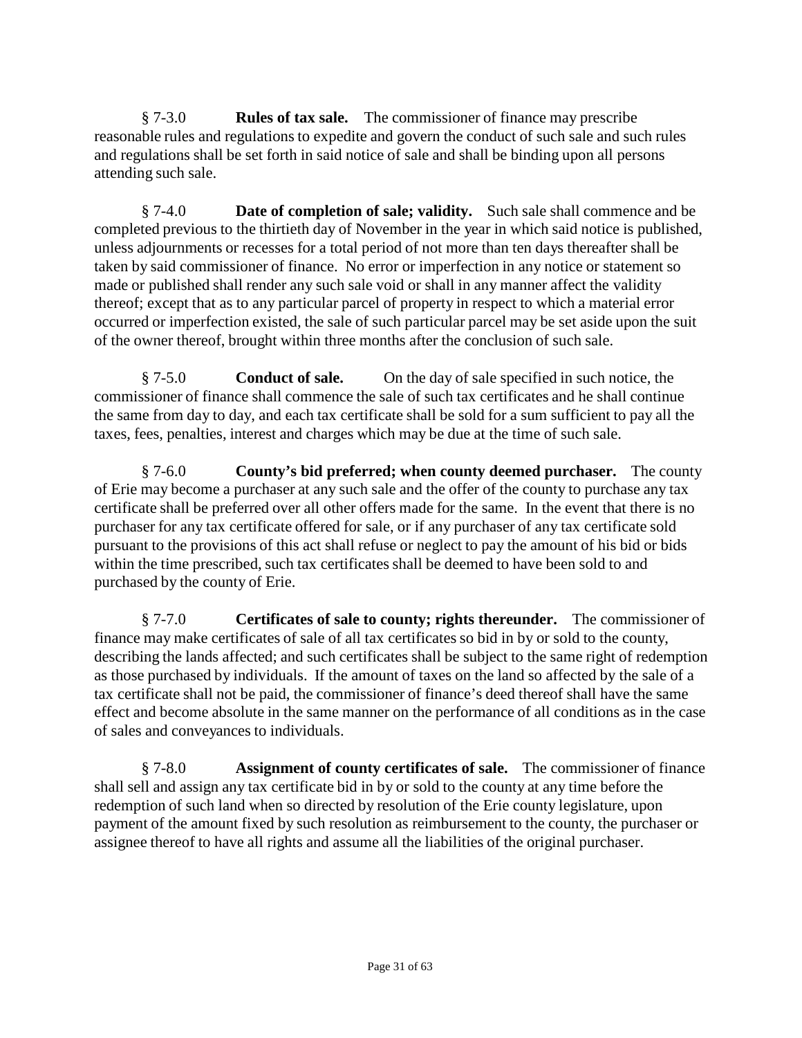§ 7-3.0 **Rules of tax sale.** The commissioner of finance may prescribe reasonable rules and regulations to expedite and govern the conduct of such sale and such rules and regulations shall be set forth in said notice of sale and shall be binding upon all persons attending such sale.

§ 7-4.0 **Date of completion of sale; validity.** Such sale shall commence and be completed previous to the thirtieth day of November in the year in which said notice is published, unless adjournments or recesses for a total period of not more than ten days thereafter shall be taken by said commissioner of finance. No error or imperfection in any notice or statement so made or published shall render any such sale void or shall in any manner affect the validity thereof; except that as to any particular parcel of property in respect to which a material error occurred or imperfection existed, the sale of such particular parcel may be set aside upon the suit of the owner thereof, brought within three months after the conclusion of such sale.

§ 7-5.0 **Conduct of sale.** On the day of sale specified in such notice, the commissioner of finance shall commence the sale of such tax certificates and he shall continue the same from day to day, and each tax certificate shall be sold for a sum sufficient to pay all the taxes, fees, penalties, interest and charges which may be due at the time of such sale.

§ 7-6.0 **County's bid preferred; when county deemed purchaser.** The county of Erie may become a purchaser at any such sale and the offer of the county to purchase any tax certificate shall be preferred over all other offers made for the same. In the event that there is no purchaser for any tax certificate offered for sale, or if any purchaser of any tax certificate sold pursuant to the provisions of this act shall refuse or neglect to pay the amount of his bid or bids within the time prescribed, such tax certificates shall be deemed to have been sold to and purchased by the county of Erie.

§ 7-7.0 **Certificates of sale to county; rights thereunder.** The commissioner of finance may make certificates of sale of all tax certificates so bid in by or sold to the county, describing the lands affected; and such certificates shall be subject to the same right of redemption as those purchased by individuals. If the amount of taxes on the land so affected by the sale of a tax certificate shall not be paid, the commissioner of finance's deed thereof shall have the same effect and become absolute in the same manner on the performance of all conditions as in the case of sales and conveyances to individuals.

§ 7-8.0 **Assignment of county certificates of sale.** The commissioner of finance shall sell and assign any tax certificate bid in by or sold to the county at any time before the redemption of such land when so directed by resolution of the Erie county legislature, upon payment of the amount fixed by such resolution as reimbursement to the county, the purchaser or assignee thereof to have all rights and assume all the liabilities of the original purchaser.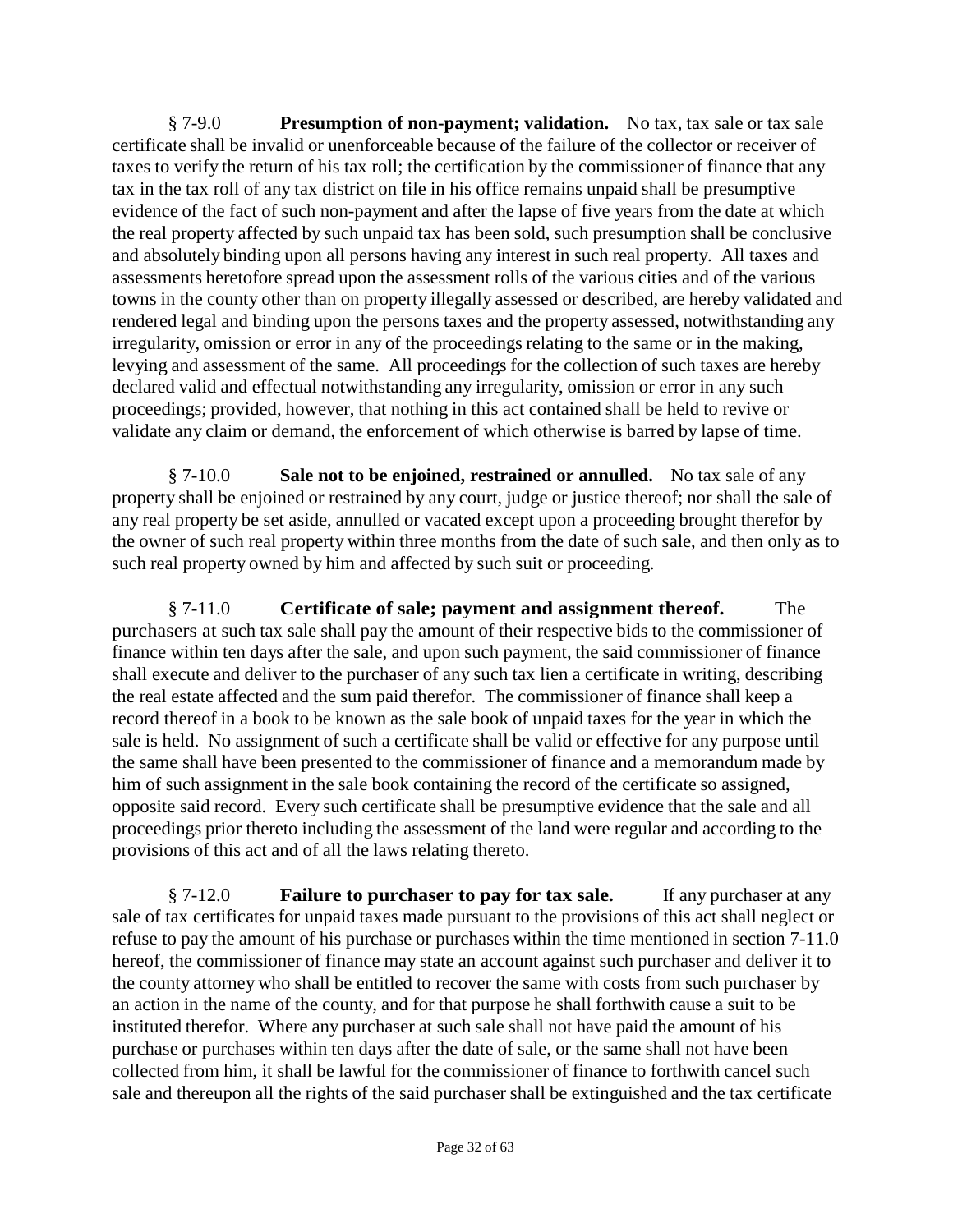§ 7-9.0 **Presumption of non-payment; validation.** No tax, tax sale or tax sale certificate shall be invalid or unenforceable because of the failure of the collector or receiver of taxes to verify the return of his tax roll; the certification by the commissioner of finance that any tax in the tax roll of any tax district on file in his office remains unpaid shall be presumptive evidence of the fact of such non-payment and after the lapse of five years from the date at which the real property affected by such unpaid tax has been sold, such presumption shall be conclusive and absolutely binding upon all persons having any interest in such real property. All taxes and assessments heretofore spread upon the assessment rolls of the various cities and of the various towns in the county other than on property illegally assessed or described, are hereby validated and rendered legal and binding upon the persons taxes and the property assessed, notwithstanding any irregularity, omission or error in any of the proceedings relating to the same or in the making, levying and assessment of the same. All proceedings for the collection of such taxes are hereby declared valid and effectual notwithstanding any irregularity, omission or error in any such proceedings; provided, however, that nothing in this act contained shall be held to revive or validate any claim or demand, the enforcement of which otherwise is barred by lapse of time.

§ 7-10.0 **Sale not to be enjoined, restrained or annulled.** No tax sale of any property shall be enjoined or restrained by any court, judge or justice thereof; nor shall the sale of any real property be set aside, annulled or vacated except upon a proceeding brought therefor by the owner of such real property within three months from the date of such sale, and then only as to such real property owned by him and affected by such suit or proceeding.

§ 7-11.0 **Certificate of sale; payment and assignment thereof.** The purchasers at such tax sale shall pay the amount of their respective bids to the commissioner of finance within ten days after the sale, and upon such payment, the said commissioner of finance shall execute and deliver to the purchaser of any such tax lien a certificate in writing, describing the real estate affected and the sum paid therefor. The commissioner of finance shall keep a record thereof in a book to be known as the sale book of unpaid taxes for the year in which the sale is held. No assignment of such a certificate shall be valid or effective for any purpose until the same shall have been presented to the commissioner of finance and a memorandum made by him of such assignment in the sale book containing the record of the certificate so assigned, opposite said record. Every such certificate shall be presumptive evidence that the sale and all proceedings prior thereto including the assessment of the land were regular and according to the provisions of this act and of all the laws relating thereto.

§ 7-12.0 **Failure to purchaser to pay for tax sale.** If any purchaser at any sale of tax certificates for unpaid taxes made pursuant to the provisions of this act shall neglect or refuse to pay the amount of his purchase or purchases within the time mentioned in section 7-11.0 hereof, the commissioner of finance may state an account against such purchaser and deliver it to the county attorney who shall be entitled to recover the same with costs from such purchaser by an action in the name of the county, and for that purpose he shall forthwith cause a suit to be instituted therefor. Where any purchaser at such sale shall not have paid the amount of his purchase or purchases within ten days after the date of sale, or the same shall not have been collected from him, it shall be lawful for the commissioner of finance to forthwith cancel such sale and thereupon all the rights of the said purchaser shall be extinguished and the tax certificate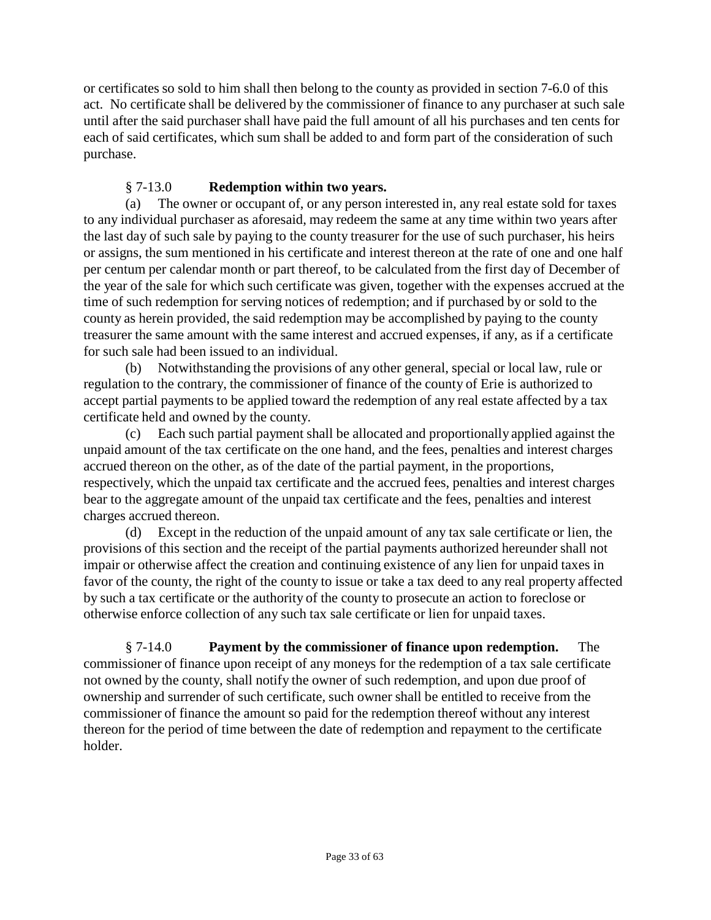or certificates so sold to him shall then belong to the county as provided in section 7-6.0 of this act. No certificate shall be delivered by the commissioner of finance to any purchaser at such sale until after the said purchaser shall have paid the full amount of all his purchases and ten cents for each of said certificates, which sum shall be added to and form part of the consideration of such purchase.

§ 7-13.0 **Redemption within two years.**

(a) The owner or occupant of, or any person interested in, any real estate sold for taxes to any individual purchaser as aforesaid, may redeem the same at any time within two years after the last day of such sale by paying to the county treasurer for the use of such purchaser, his heirs or assigns, the sum mentioned in his certificate and interest thereon at the rate of one and one half per centum per calendar month or part thereof, to be calculated from the first day of December of the year of the sale for which such certificate was given, together with the expenses accrued at the time of such redemption for serving notices of redemption; and if purchased by or sold to the county as herein provided, the said redemption may be accomplished by paying to the county treasurer the same amount with the same interest and accrued expenses, if any, as if a certificate for such sale had been issued to an individual.

(b) Notwithstanding the provisions of any other general, special or local law, rule or regulation to the contrary, the commissioner of finance of the county of Erie is authorized to accept partial payments to be applied toward the redemption of any real estate affected by a tax certificate held and owned by the county.

(c) Each such partial payment shall be allocated and proportionally applied against the unpaid amount of the tax certificate on the one hand, and the fees, penalties and interest charges accrued thereon on the other, as of the date of the partial payment, in the proportions, respectively, which the unpaid tax certificate and the accrued fees, penalties and interest charges bear to the aggregate amount of the unpaid tax certificate and the fees, penalties and interest charges accrued thereon.

(d) Except in the reduction of the unpaid amount of any tax sale certificate or lien, the provisions of this section and the receipt of the partial payments authorized hereunder shall not impair or otherwise affect the creation and continuing existence of any lien for unpaid taxes in favor of the county, the right of the county to issue or take a tax deed to any real property affected by such a tax certificate or the authority of the county to prosecute an action to foreclose or otherwise enforce collection of any such tax sale certificate or lien for unpaid taxes.

§ 7-14.0 **Payment by the commissioner of finance upon redemption.** The commissioner of finance upon receipt of any moneys for the redemption of a tax sale certificate not owned by the county, shall notify the owner of such redemption, and upon due proof of ownership and surrender of such certificate, such owner shall be entitled to receive from the commissioner of finance the amount so paid for the redemption thereof without any interest thereon for the period of time between the date of redemption and repayment to the certificate holder.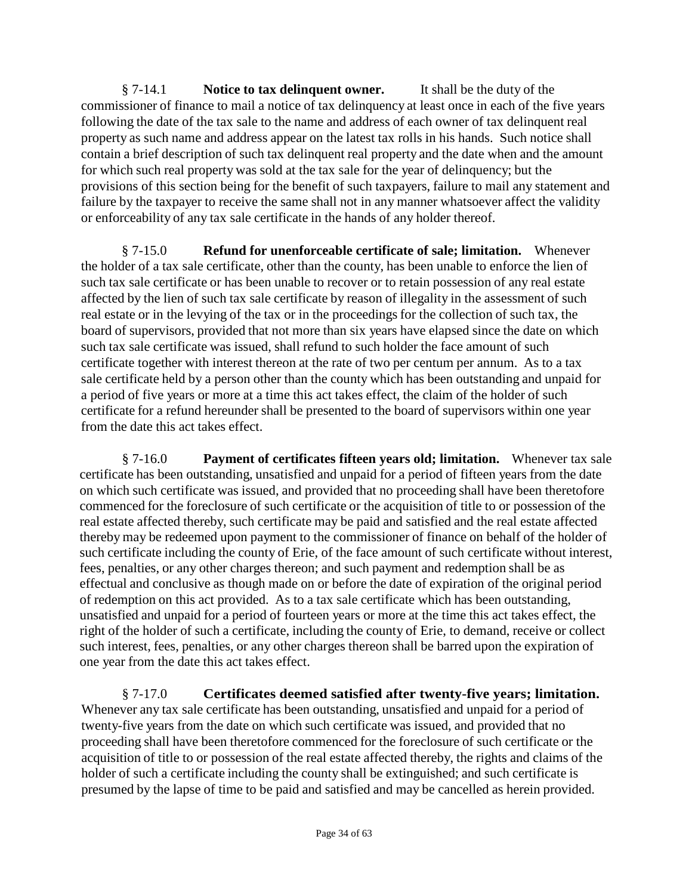§ 7-14.1 **Notice to tax delinquent owner.** It shall be the duty of the commissioner of finance to mail a notice of tax delinquency at least once in each of the five years following the date of the tax sale to the name and address of each owner of tax delinquent real property as such name and address appear on the latest tax rolls in his hands. Such notice shall contain a brief description of such tax delinquent real property and the date when and the amount for which such real property was sold at the tax sale for the year of delinquency; but the provisions of this section being for the benefit of such taxpayers, failure to mail any statement and failure by the taxpayer to receive the same shall not in any manner whatsoever affect the validity or enforceability of any tax sale certificate in the hands of any holder thereof.

§ 7-15.0 **Refund for unenforceable certificate of sale; limitation.** Whenever the holder of a tax sale certificate, other than the county, has been unable to enforce the lien of such tax sale certificate or has been unable to recover or to retain possession of any real estate affected by the lien of such tax sale certificate by reason of illegality in the assessment of such real estate or in the levying of the tax or in the proceedings for the collection of such tax, the board of supervisors, provided that not more than six years have elapsed since the date on which such tax sale certificate was issued, shall refund to such holder the face amount of such certificate together with interest thereon at the rate of two per centum per annum. As to a tax sale certificate held by a person other than the county which has been outstanding and unpaid for a period of five years or more at a time this act takes effect, the claim of the holder of such certificate for a refund hereunder shall be presented to the board of supervisors within one year from the date this act takes effect.

§ 7-16.0 **Payment of certificates fifteen years old; limitation.** Whenever tax sale certificate has been outstanding, unsatisfied and unpaid for a period of fifteen years from the date on which such certificate was issued, and provided that no proceeding shall have been theretofore commenced for the foreclosure of such certificate or the acquisition of title to or possession of the real estate affected thereby, such certificate may be paid and satisfied and the real estate affected thereby may be redeemed upon payment to the commissioner of finance on behalf of the holder of such certificate including the county of Erie, of the face amount of such certificate without interest, fees, penalties, or any other charges thereon; and such payment and redemption shall be as effectual and conclusive as though made on or before the date of expiration of the original period of redemption on this act provided. As to a tax sale certificate which has been outstanding, unsatisfied and unpaid for a period of fourteen years or more at the time this act takes effect, the right of the holder of such a certificate, including the county of Erie, to demand, receive or collect such interest, fees, penalties, or any other charges thereon shall be barred upon the expiration of one year from the date this act takes effect.

§ 7-17.0 **Certificates deemed satisfied after twenty-five years; limitation.** Whenever any tax sale certificate has been outstanding, unsatisfied and unpaid for a period of twenty-five years from the date on which such certificate was issued, and provided that no proceeding shall have been theretofore commenced for the foreclosure of such certificate or the acquisition of title to or possession of the real estate affected thereby, the rights and claims of the holder of such a certificate including the county shall be extinguished; and such certificate is presumed by the lapse of time to be paid and satisfied and may be cancelled as herein provided.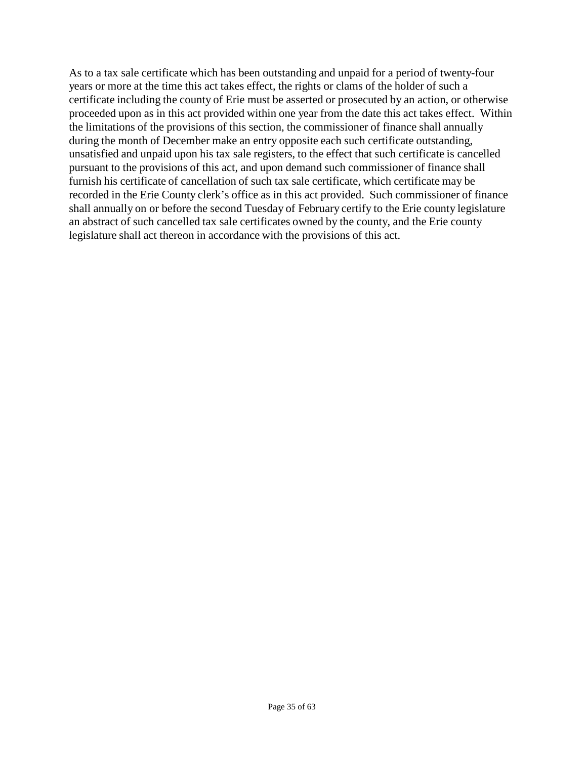As to a tax sale certificate which has been outstanding and unpaid for a period of twenty-four years or more at the time this act takes effect, the rights or clams of the holder of such a certificate including the county of Erie must be asserted or prosecuted by an action, or otherwise proceeded upon as in this act provided within one year from the date this act takes effect. Within the limitations of the provisions of this section, the commissioner of finance shall annually during the month of December make an entry opposite each such certificate outstanding, unsatisfied and unpaid upon his tax sale registers, to the effect that such certificate is cancelled pursuant to the provisions of this act, and upon demand such commissioner of finance shall furnish his certificate of cancellation of such tax sale certificate, which certificate may be recorded in the Erie County clerk's office as in this act provided. Such commissioner of finance shall annually on or before the second Tuesday of February certify to the Erie county legislature an abstract of such cancelled tax sale certificates owned by the county, and the Erie county legislature shall act thereon in accordance with the provisions of this act.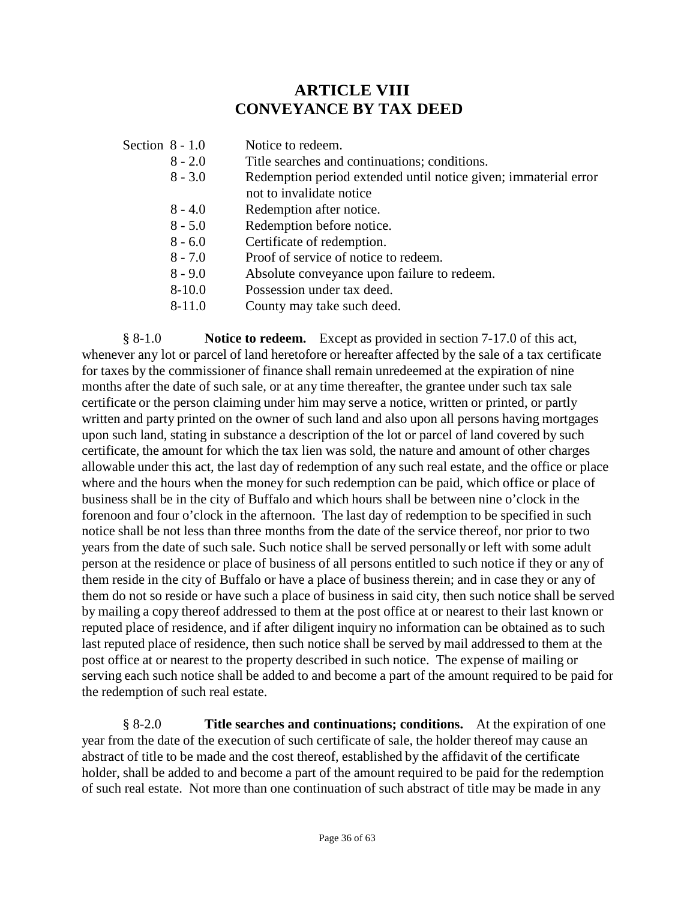# ARTICLE VIII
# CONVEYANCE BY TAX DEED

| Section | |
|---|---|
| 8 - 1.0 | Notice to redeem. |
| 8 - 2.0 | Title searches and continuations; conditions. |
| 8 - 3.0 | Redemption period extended until notice given; immaterial error not to invalidate notice |
| 8 - 4.0 | Redemption after notice. |
| 8 - 5.0 | Redemption before notice. |
| 8 - 6.0 | Certificate of redemption. |
| 8 - 7.0 | Proof of service of notice to redeem. |
| 8 - 9.0 | Absolute conveyance upon failure to redeem. |
| 8-10.0 | Possession under tax deed. |
| 8-11.0 | County may take such deed. |

§ 8-1.0 **Notice to redeem.** Except as provided in section 7-17.0 of this act, whenever any lot or parcel of land heretofore or hereafter affected by the sale of a tax certificate for taxes by the commissioner of finance shall remain unredeemed at the expiration of nine months after the date of such sale, or at any time thereafter, the grantee under such tax sale certificate or the person claiming under him may serve a notice, written or printed, or partly written and party printed on the owner of such land and also upon all persons having mortgages upon such land, stating in substance a description of the lot or parcel of land covered by such certificate, the amount for which the tax lien was sold, the nature and amount of other charges allowable under this act, the last day of redemption of any such real estate, and the office or place where and the hours when the money for such redemption can be paid, which office or place of business shall be in the city of Buffalo and which hours shall be between nine o'clock in the forenoon and four o'clock in the afternoon. The last day of redemption to be specified in such notice shall be not less than three months from the date of the service thereof, nor prior to two years from the date of such sale. Such notice shall be served personally or left with some adult person at the residence or place of business of all persons entitled to such notice if they or any of them reside in the city of Buffalo or have a place of business therein; and in case they or any of them do not so reside or have such a place of business in said city, then such notice shall be served by mailing a copy thereof addressed to them at the post office at or nearest to their last known or reputed place of residence, and if after diligent inquiry no information can be obtained as to such last reputed place of residence, then such notice shall be served by mail addressed to them at the post office at or nearest to the property described in such notice. The expense of mailing or serving each such notice shall be added to and become a part of the amount required to be paid for the redemption of such real estate.

§ 8-2.0 **Title searches and continuations; conditions.** At the expiration of one year from the date of the execution of such certificate of sale, the holder thereof may cause an abstract of title to be made and the cost thereof, established by the affidavit of the certificate holder, shall be added to and become a part of the amount required to be paid for the redemption of such real estate. Not more than one continuation of such abstract of title may be made in any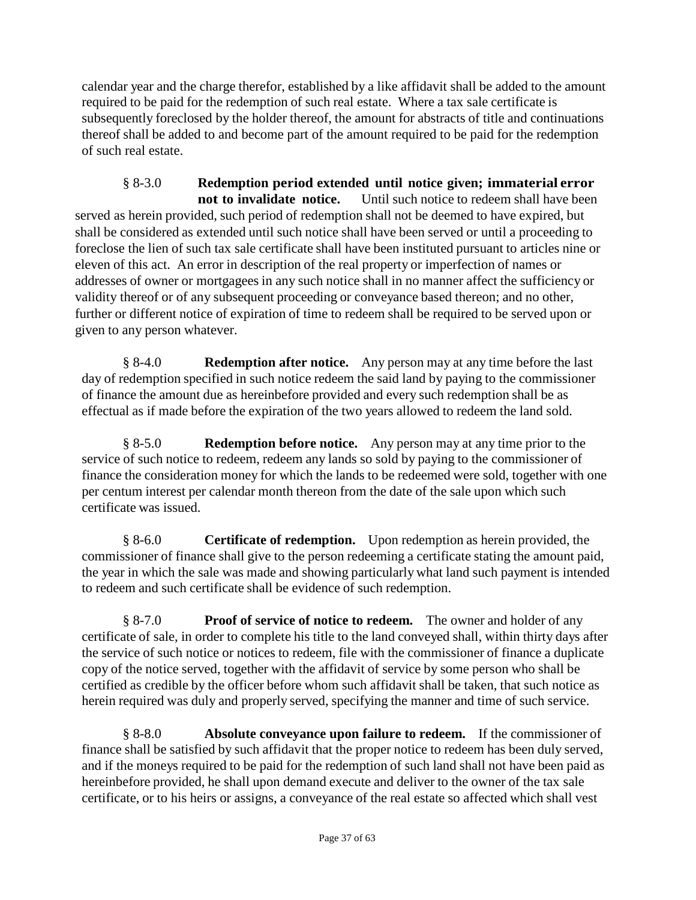calendar year and the charge therefor, established by a like affidavit shall be added to the amount required to be paid for the redemption of such real estate. Where a tax sale certificate is subsequently foreclosed by the holder thereof, the amount for abstracts of title and continuations thereof shall be added to and become part of the amount required to be paid for the redemption of such real estate.

§ 8-3.0 **Redemption period extended until notice given; immaterial error not to invalidate notice.** Until such notice to redeem shall have been served as herein provided, such period of redemption shall not be deemed to have expired, but shall be considered as extended until such notice shall have been served or until a proceeding to foreclose the lien of such tax sale certificate shall have been instituted pursuant to articles nine or eleven of this act. An error in description of the real property or imperfection of names or addresses of owner or mortgagees in any such notice shall in no manner affect the sufficiency or validity thereof or of any subsequent proceeding or conveyance based thereon; and no other, further or different notice of expiration of time to redeem shall be required to be served upon or given to any person whatever.

§ 8-4.0 **Redemption after notice.** Any person may at any time before the last day of redemption specified in such notice redeem the said land by paying to the commissioner of finance the amount due as hereinbefore provided and every such redemption shall be as effectual as if made before the expiration of the two years allowed to redeem the land sold.

§ 8-5.0 **Redemption before notice.** Any person may at any time prior to the service of such notice to redeem, redeem any lands so sold by paying to the commissioner of finance the consideration money for which the lands to be redeemed were sold, together with one per centum interest per calendar month thereon from the date of the sale upon which such certificate was issued.

§ 8-6.0 **Certificate of redemption.** Upon redemption as herein provided, the commissioner of finance shall give to the person redeeming a certificate stating the amount paid, the year in which the sale was made and showing particularly what land such payment is intended to redeem and such certificate shall be evidence of such redemption.

§ 8-7.0 **Proof of service of notice to redeem.** The owner and holder of any certificate of sale, in order to complete his title to the land conveyed shall, within thirty days after the service of such notice or notices to redeem, file with the commissioner of finance a duplicate copy of the notice served, together with the affidavit of service by some person who shall be certified as credible by the officer before whom such affidavit shall be taken, that such notice as herein required was duly and properly served, specifying the manner and time of such service.

§ 8-8.0 **Absolute conveyance upon failure to redeem.** If the commissioner of finance shall be satisfied by such affidavit that the proper notice to redeem has been duly served, and if the moneys required to be paid for the redemption of such land shall not have been paid as hereinbefore provided, he shall upon demand execute and deliver to the owner of the tax sale certificate, or to his heirs or assigns, a conveyance of the real estate so affected which shall vest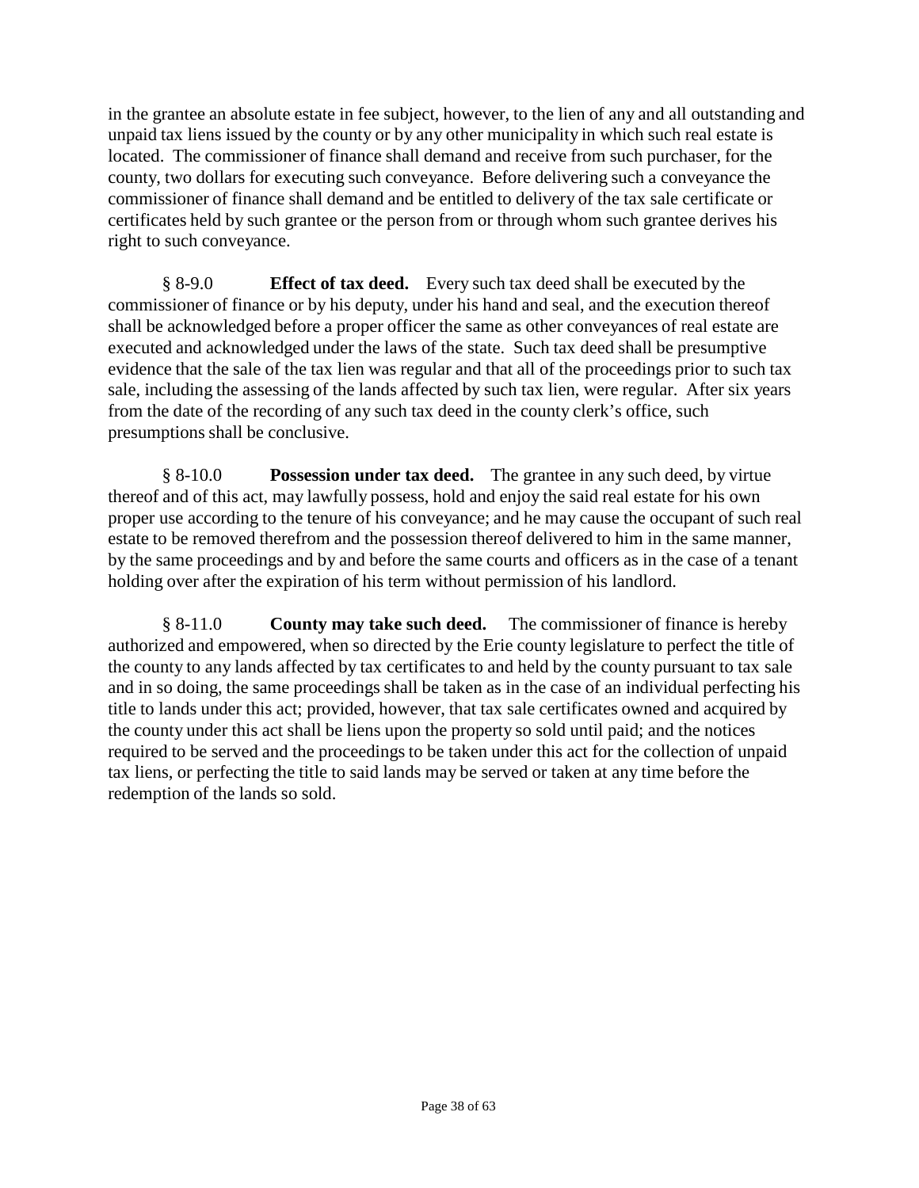in the grantee an absolute estate in fee subject, however, to the lien of any and all outstanding and unpaid tax liens issued by the county or by any other municipality in which such real estate is located. The commissioner of finance shall demand and receive from such purchaser, for the county, two dollars for executing such conveyance. Before delivering such a conveyance the commissioner of finance shall demand and be entitled to delivery of the tax sale certificate or certificates held by such grantee or the person from or through whom such grantee derives his right to such conveyance.

§ 8-9.0 **Effect of tax deed.** Every such tax deed shall be executed by the commissioner of finance or by his deputy, under his hand and seal, and the execution thereof shall be acknowledged before a proper officer the same as other conveyances of real estate are executed and acknowledged under the laws of the state. Such tax deed shall be presumptive evidence that the sale of the tax lien was regular and that all of the proceedings prior to such tax sale, including the assessing of the lands affected by such tax lien, were regular. After six years from the date of the recording of any such tax deed in the county clerk's office, such presumptions shall be conclusive.

§ 8-10.0 **Possession under tax deed.** The grantee in any such deed, by virtue thereof and of this act, may lawfully possess, hold and enjoy the said real estate for his own proper use according to the tenure of his conveyance; and he may cause the occupant of such real estate to be removed therefrom and the possession thereof delivered to him in the same manner, by the same proceedings and by and before the same courts and officers as in the case of a tenant holding over after the expiration of his term without permission of his landlord.

§ 8-11.0 **County may take such deed.** The commissioner of finance is hereby authorized and empowered, when so directed by the Erie county legislature to perfect the title of the county to any lands affected by tax certificates to and held by the county pursuant to tax sale and in so doing, the same proceedings shall be taken as in the case of an individual perfecting his title to lands under this act; provided, however, that tax sale certificates owned and acquired by the county under this act shall be liens upon the property so sold until paid; and the notices required to be served and the proceedings to be taken under this act for the collection of unpaid tax liens, or perfecting the title to said lands may be served or taken at any time before the redemption of the lands so sold.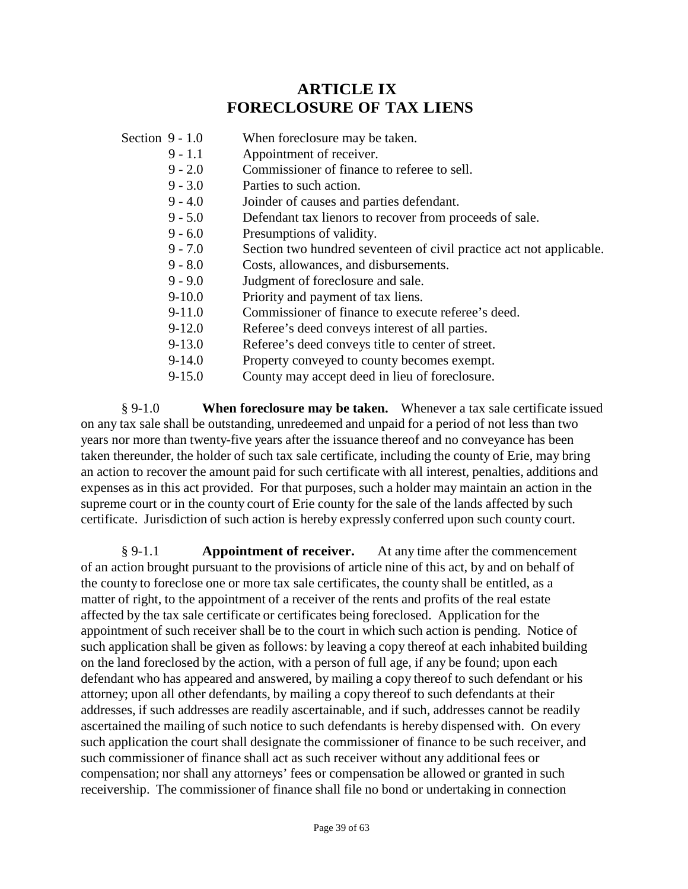# ARTICLE IX
# FORECLOSURE OF TAX LIENS

| Section | |
|---|---|
| 9 - 1.0 | When foreclosure may be taken. |
| 9 - 1.1 | Appointment of receiver. |
| 9 - 2.0 | Commissioner of finance to referee to sell. |
| 9 - 3.0 | Parties to such action. |
| 9 - 4.0 | Joinder of causes and parties defendant. |
| 9 - 5.0 | Defendant tax lienors to recover from proceeds of sale. |
| 9 - 6.0 | Presumptions of validity. |
| 9 - 7.0 | Section two hundred seventeen of civil practice act not applicable. |
| 9 - 8.0 | Costs, allowances, and disbursements. |
| 9 - 9.0 | Judgment of foreclosure and sale. |
| 9-10.0 | Priority and payment of tax liens. |
| 9-11.0 | Commissioner of finance to execute referee's deed. |
| 9-12.0 | Referee's deed conveys interest of all parties. |
| 9-13.0 | Referee's deed conveys title to center of street. |
| 9-14.0 | Property conveyed to county becomes exempt. |
| 9-15.0 | County may accept deed in lieu of foreclosure. |

§ 9-1.0 **When foreclosure may be taken.** Whenever a tax sale certificate issued on any tax sale shall be outstanding, unredeemed and unpaid for a period of not less than two years nor more than twenty-five years after the issuance thereof and no conveyance has been taken thereunder, the holder of such tax sale certificate, including the county of Erie, may bring an action to recover the amount paid for such certificate with all interest, penalties, additions and expenses as in this act provided. For that purposes, such a holder may maintain an action in the supreme court or in the county court of Erie county for the sale of the lands affected by such certificate. Jurisdiction of such action is hereby expressly conferred upon such county court.

§ 9-1.1 **Appointment of receiver.** At any time after the commencement of an action brought pursuant to the provisions of article nine of this act, by and on behalf of the county to foreclose one or more tax sale certificates, the county shall be entitled, as a matter of right, to the appointment of a receiver of the rents and profits of the real estate affected by the tax sale certificate or certificates being foreclosed. Application for the appointment of such receiver shall be to the court in which such action is pending. Notice of such application shall be given as follows: by leaving a copy thereof at each inhabited building on the land foreclosed by the action, with a person of full age, if any be found; upon each defendant who has appeared and answered, by mailing a copy thereof to such defendant or his attorney; upon all other defendants, by mailing a copy thereof to such defendants at their addresses, if such addresses are readily ascertainable, and if such, addresses cannot be readily ascertained the mailing of such notice to such defendants is hereby dispensed with. On every such application the court shall designate the commissioner of finance to be such receiver, and such commissioner of finance shall act as such receiver without any additional fees or compensation; nor shall any attorneys' fees or compensation be allowed or granted in such receivership. The commissioner of finance shall file no bond or undertaking in connection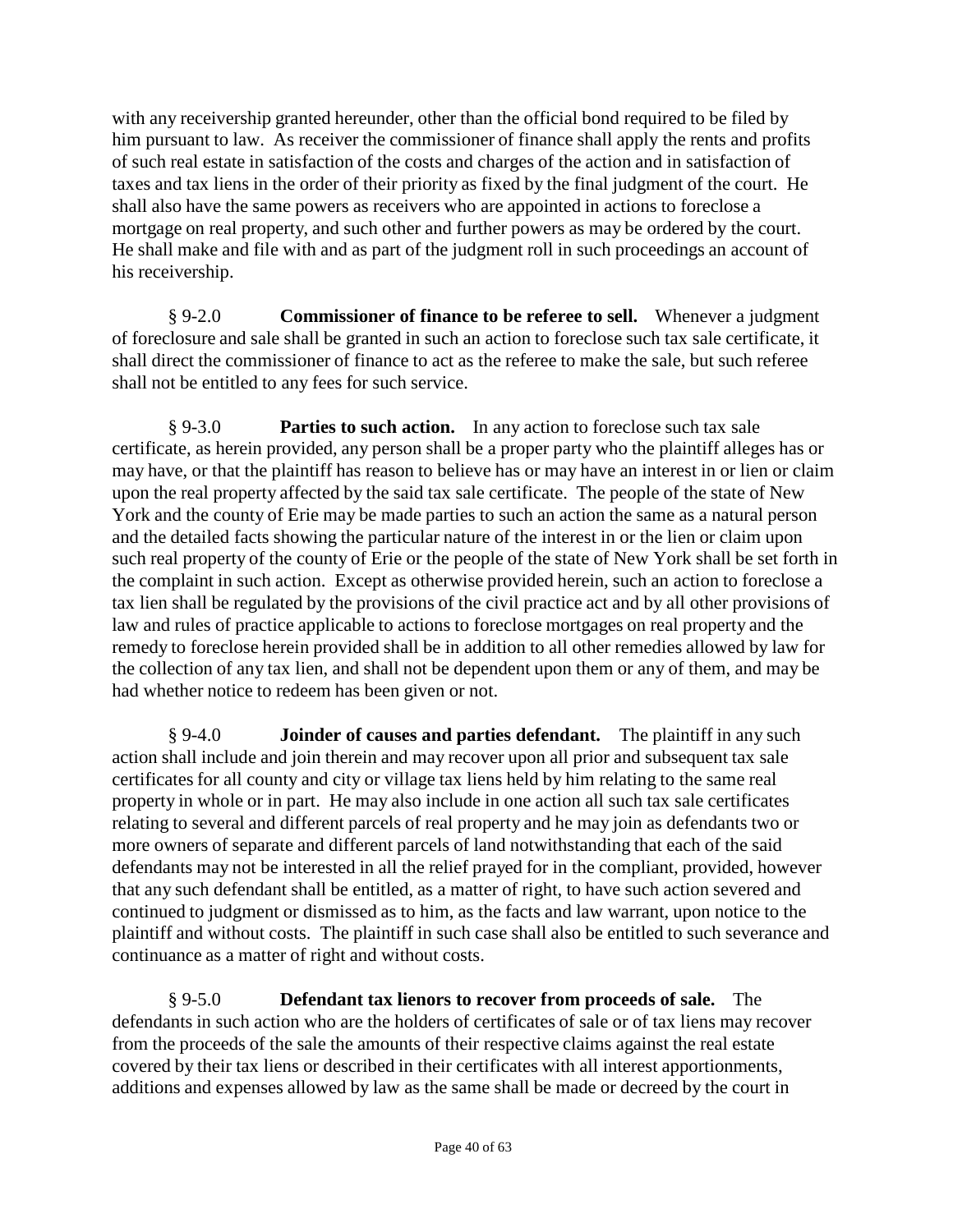with any receivership granted hereunder, other than the official bond required to be filed by him pursuant to law. As receiver the commissioner of finance shall apply the rents and profits of such real estate in satisfaction of the costs and charges of the action and in satisfaction of taxes and tax liens in the order of their priority as fixed by the final judgment of the court. He shall also have the same powers as receivers who are appointed in actions to foreclose a mortgage on real property, and such other and further powers as may be ordered by the court. He shall make and file with and as part of the judgment roll in such proceedings an account of his receivership.

§ 9-2.0 **Commissioner of finance to be referee to sell.** Whenever a judgment of foreclosure and sale shall be granted in such an action to foreclose such tax sale certificate, it shall direct the commissioner of finance to act as the referee to make the sale, but such referee shall not be entitled to any fees for such service.

§ 9-3.0 **Parties to such action.** In any action to foreclose such tax sale certificate, as herein provided, any person shall be a proper party who the plaintiff alleges has or may have, or that the plaintiff has reason to believe has or may have an interest in or lien or claim upon the real property affected by the said tax sale certificate. The people of the state of New York and the county of Erie may be made parties to such an action the same as a natural person and the detailed facts showing the particular nature of the interest in or the lien or claim upon such real property of the county of Erie or the people of the state of New York shall be set forth in the complaint in such action. Except as otherwise provided herein, such an action to foreclose a tax lien shall be regulated by the provisions of the civil practice act and by all other provisions of law and rules of practice applicable to actions to foreclose mortgages on real property and the remedy to foreclose herein provided shall be in addition to all other remedies allowed by law for the collection of any tax lien, and shall not be dependent upon them or any of them, and may be had whether notice to redeem has been given or not.

§ 9-4.0 **Joinder of causes and parties defendant.** The plaintiff in any such action shall include and join therein and may recover upon all prior and subsequent tax sale certificates for all county and city or village tax liens held by him relating to the same real property in whole or in part. He may also include in one action all such tax sale certificates relating to several and different parcels of real property and he may join as defendants two or more owners of separate and different parcels of land notwithstanding that each of the said defendants may not be interested in all the relief prayed for in the compliant, provided, however that any such defendant shall be entitled, as a matter of right, to have such action severed and continued to judgment or dismissed as to him, as the facts and law warrant, upon notice to the plaintiff and without costs. The plaintiff in such case shall also be entitled to such severance and continuance as a matter of right and without costs.

§ 9-5.0 **Defendant tax lienors to recover from proceeds of sale.** The defendants in such action who are the holders of certificates of sale or of tax liens may recover from the proceeds of the sale the amounts of their respective claims against the real estate covered by their tax liens or described in their certificates with all interest apportionments, additions and expenses allowed by law as the same shall be made or decreed by the court in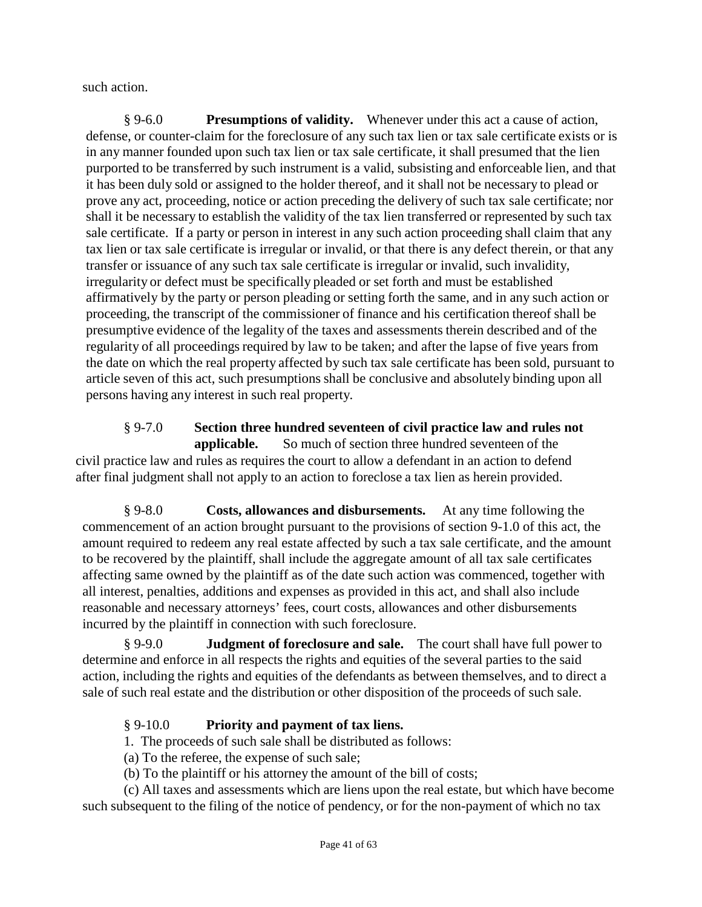such action.

§ 9-6.0 **Presumptions of validity.** Whenever under this act a cause of action, defense, or counter-claim for the foreclosure of any such tax lien or tax sale certificate exists or is in any manner founded upon such tax lien or tax sale certificate, it shall presumed that the lien purported to be transferred by such instrument is a valid, subsisting and enforceable lien, and that it has been duly sold or assigned to the holder thereof, and it shall not be necessary to plead or prove any act, proceeding, notice or action preceding the delivery of such tax sale certificate; nor shall it be necessary to establish the validity of the tax lien transferred or represented by such tax sale certificate. If a party or person in interest in any such action proceeding shall claim that any tax lien or tax sale certificate is irregular or invalid, or that there is any defect therein, or that any transfer or issuance of any such tax sale certificate is irregular or invalid, such invalidity, irregularity or defect must be specifically pleaded or set forth and must be established affirmatively by the party or person pleading or setting forth the same, and in any such action or proceeding, the transcript of the commissioner of finance and his certification thereof shall be presumptive evidence of the legality of the taxes and assessments therein described and of the regularity of all proceedings required by law to be taken; and after the lapse of five years from the date on which the real property affected by such tax sale certificate has been sold, pursuant to article seven of this act, such presumptions shall be conclusive and absolutely binding upon all persons having any interest in such real property.

§ 9-7.0 **Section three hundred seventeen of civil practice law and rules not applicable.** So much of section three hundred seventeen of the civil practice law and rules as requires the court to allow a defendant in an action to defend after final judgment shall not apply to an action to foreclose a tax lien as herein provided.

§ 9-8.0 **Costs, allowances and disbursements.** At any time following the commencement of an action brought pursuant to the provisions of section 9-1.0 of this act, the amount required to redeem any real estate affected by such a tax sale certificate, and the amount to be recovered by the plaintiff, shall include the aggregate amount of all tax sale certificates affecting same owned by the plaintiff as of the date such action was commenced, together with all interest, penalties, additions and expenses as provided in this act, and shall also include reasonable and necessary attorneys' fees, court costs, allowances and other disbursements incurred by the plaintiff in connection with such foreclosure.

§ 9-9.0 **Judgment of foreclosure and sale.** The court shall have full power to determine and enforce in all respects the rights and equities of the several parties to the said action, including the rights and equities of the defendants as between themselves, and to direct a sale of such real estate and the distribution or other disposition of the proceeds of such sale.

§ 9-10.0 **Priority and payment of tax liens.**

1. The proceeds of such sale shall be distributed as follows:

(a) To the referee, the expense of such sale;

(b) To the plaintiff or his attorney the amount of the bill of costs;

(c) All taxes and assessments which are liens upon the real estate, but which have become such subsequent to the filing of the notice of pendency, or for the non-payment of which no tax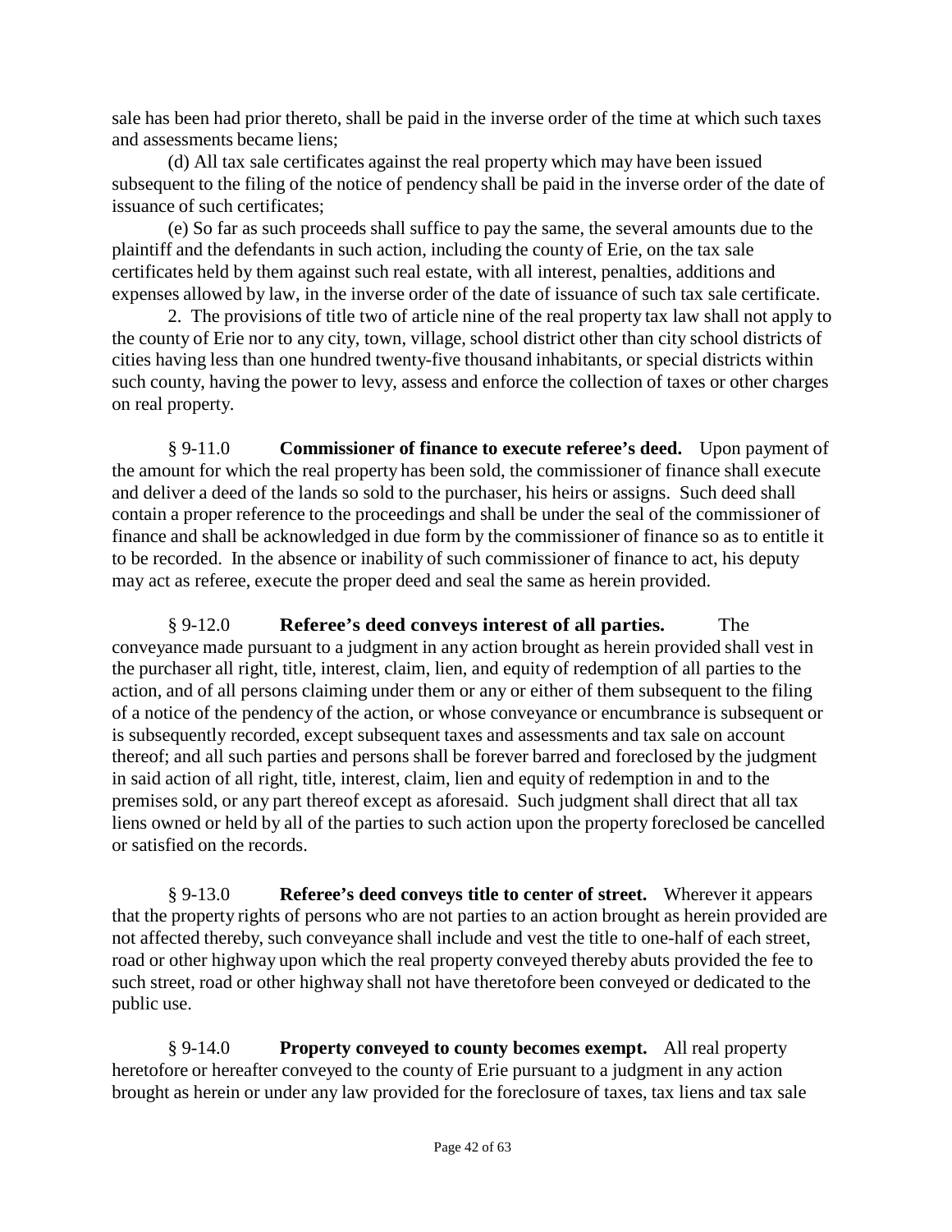sale has been had prior thereto, shall be paid in the inverse order of the time at which such taxes and assessments became liens;

(d) All tax sale certificates against the real property which may have been issued subsequent to the filing of the notice of pendency shall be paid in the inverse order of the date of issuance of such certificates;

(e) So far as such proceeds shall suffice to pay the same, the several amounts due to the plaintiff and the defendants in such action, including the county of Erie, on the tax sale certificates held by them against such real estate, with all interest, penalties, additions and expenses allowed by law, in the inverse order of the date of issuance of such tax sale certificate.

2. The provisions of title two of article nine of the real property tax law shall not apply to the county of Erie nor to any city, town, village, school district other than city school districts of cities having less than one hundred twenty-five thousand inhabitants, or special districts within such county, having the power to levy, assess and enforce the collection of taxes or other charges on real property.

§ 9-11.0 **Commissioner of finance to execute referee's deed.** Upon payment of the amount for which the real property has been sold, the commissioner of finance shall execute and deliver a deed of the lands so sold to the purchaser, his heirs or assigns. Such deed shall contain a proper reference to the proceedings and shall be under the seal of the commissioner of finance and shall be acknowledged in due form by the commissioner of finance so as to entitle it to be recorded. In the absence or inability of such commissioner of finance to act, his deputy may act as referee, execute the proper deed and seal the same as herein provided.

§ 9-12.0 **Referee's deed conveys interest of all parties.** The conveyance made pursuant to a judgment in any action brought as herein provided shall vest in the purchaser all right, title, interest, claim, lien, and equity of redemption of all parties to the action, and of all persons claiming under them or any or either of them subsequent to the filing of a notice of the pendency of the action, or whose conveyance or encumbrance is subsequent or is subsequently recorded, except subsequent taxes and assessments and tax sale on account thereof; and all such parties and persons shall be forever barred and foreclosed by the judgment in said action of all right, title, interest, claim, lien and equity of redemption in and to the premises sold, or any part thereof except as aforesaid. Such judgment shall direct that all tax liens owned or held by all of the parties to such action upon the property foreclosed be cancelled or satisfied on the records.

§ 9-13.0 **Referee's deed conveys title to center of street.** Wherever it appears that the property rights of persons who are not parties to an action brought as herein provided are not affected thereby, such conveyance shall include and vest the title to one-half of each street, road or other highway upon which the real property conveyed thereby abuts provided the fee to such street, road or other highway shall not have theretofore been conveyed or dedicated to the public use.

§ 9-14.0 **Property conveyed to county becomes exempt.** All real property heretofore or hereafter conveyed to the county of Erie pursuant to a judgment in any action brought as herein or under any law provided for the foreclosure of taxes, tax liens and tax sale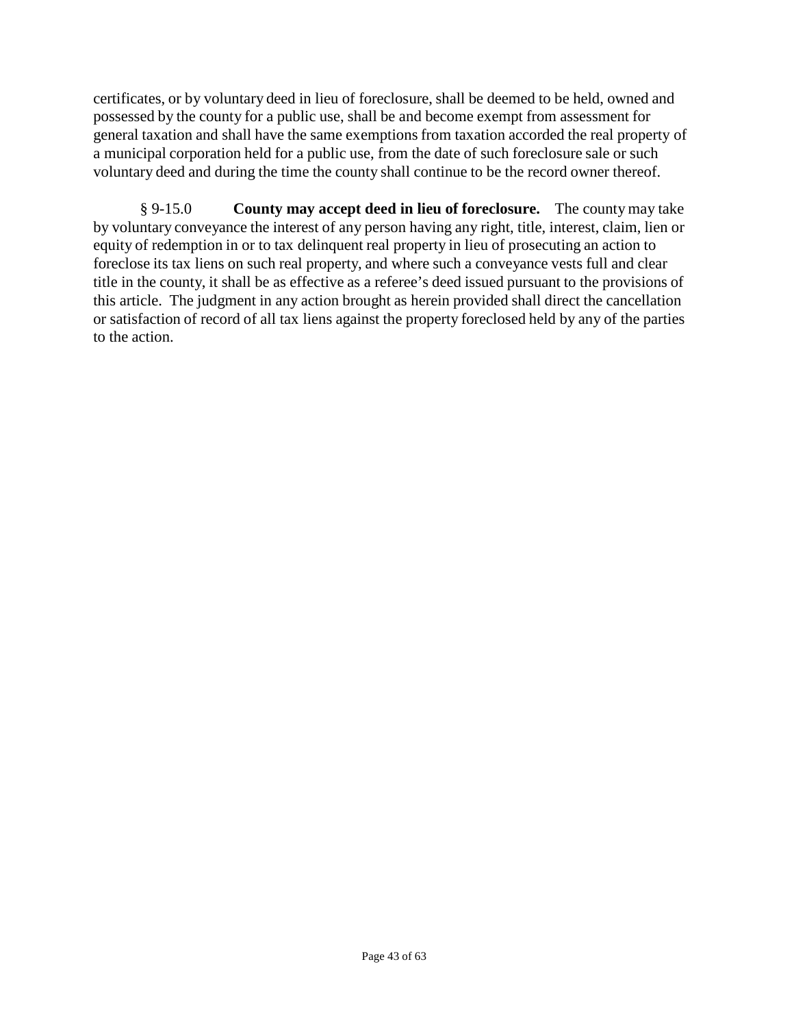certificates, or by voluntary deed in lieu of foreclosure, shall be deemed to be held, owned and possessed by the county for a public use, shall be and become exempt from assessment for general taxation and shall have the same exemptions from taxation accorded the real property of a municipal corporation held for a public use, from the date of such foreclosure sale or such voluntary deed and during the time the county shall continue to be the record owner thereof.

§ 9-15.0 **County may accept deed in lieu of foreclosure.** The county may take by voluntary conveyance the interest of any person having any right, title, interest, claim, lien or equity of redemption in or to tax delinquent real property in lieu of prosecuting an action to foreclose its tax liens on such real property, and where such a conveyance vests full and clear title in the county, it shall be as effective as a referee's deed issued pursuant to the provisions of this article. The judgment in any action brought as herein provided shall direct the cancellation or satisfaction of record of all tax liens against the property foreclosed held by any of the parties to the action.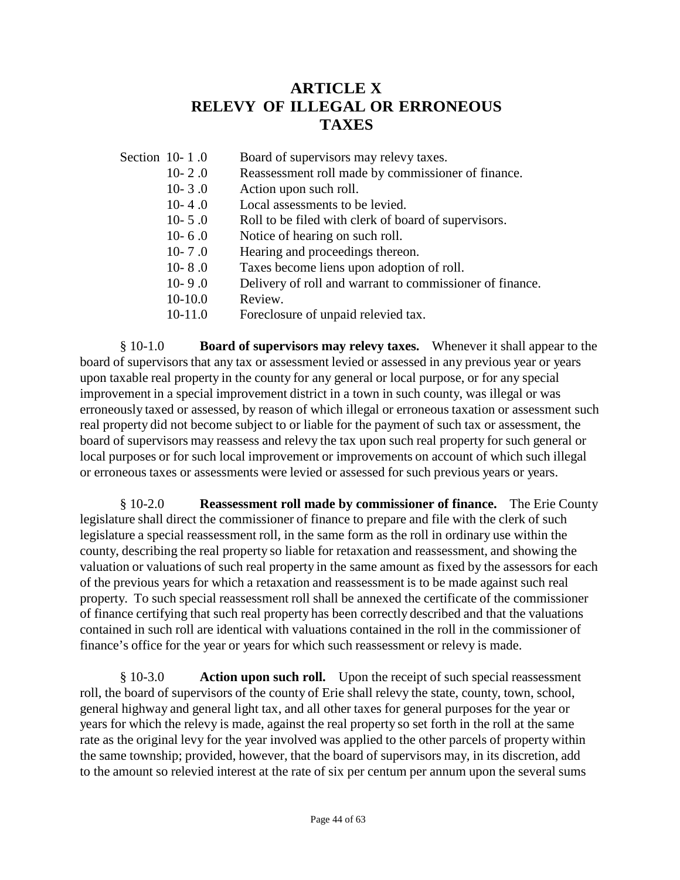# ARTICLE X
# RELEVY OF ILLEGAL OR ERRONEOUS TAXES

| Section | |
|---|---|
| 10- 1 .0 | Board of supervisors may relevy taxes. |
| 10- 2 .0 | Reassessment roll made by commissioner of finance. |
| 10- 3 .0 | Action upon such roll. |
| 10- 4 .0 | Local assessments to be levied. |
| 10- 5 .0 | Roll to be filed with clerk of board of supervisors. |
| 10- 6 .0 | Notice of hearing on such roll. |
| 10- 7 .0 | Hearing and proceedings thereon. |
| 10- 8 .0 | Taxes become liens upon adoption of roll. |
| 10- 9 .0 | Delivery of roll and warrant to commissioner of finance. |
| 10-10.0 | Review. |
| 10-11.0 | Foreclosure of unpaid relevied tax. |

§ 10-1.0 **Board of supervisors may relevy taxes.** Whenever it shall appear to the board of supervisors that any tax or assessment levied or assessed in any previous year or years upon taxable real property in the county for any general or local purpose, or for any special improvement in a special improvement district in a town in such county, was illegal or was erroneously taxed or assessed, by reason of which illegal or erroneous taxation or assessment such real property did not become subject to or liable for the payment of such tax or assessment, the board of supervisors may reassess and relevy the tax upon such real property for such general or local purposes or for such local improvement or improvements on account of which such illegal or erroneous taxes or assessments were levied or assessed for such previous years or years.

§ 10-2.0 **Reassessment roll made by commissioner of finance.** The Erie County legislature shall direct the commissioner of finance to prepare and file with the clerk of such legislature a special reassessment roll, in the same form as the roll in ordinary use within the county, describing the real property so liable for retaxation and reassessment, and showing the valuation or valuations of such real property in the same amount as fixed by the assessors for each of the previous years for which a retaxation and reassessment is to be made against such real property. To such special reassessment roll shall be annexed the certificate of the commissioner of finance certifying that such real property has been correctly described and that the valuations contained in such roll are identical with valuations contained in the roll in the commissioner of finance's office for the year or years for which such reassessment or relevy is made.

§ 10-3.0 **Action upon such roll.** Upon the receipt of such special reassessment roll, the board of supervisors of the county of Erie shall relevy the state, county, town, school, general highway and general light tax, and all other taxes for general purposes for the year or years for which the relevy is made, against the real property so set forth in the roll at the same rate as the original levy for the year involved was applied to the other parcels of property within the same township; provided, however, that the board of supervisors may, in its discretion, add to the amount so relevied interest at the rate of six per centum per annum upon the several sums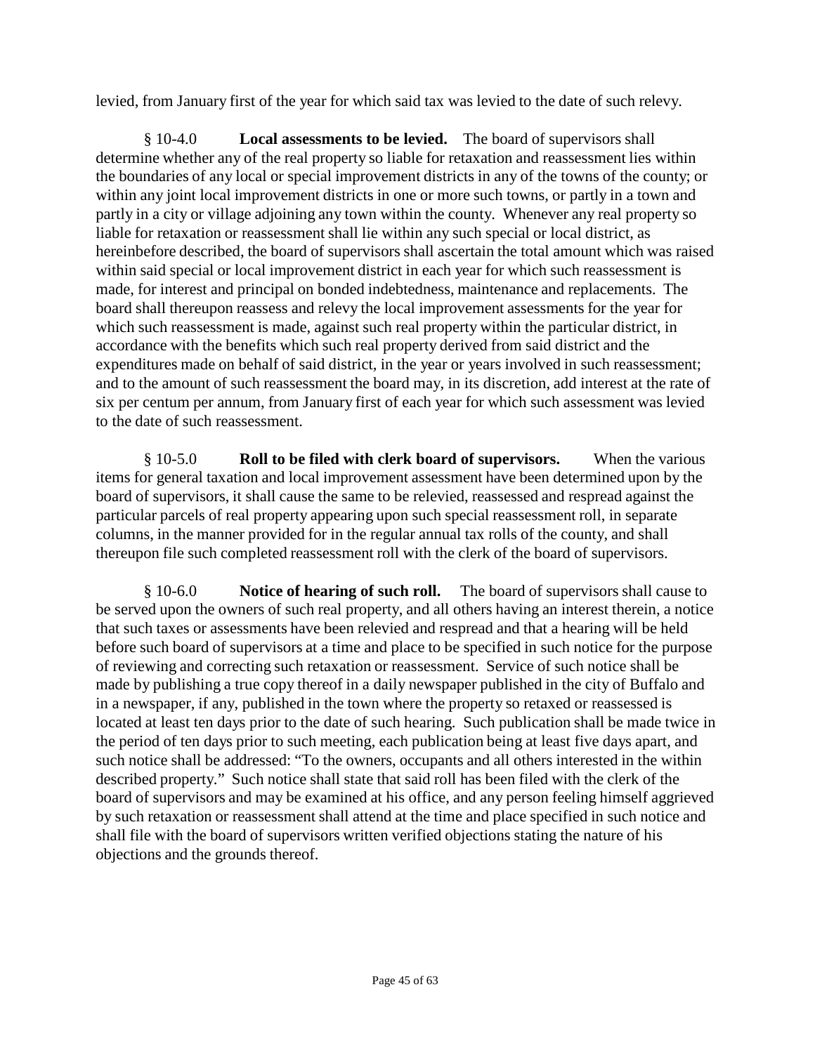levied, from January first of the year for which said tax was levied to the date of such relevy.

§ 10-4.0 **Local assessments to be levied.** The board of supervisors shall determine whether any of the real property so liable for retaxation and reassessment lies within the boundaries of any local or special improvement districts in any of the towns of the county; or within any joint local improvement districts in one or more such towns, or partly in a town and partly in a city or village adjoining any town within the county. Whenever any real property so liable for retaxation or reassessment shall lie within any such special or local district, as hereinbefore described, the board of supervisors shall ascertain the total amount which was raised within said special or local improvement district in each year for which such reassessment is made, for interest and principal on bonded indebtedness, maintenance and replacements. The board shall thereupon reassess and relevy the local improvement assessments for the year for which such reassessment is made, against such real property within the particular district, in accordance with the benefits which such real property derived from said district and the expenditures made on behalf of said district, in the year or years involved in such reassessment; and to the amount of such reassessment the board may, in its discretion, add interest at the rate of six per centum per annum, from January first of each year for which such assessment was levied to the date of such reassessment.

§ 10-5.0 **Roll to be filed with clerk board of supervisors.** When the various items for general taxation and local improvement assessment have been determined upon by the board of supervisors, it shall cause the same to be relevied, reassessed and respread against the particular parcels of real property appearing upon such special reassessment roll, in separate columns, in the manner provided for in the regular annual tax rolls of the county, and shall thereupon file such completed reassessment roll with the clerk of the board of supervisors.

§ 10-6.0 **Notice of hearing of such roll.** The board of supervisors shall cause to be served upon the owners of such real property, and all others having an interest therein, a notice that such taxes or assessments have been relevied and respread and that a hearing will be held before such board of supervisors at a time and place to be specified in such notice for the purpose of reviewing and correcting such retaxation or reassessment. Service of such notice shall be made by publishing a true copy thereof in a daily newspaper published in the city of Buffalo and in a newspaper, if any, published in the town where the property so retaxed or reassessed is located at least ten days prior to the date of such hearing. Such publication shall be made twice in the period of ten days prior to such meeting, each publication being at least five days apart, and such notice shall be addressed: "To the owners, occupants and all others interested in the within described property." Such notice shall state that said roll has been filed with the clerk of the board of supervisors and may be examined at his office, and any person feeling himself aggrieved by such retaxation or reassessment shall attend at the time and place specified in such notice and shall file with the board of supervisors written verified objections stating the nature of his objections and the grounds thereof.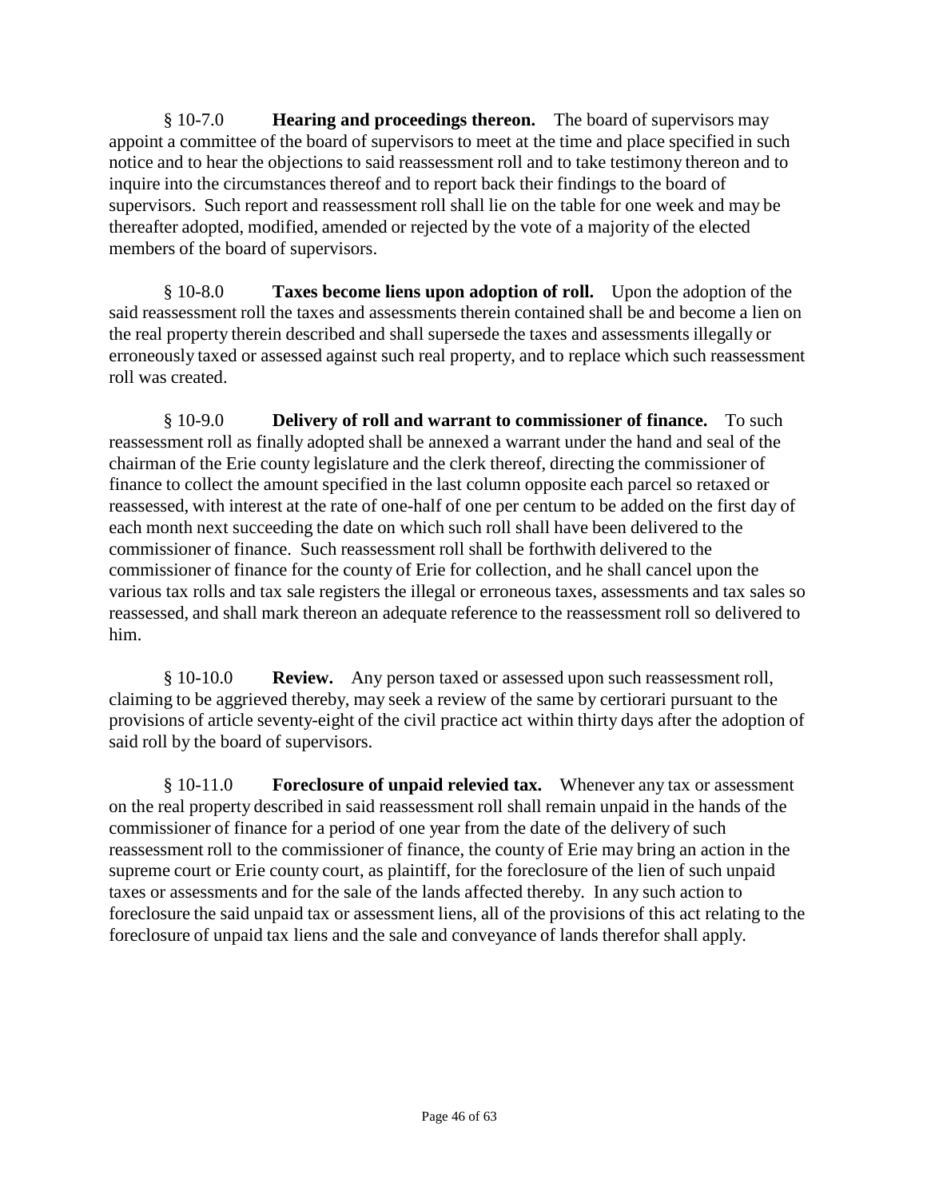§ 10-7.0 **Hearing and proceedings thereon.** The board of supervisors may appoint a committee of the board of supervisors to meet at the time and place specified in such notice and to hear the objections to said reassessment roll and to take testimony thereon and to inquire into the circumstances thereof and to report back their findings to the board of supervisors. Such report and reassessment roll shall lie on the table for one week and may be thereafter adopted, modified, amended or rejected by the vote of a majority of the elected members of the board of supervisors.

§ 10-8.0 **Taxes become liens upon adoption of roll.** Upon the adoption of the said reassessment roll the taxes and assessments therein contained shall be and become a lien on the real property therein described and shall supersede the taxes and assessments illegally or erroneously taxed or assessed against such real property, and to replace which such reassessment roll was created.

§ 10-9.0 **Delivery of roll and warrant to commissioner of finance.** To such reassessment roll as finally adopted shall be annexed a warrant under the hand and seal of the chairman of the Erie county legislature and the clerk thereof, directing the commissioner of finance to collect the amount specified in the last column opposite each parcel so retaxed or reassessed, with interest at the rate of one-half of one per centum to be added on the first day of each month next succeeding the date on which such roll shall have been delivered to the commissioner of finance. Such reassessment roll shall be forthwith delivered to the commissioner of finance for the county of Erie for collection, and he shall cancel upon the various tax rolls and tax sale registers the illegal or erroneous taxes, assessments and tax sales so reassessed, and shall mark thereon an adequate reference to the reassessment roll so delivered to him.

§ 10-10.0 **Review.** Any person taxed or assessed upon such reassessment roll, claiming to be aggrieved thereby, may seek a review of the same by certiorari pursuant to the provisions of article seventy-eight of the civil practice act within thirty days after the adoption of said roll by the board of supervisors.

§ 10-11.0 **Foreclosure of unpaid relevied tax.** Whenever any tax or assessment on the real property described in said reassessment roll shall remain unpaid in the hands of the commissioner of finance for a period of one year from the date of the delivery of such reassessment roll to the commissioner of finance, the county of Erie may bring an action in the supreme court or Erie county court, as plaintiff, for the foreclosure of the lien of such unpaid taxes or assessments and for the sale of the lands affected thereby. In any such action to foreclosure the said unpaid tax or assessment liens, all of the provisions of this act relating to the foreclosure of unpaid tax liens and the sale and conveyance of lands therefor shall apply.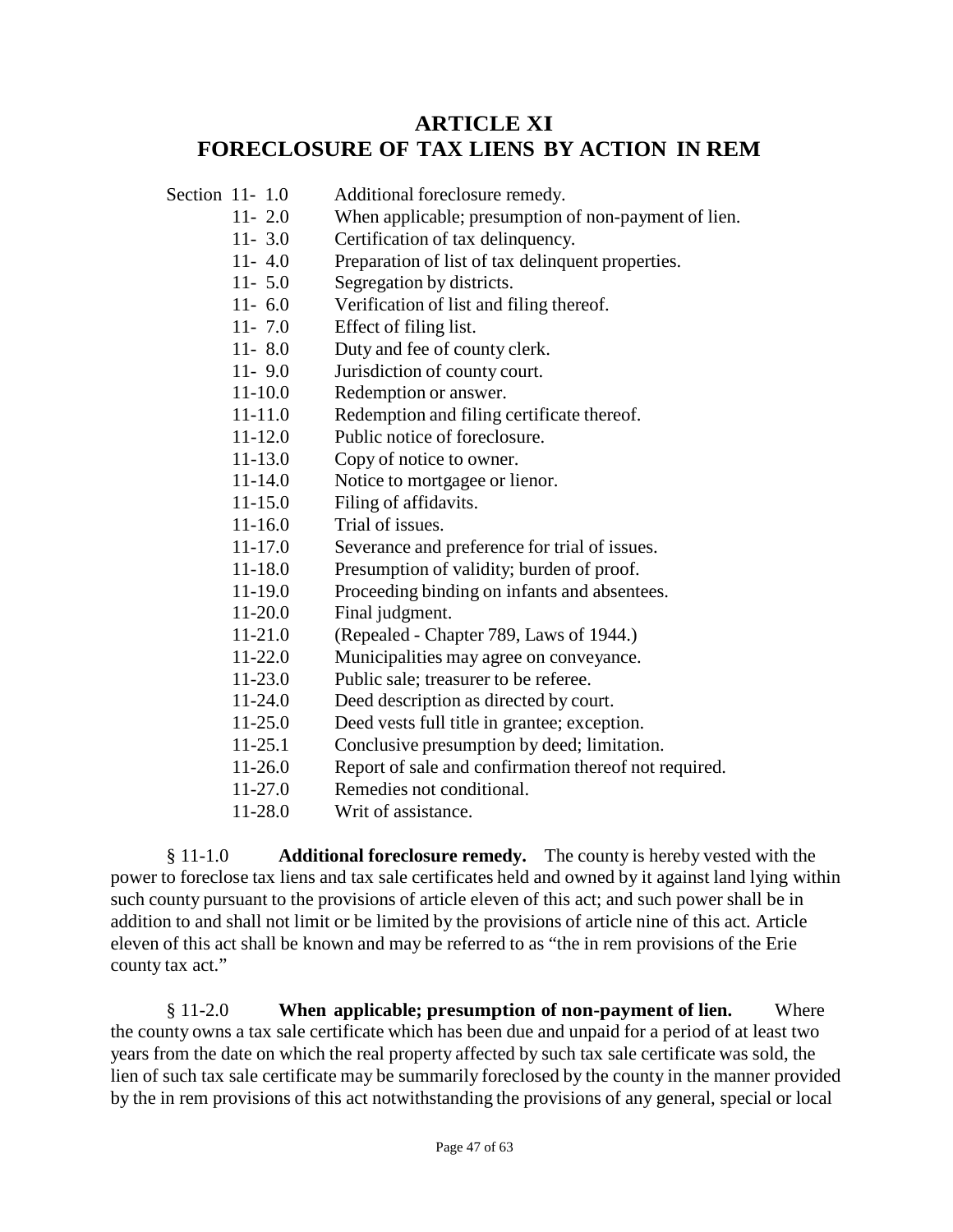# ARTICLE XI
# FORECLOSURE OF TAX LIENS BY ACTION IN REM

| Section | |
|---|---|
| 11- 1.0 | Additional foreclosure remedy. |
| 11- 2.0 | When applicable; presumption of non-payment of lien. |
| 11- 3.0 | Certification of tax delinquency. |
| 11- 4.0 | Preparation of list of tax delinquent properties. |
| 11- 5.0 | Segregation by districts. |
| 11- 6.0 | Verification of list and filing thereof. |
| 11- 7.0 | Effect of filing list. |
| 11- 8.0 | Duty and fee of county clerk. |
| 11- 9.0 | Jurisdiction of county court. |
| 11-10.0 | Redemption or answer. |
| 11-11.0 | Redemption and filing certificate thereof. |
| 11-12.0 | Public notice of foreclosure. |
| 11-13.0 | Copy of notice to owner. |
| 11-14.0 | Notice to mortgagee or lienor. |
| 11-15.0 | Filing of affidavits. |
| 11-16.0 | Trial of issues. |
| 11-17.0 | Severance and preference for trial of issues. |
| 11-18.0 | Presumption of validity; burden of proof. |
| 11-19.0 | Proceeding binding on infants and absentees. |
| 11-20.0 | Final judgment. |
| 11-21.0 | (Repealed - Chapter 789, Laws of 1944.) |
| 11-22.0 | Municipalities may agree on conveyance. |
| 11-23.0 | Public sale; treasurer to be referee. |
| 11-24.0 | Deed description as directed by court. |
| 11-25.0 | Deed vests full title in grantee; exception. |
| 11-25.1 | Conclusive presumption by deed; limitation. |
| 11-26.0 | Report of sale and confirmation thereof not required. |
| 11-27.0 | Remedies not conditional. |
| 11-28.0 | Writ of assistance. |

§ 11-1.0 **Additional foreclosure remedy.** The county is hereby vested with the power to foreclose tax liens and tax sale certificates held and owned by it against land lying within such county pursuant to the provisions of article eleven of this act; and such power shall be in addition to and shall not limit or be limited by the provisions of article nine of this act. Article eleven of this act shall be known and may be referred to as "the in rem provisions of the Erie county tax act."

§ 11-2.0 **When applicable; presumption of non-payment of lien.** Where the county owns a tax sale certificate which has been due and unpaid for a period of at least two years from the date on which the real property affected by such tax sale certificate was sold, the lien of such tax sale certificate may be summarily foreclosed by the county in the manner provided by the in rem provisions of this act notwithstanding the provisions of any general, special or local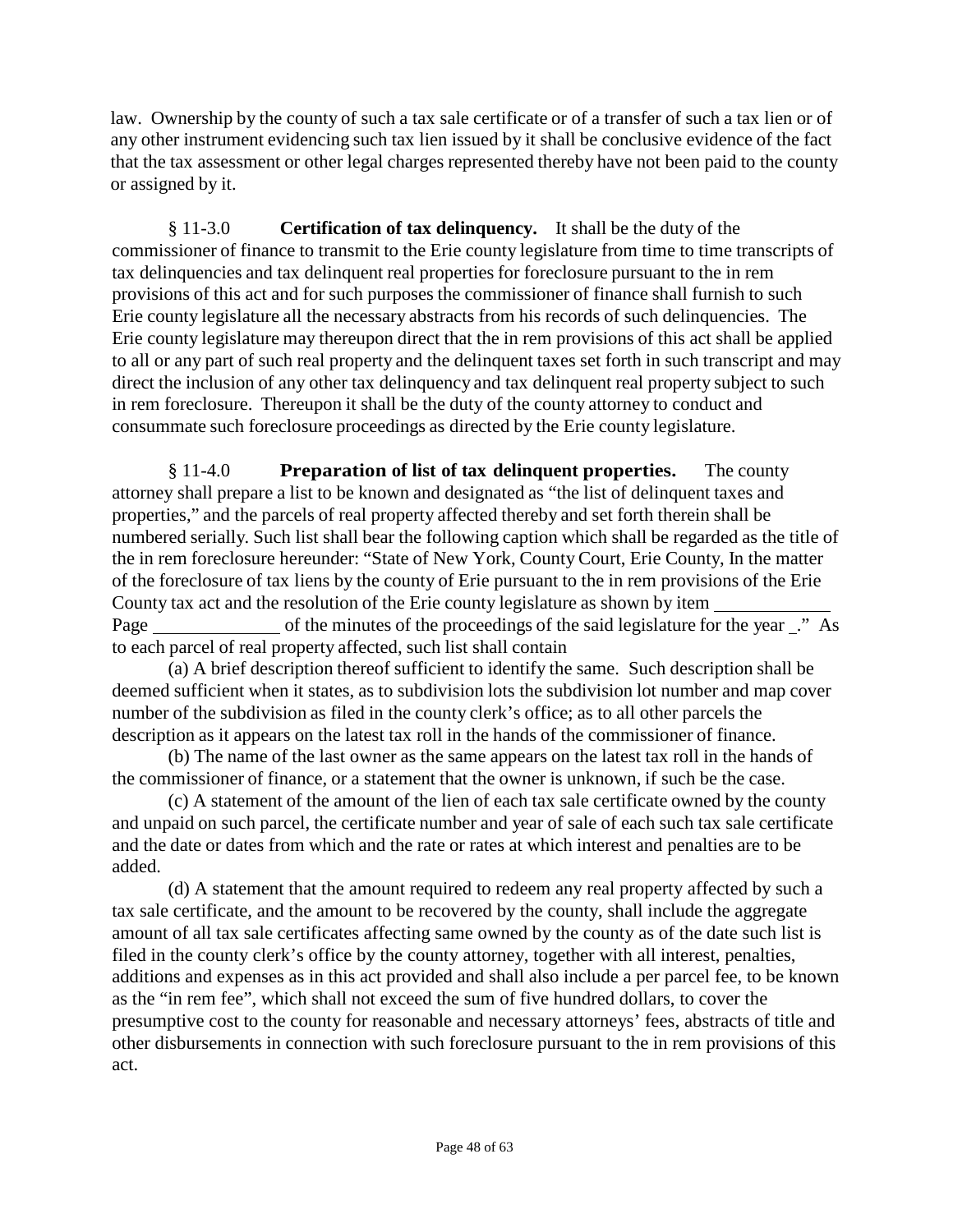law. Ownership by the county of such a tax sale certificate or of a transfer of such a tax lien or of any other instrument evidencing such tax lien issued by it shall be conclusive evidence of the fact that the tax assessment or other legal charges represented thereby have not been paid to the county or assigned by it.

§ 11-3.0 **Certification of tax delinquency.** It shall be the duty of the commissioner of finance to transmit to the Erie county legislature from time to time transcripts of tax delinquencies and tax delinquent real properties for foreclosure pursuant to the in rem provisions of this act and for such purposes the commissioner of finance shall furnish to such Erie county legislature all the necessary abstracts from his records of such delinquencies. The Erie county legislature may thereupon direct that the in rem provisions of this act shall be applied to all or any part of such real property and the delinquent taxes set forth in such transcript and may direct the inclusion of any other tax delinquency and tax delinquent real property subject to such in rem foreclosure. Thereupon it shall be the duty of the county attorney to conduct and consummate such foreclosure proceedings as directed by the Erie county legislature.

§ 11-4.0 **Preparation of list of tax delinquent properties.** The county attorney shall prepare a list to be known and designated as "the list of delinquent taxes and properties," and the parcels of real property affected thereby and set forth therein shall be numbered serially. Such list shall bear the following caption which shall be regarded as the title of the in rem foreclosure hereunder: "State of New York, County Court, Erie County, In the matter of the foreclosure of tax liens by the county of Erie pursuant to the in rem provisions of the Erie County tax act and the resolution of the Erie county legislature as shown by item ____________ Page ______________ of the minutes of the proceedings of the said legislature for the year _." As to each parcel of real property affected, such list shall contain

(a) A brief description thereof sufficient to identify the same. Such description shall be deemed sufficient when it states, as to subdivision lots the subdivision lot number and map cover number of the subdivision as filed in the county clerk's office; as to all other parcels the description as it appears on the latest tax roll in the hands of the commissioner of finance.

(b) The name of the last owner as the same appears on the latest tax roll in the hands of the commissioner of finance, or a statement that the owner is unknown, if such be the case.

(c) A statement of the amount of the lien of each tax sale certificate owned by the county and unpaid on such parcel, the certificate number and year of sale of each such tax sale certificate and the date or dates from which and the rate or rates at which interest and penalties are to be added.

(d) A statement that the amount required to redeem any real property affected by such a tax sale certificate, and the amount to be recovered by the county, shall include the aggregate amount of all tax sale certificates affecting same owned by the county as of the date such list is filed in the county clerk's office by the county attorney, together with all interest, penalties, additions and expenses as in this act provided and shall also include a per parcel fee, to be known as the "in rem fee", which shall not exceed the sum of five hundred dollars, to cover the presumptive cost to the county for reasonable and necessary attorneys' fees, abstracts of title and other disbursements in connection with such foreclosure pursuant to the in rem provisions of this act.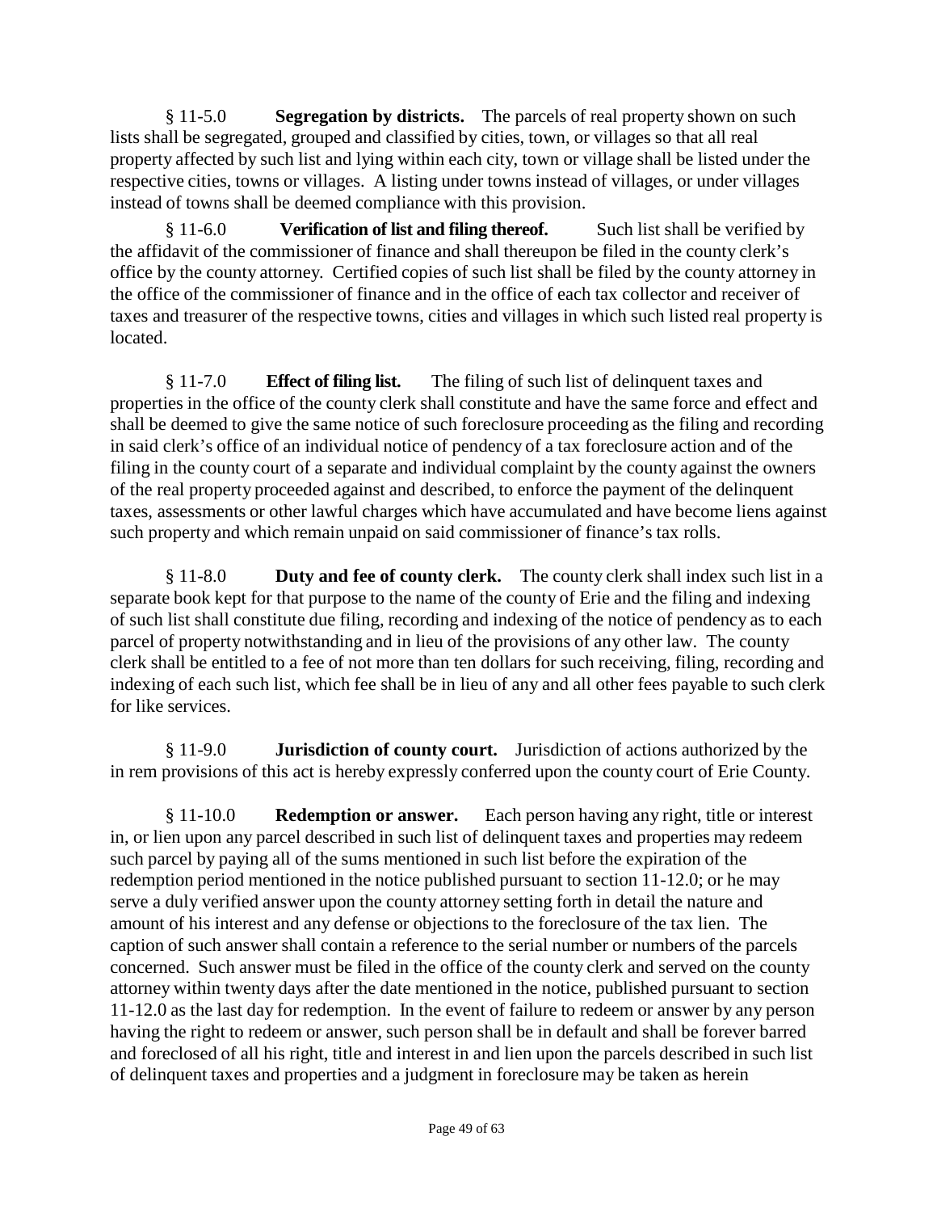§ 11-5.0 **Segregation by districts.** The parcels of real property shown on such lists shall be segregated, grouped and classified by cities, town, or villages so that all real property affected by such list and lying within each city, town or village shall be listed under the respective cities, towns or villages. A listing under towns instead of villages, or under villages instead of towns shall be deemed compliance with this provision.

§ 11-6.0 **Verification of list and filing thereof.** Such list shall be verified by the affidavit of the commissioner of finance and shall thereupon be filed in the county clerk's office by the county attorney. Certified copies of such list shall be filed by the county attorney in the office of the commissioner of finance and in the office of each tax collector and receiver of taxes and treasurer of the respective towns, cities and villages in which such listed real property is located.

§ 11-7.0 **Effect of filing list.** The filing of such list of delinquent taxes and properties in the office of the county clerk shall constitute and have the same force and effect and shall be deemed to give the same notice of such foreclosure proceeding as the filing and recording in said clerk's office of an individual notice of pendency of a tax foreclosure action and of the filing in the county court of a separate and individual complaint by the county against the owners of the real property proceeded against and described, to enforce the payment of the delinquent taxes, assessments or other lawful charges which have accumulated and have become liens against such property and which remain unpaid on said commissioner of finance's tax rolls.

§ 11-8.0 **Duty and fee of county clerk.** The county clerk shall index such list in a separate book kept for that purpose to the name of the county of Erie and the filing and indexing of such list shall constitute due filing, recording and indexing of the notice of pendency as to each parcel of property notwithstanding and in lieu of the provisions of any other law. The county clerk shall be entitled to a fee of not more than ten dollars for such receiving, filing, recording and indexing of each such list, which fee shall be in lieu of any and all other fees payable to such clerk for like services.

§ 11-9.0 **Jurisdiction of county court.** Jurisdiction of actions authorized by the in rem provisions of this act is hereby expressly conferred upon the county court of Erie County.

§ 11-10.0 **Redemption or answer.** Each person having any right, title or interest in, or lien upon any parcel described in such list of delinquent taxes and properties may redeem such parcel by paying all of the sums mentioned in such list before the expiration of the redemption period mentioned in the notice published pursuant to section 11-12.0; or he may serve a duly verified answer upon the county attorney setting forth in detail the nature and amount of his interest and any defense or objections to the foreclosure of the tax lien. The caption of such answer shall contain a reference to the serial number or numbers of the parcels concerned. Such answer must be filed in the office of the county clerk and served on the county attorney within twenty days after the date mentioned in the notice, published pursuant to section 11-12.0 as the last day for redemption. In the event of failure to redeem or answer by any person having the right to redeem or answer, such person shall be in default and shall be forever barred and foreclosed of all his right, title and interest in and lien upon the parcels described in such list of delinquent taxes and properties and a judgment in foreclosure may be taken as herein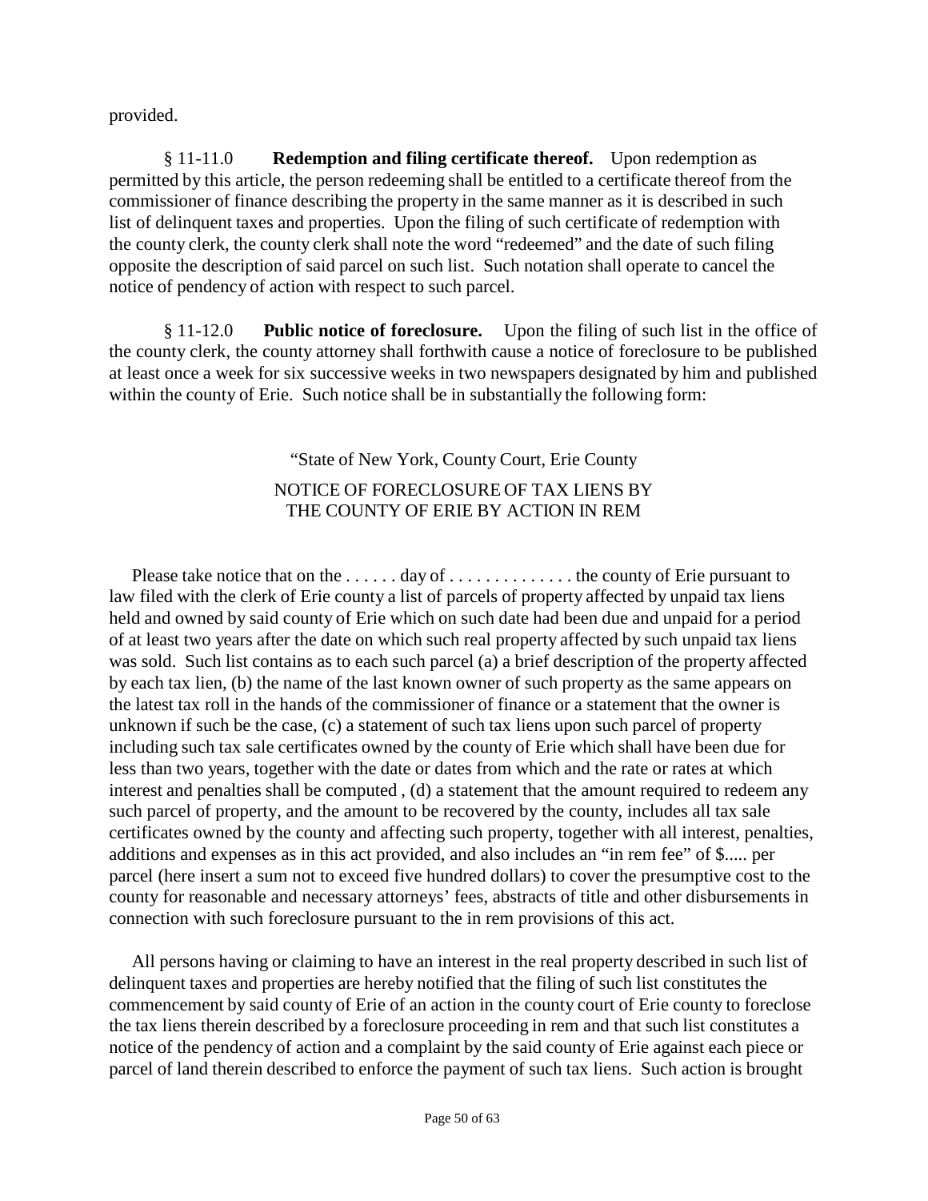provided.

§ 11-11.0 **Redemption and filing certificate thereof.** Upon redemption as permitted by this article, the person redeeming shall be entitled to a certificate thereof from the commissioner of finance describing the property in the same manner as it is described in such list of delinquent taxes and properties. Upon the filing of such certificate of redemption with the county clerk, the county clerk shall note the word "redeemed" and the date of such filing opposite the description of said parcel on such list. Such notation shall operate to cancel the notice of pendency of action with respect to such parcel.

§ 11-12.0 **Public notice of foreclosure.** Upon the filing of such list in the office of the county clerk, the county attorney shall forthwith cause a notice of foreclosure to be published at least once a week for six successive weeks in two newspapers designated by him and published within the county of Erie. Such notice shall be in substantially the following form:

"State of New York, County Court, Erie County

NOTICE OF FORECLOSURE OF TAX LIENS BY THE COUNTY OF ERIE BY ACTION IN REM

Please take notice that on the . . . . . . day of . . . . . . . . . . . . . . the county of Erie pursuant to law filed with the clerk of Erie county a list of parcels of property affected by unpaid tax liens held and owned by said county of Erie which on such date had been due and unpaid for a period of at least two years after the date on which such real property affected by such unpaid tax liens was sold. Such list contains as to each such parcel (a) a brief description of the property affected by each tax lien, (b) the name of the last known owner of such property as the same appears on the latest tax roll in the hands of the commissioner of finance or a statement that the owner is unknown if such be the case, (c) a statement of such tax liens upon such parcel of property including such tax sale certificates owned by the county of Erie which shall have been due for less than two years, together with the date or dates from which and the rate or rates at which interest and penalties shall be computed , (d) a statement that the amount required to redeem any such parcel of property, and the amount to be recovered by the county, includes all tax sale certificates owned by the county and affecting such property, together with all interest, penalties, additions and expenses as in this act provided, and also includes an "in rem fee" of $..... per parcel (here insert a sum not to exceed five hundred dollars) to cover the presumptive cost to the county for reasonable and necessary attorneys' fees, abstracts of title and other disbursements in connection with such foreclosure pursuant to the in rem provisions of this act.

All persons having or claiming to have an interest in the real property described in such list of delinquent taxes and properties are hereby notified that the filing of such list constitutes the commencement by said county of Erie of an action in the county court of Erie county to foreclose the tax liens therein described by a foreclosure proceeding in rem and that such list constitutes a notice of the pendency of action and a complaint by the said county of Erie against each piece or parcel of land therein described to enforce the payment of such tax liens. Such action is brought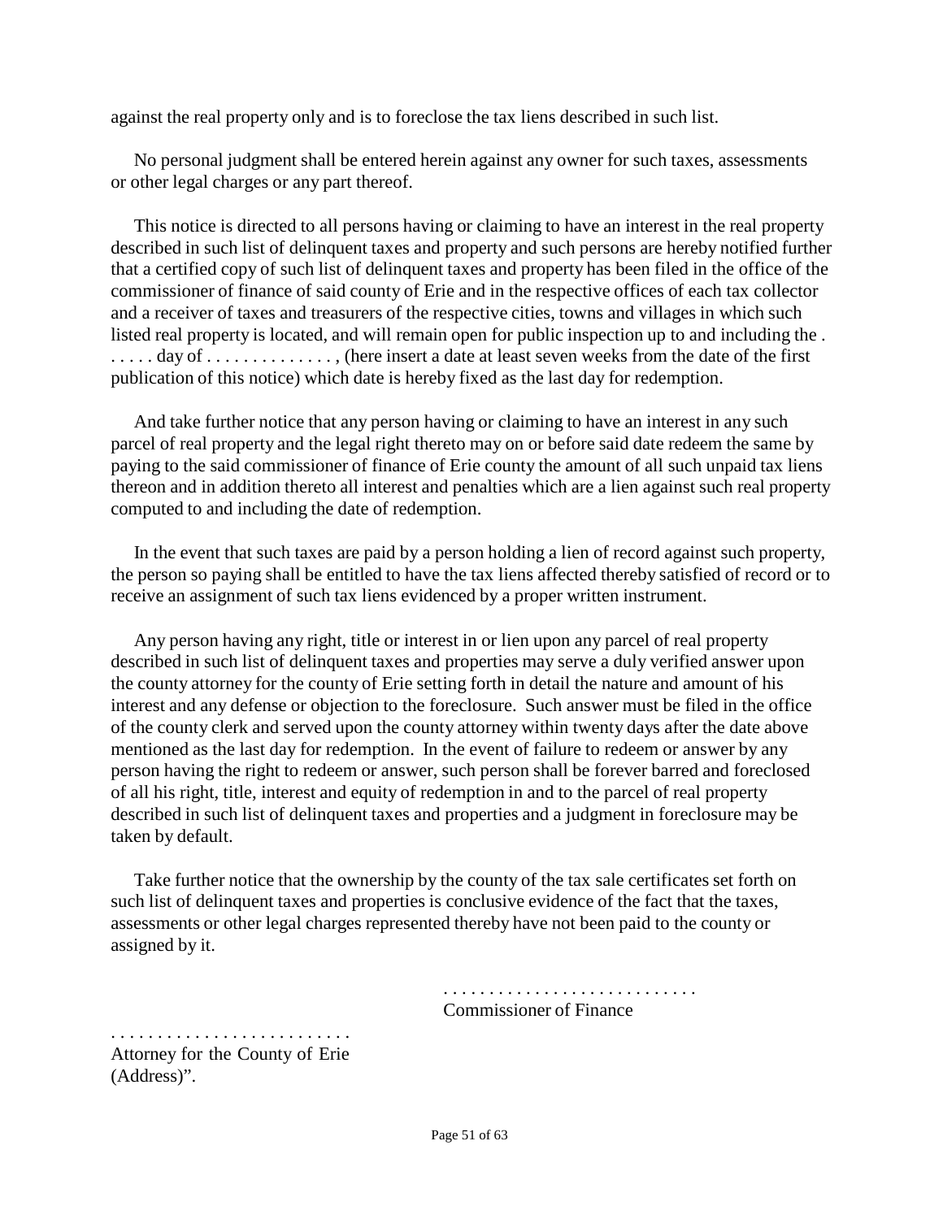against the real property only and is to foreclose the tax liens described in such list.

No personal judgment shall be entered herein against any owner for such taxes, assessments or other legal charges or any part thereof.

This notice is directed to all persons having or claiming to have an interest in the real property described in such list of delinquent taxes and property and such persons are hereby notified further that a certified copy of such list of delinquent taxes and property has been filed in the office of the commissioner of finance of said county of Erie and in the respective offices of each tax collector and a receiver of taxes and treasurers of the respective cities, towns and villages in which such listed real property is located, and will remain open for public inspection up to and including the . . . . . . day of . . . . . . . . . . . . . . , (here insert a date at least seven weeks from the date of the first publication of this notice) which date is hereby fixed as the last day for redemption.

And take further notice that any person having or claiming to have an interest in any such parcel of real property and the legal right thereto may on or before said date redeem the same by paying to the said commissioner of finance of Erie county the amount of all such unpaid tax liens thereon and in addition thereto all interest and penalties which are a lien against such real property computed to and including the date of redemption.

In the event that such taxes are paid by a person holding a lien of record against such property, the person so paying shall be entitled to have the tax liens affected thereby satisfied of record or to receive an assignment of such tax liens evidenced by a proper written instrument.

Any person having any right, title or interest in or lien upon any parcel of real property described in such list of delinquent taxes and properties may serve a duly verified answer upon the county attorney for the county of Erie setting forth in detail the nature and amount of his interest and any defense or objection to the foreclosure. Such answer must be filed in the office of the county clerk and served upon the county attorney within twenty days after the date above mentioned as the last day for redemption. In the event of failure to redeem or answer by any person having the right to redeem or answer, such person shall be forever barred and foreclosed of all his right, title, interest and equity of redemption in and to the parcel of real property described in such list of delinquent taxes and properties and a judgment in foreclosure may be taken by default.

Take further notice that the ownership by the county of the tax sale certificates set forth on such list of delinquent taxes and properties is conclusive evidence of the fact that the taxes, assessments or other legal charges represented thereby have not been paid to the county or assigned by it.

. . . . . . . . . . . . . . . . . . . . . . . . . . . .
Commissioner of Finance

. . . . . . . . . . . . . . . . . . . . . . . . . .
Attorney for the County of Erie
(Address)".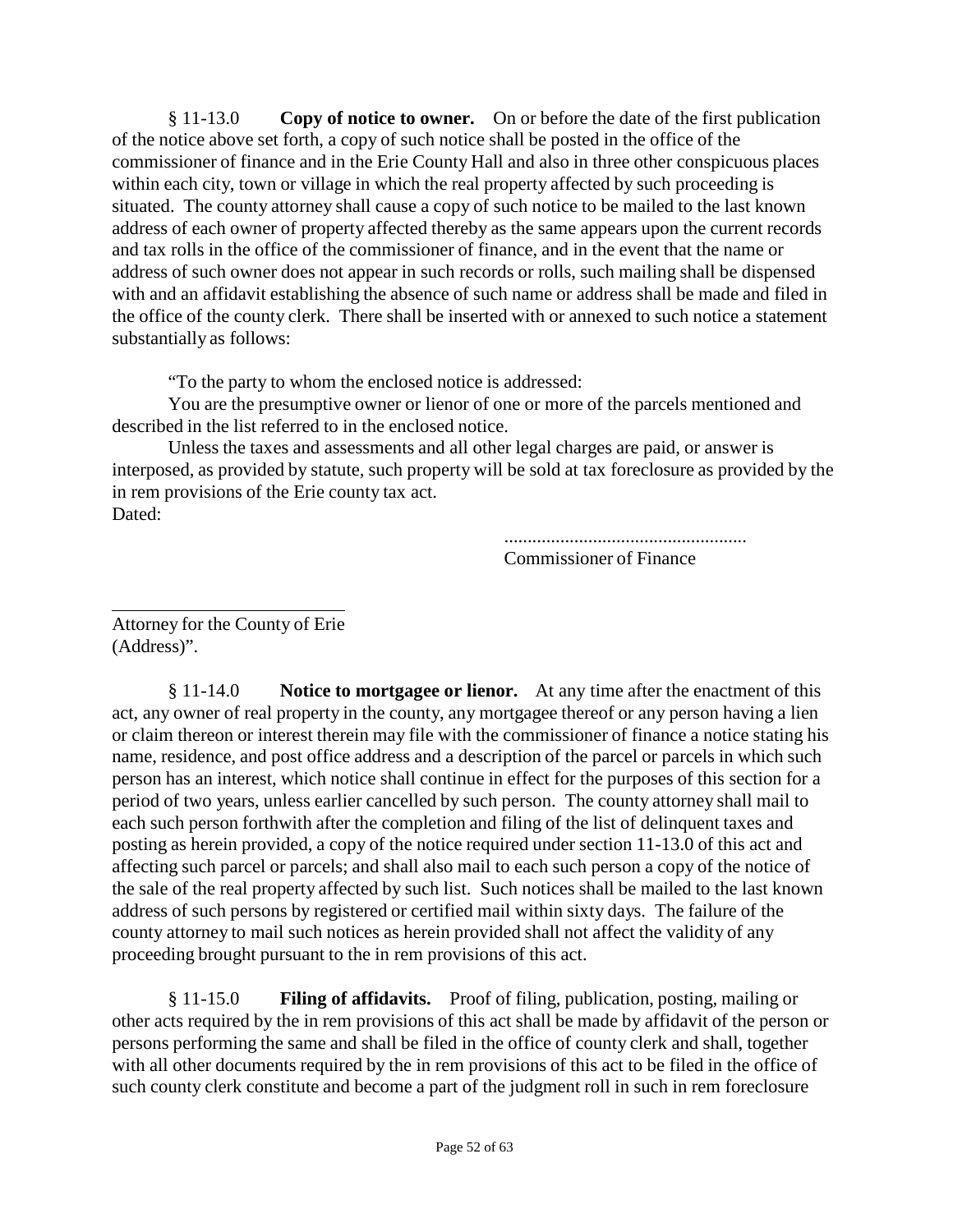§ 11-13.0 **Copy of notice to owner.** On or before the date of the first publication of the notice above set forth, a copy of such notice shall be posted in the office of the commissioner of finance and in the Erie County Hall and also in three other conspicuous places within each city, town or village in which the real property affected by such proceeding is situated. The county attorney shall cause a copy of such notice to be mailed to the last known address of each owner of property affected thereby as the same appears upon the current records and tax rolls in the office of the commissioner of finance, and in the event that the name or address of such owner does not appear in such records or rolls, such mailing shall be dispensed with and an affidavit establishing the absence of such name or address shall be made and filed in the office of the county clerk. There shall be inserted with or annexed to such notice a statement substantially as follows:

"To the party to whom the enclosed notice is addressed:

You are the presumptive owner or lienor of one or more of the parcels mentioned and described in the list referred to in the enclosed notice.

Unless the taxes and assessments and all other legal charges are paid, or answer is interposed, as provided by statute, such property will be sold at tax foreclosure as provided by the in rem provisions of the Erie county tax act.

Dated:

....................................................
Commissioner of Finance

\_\_\_\_\_\_\_\_\_\_\_\_\_\_\_\_\_\_\_\_\_\_\_\_\_\_
Attorney for the County of Erie
(Address)".

§ 11-14.0 **Notice to mortgagee or lienor.** At any time after the enactment of this act, any owner of real property in the county, any mortgagee thereof or any person having a lien or claim thereon or interest therein may file with the commissioner of finance a notice stating his name, residence, and post office address and a description of the parcel or parcels in which such person has an interest, which notice shall continue in effect for the purposes of this section for a period of two years, unless earlier cancelled by such person. The county attorney shall mail to each such person forthwith after the completion and filing of the list of delinquent taxes and posting as herein provided, a copy of the notice required under section 11-13.0 of this act and affecting such parcel or parcels; and shall also mail to each such person a copy of the notice of the sale of the real property affected by such list. Such notices shall be mailed to the last known address of such persons by registered or certified mail within sixty days. The failure of the county attorney to mail such notices as herein provided shall not affect the validity of any proceeding brought pursuant to the in rem provisions of this act.

§ 11-15.0 **Filing of affidavits.** Proof of filing, publication, posting, mailing or other acts required by the in rem provisions of this act shall be made by affidavit of the person or persons performing the same and shall be filed in the office of county clerk and shall, together with all other documents required by the in rem provisions of this act to be filed in the office of such county clerk constitute and become a part of the judgment roll in such in rem foreclosure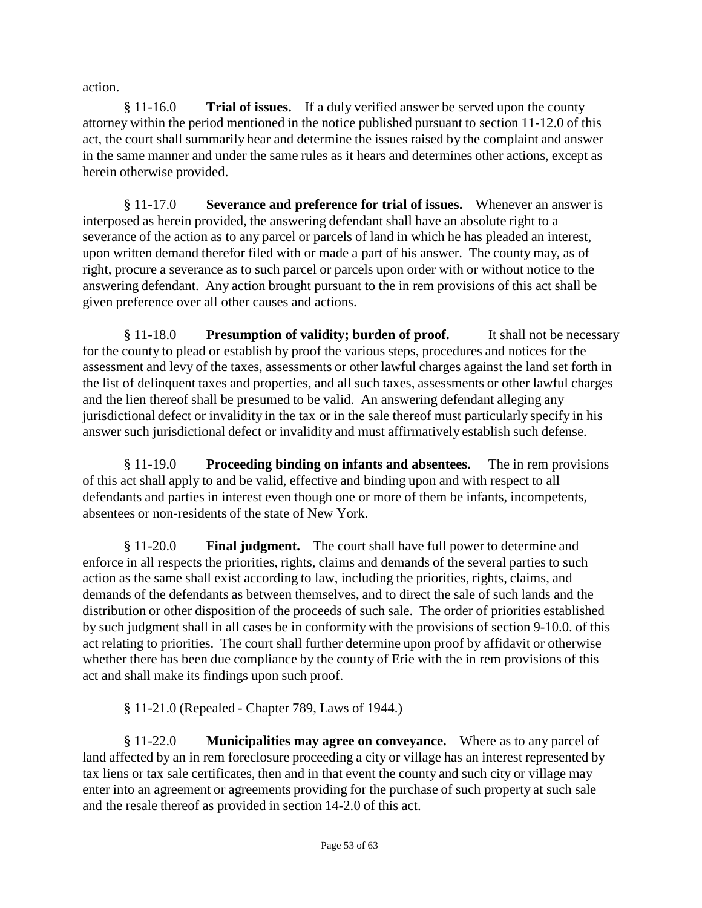action.

§ 11-16.0 **Trial of issues.** If a duly verified answer be served upon the county attorney within the period mentioned in the notice published pursuant to section 11-12.0 of this act, the court shall summarily hear and determine the issues raised by the complaint and answer in the same manner and under the same rules as it hears and determines other actions, except as herein otherwise provided.

§ 11-17.0 **Severance and preference for trial of issues.** Whenever an answer is interposed as herein provided, the answering defendant shall have an absolute right to a severance of the action as to any parcel or parcels of land in which he has pleaded an interest, upon written demand therefor filed with or made a part of his answer. The county may, as of right, procure a severance as to such parcel or parcels upon order with or without notice to the answering defendant. Any action brought pursuant to the in rem provisions of this act shall be given preference over all other causes and actions.

§ 11-18.0 **Presumption of validity; burden of proof.** It shall not be necessary for the county to plead or establish by proof the various steps, procedures and notices for the assessment and levy of the taxes, assessments or other lawful charges against the land set forth in the list of delinquent taxes and properties, and all such taxes, assessments or other lawful charges and the lien thereof shall be presumed to be valid. An answering defendant alleging any jurisdictional defect or invalidity in the tax or in the sale thereof must particularly specify in his answer such jurisdictional defect or invalidity and must affirmatively establish such defense.

§ 11-19.0 **Proceeding binding on infants and absentees.** The in rem provisions of this act shall apply to and be valid, effective and binding upon and with respect to all defendants and parties in interest even though one or more of them be infants, incompetents, absentees or non-residents of the state of New York.

§ 11-20.0 **Final judgment.** The court shall have full power to determine and enforce in all respects the priorities, rights, claims and demands of the several parties to such action as the same shall exist according to law, including the priorities, rights, claims, and demands of the defendants as between themselves, and to direct the sale of such lands and the distribution or other disposition of the proceeds of such sale. The order of priorities established by such judgment shall in all cases be in conformity with the provisions of section 9-10.0. of this act relating to priorities. The court shall further determine upon proof by affidavit or otherwise whether there has been due compliance by the county of Erie with the in rem provisions of this act and shall make its findings upon such proof.

§ 11-21.0 (Repealed - Chapter 789, Laws of 1944.)

§ 11-22.0 **Municipalities may agree on conveyance.** Where as to any parcel of land affected by an in rem foreclosure proceeding a city or village has an interest represented by tax liens or tax sale certificates, then and in that event the county and such city or village may enter into an agreement or agreements providing for the purchase of such property at such sale and the resale thereof as provided in section 14-2.0 of this act.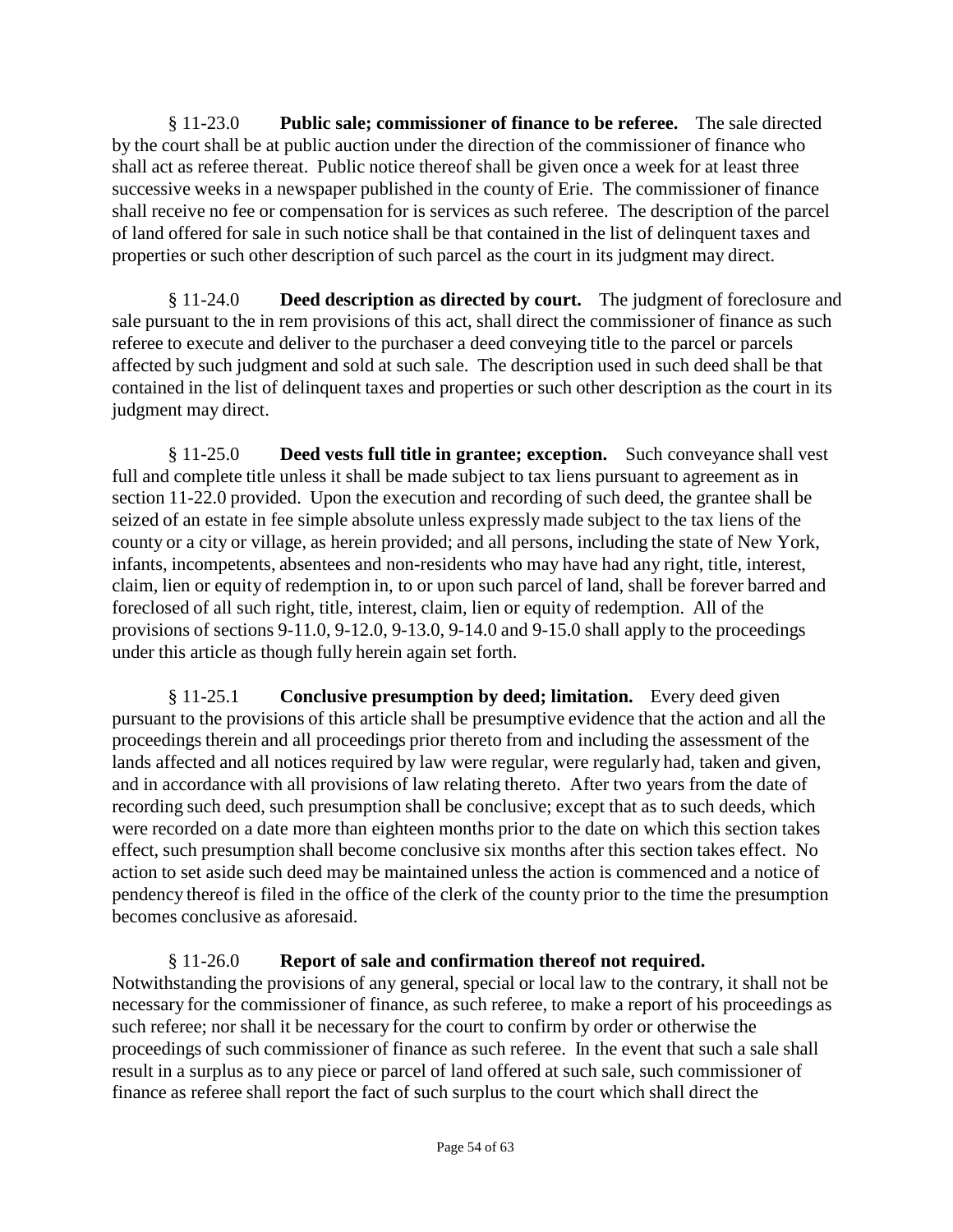§ 11-23.0 **Public sale; commissioner of finance to be referee.** The sale directed by the court shall be at public auction under the direction of the commissioner of finance who shall act as referee thereat. Public notice thereof shall be given once a week for at least three successive weeks in a newspaper published in the county of Erie. The commissioner of finance shall receive no fee or compensation for is services as such referee. The description of the parcel of land offered for sale in such notice shall be that contained in the list of delinquent taxes and properties or such other description of such parcel as the court in its judgment may direct.

§ 11-24.0 **Deed description as directed by court.** The judgment of foreclosure and sale pursuant to the in rem provisions of this act, shall direct the commissioner of finance as such referee to execute and deliver to the purchaser a deed conveying title to the parcel or parcels affected by such judgment and sold at such sale. The description used in such deed shall be that contained in the list of delinquent taxes and properties or such other description as the court in its judgment may direct.

§ 11-25.0 **Deed vests full title in grantee; exception.** Such conveyance shall vest full and complete title unless it shall be made subject to tax liens pursuant to agreement as in section 11-22.0 provided. Upon the execution and recording of such deed, the grantee shall be seized of an estate in fee simple absolute unless expressly made subject to the tax liens of the county or a city or village, as herein provided; and all persons, including the state of New York, infants, incompetents, absentees and non-residents who may have had any right, title, interest, claim, lien or equity of redemption in, to or upon such parcel of land, shall be forever barred and foreclosed of all such right, title, interest, claim, lien or equity of redemption. All of the provisions of sections 9-11.0, 9-12.0, 9-13.0, 9-14.0 and 9-15.0 shall apply to the proceedings under this article as though fully herein again set forth.

§ 11-25.1 **Conclusive presumption by deed; limitation.** Every deed given pursuant to the provisions of this article shall be presumptive evidence that the action and all the proceedings therein and all proceedings prior thereto from and including the assessment of the lands affected and all notices required by law were regular, were regularly had, taken and given, and in accordance with all provisions of law relating thereto. After two years from the date of recording such deed, such presumption shall be conclusive; except that as to such deeds, which were recorded on a date more than eighteen months prior to the date on which this section takes effect, such presumption shall become conclusive six months after this section takes effect. No action to set aside such deed may be maintained unless the action is commenced and a notice of pendency thereof is filed in the office of the clerk of the county prior to the time the presumption becomes conclusive as aforesaid.

§ 11-26.0 **Report of sale and confirmation thereof not required.** Notwithstanding the provisions of any general, special or local law to the contrary, it shall not be necessary for the commissioner of finance, as such referee, to make a report of his proceedings as such referee; nor shall it be necessary for the court to confirm by order or otherwise the proceedings of such commissioner of finance as such referee. In the event that such a sale shall result in a surplus as to any piece or parcel of land offered at such sale, such commissioner of finance as referee shall report the fact of such surplus to the court which shall direct the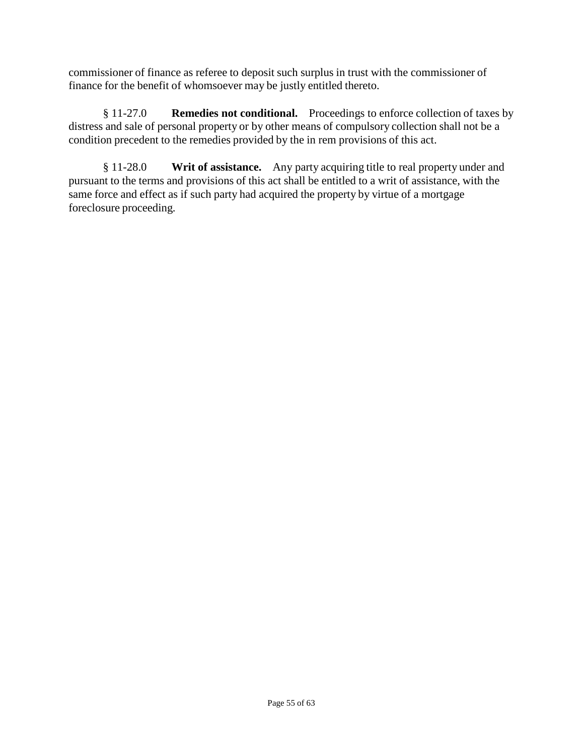commissioner of finance as referee to deposit such surplus in trust with the commissioner of finance for the benefit of whomsoever may be justly entitled thereto.

§ 11-27.0 **Remedies not conditional.** Proceedings to enforce collection of taxes by distress and sale of personal property or by other means of compulsory collection shall not be a condition precedent to the remedies provided by the in rem provisions of this act.

§ 11-28.0 **Writ of assistance.** Any party acquiring title to real property under and pursuant to the terms and provisions of this act shall be entitled to a writ of assistance, with the same force and effect as if such party had acquired the property by virtue of a mortgage foreclosure proceeding.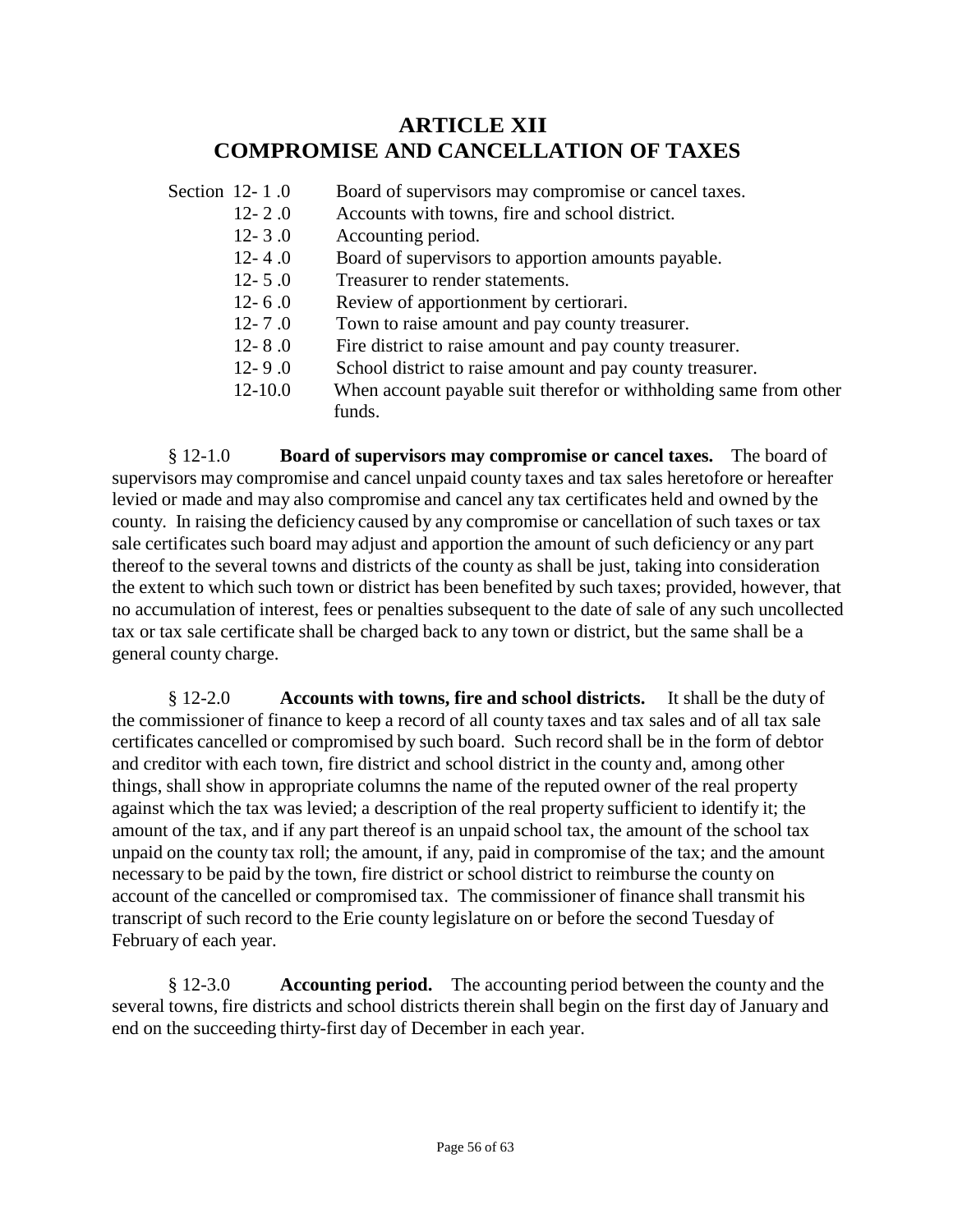# ARTICLE XII
# COMPROMISE AND CANCELLATION OF TAXES

| Section | |
|---|---|
| 12- 1 .0 | Board of supervisors may compromise or cancel taxes. |
| 12- 2 .0 | Accounts with towns, fire and school district. |
| 12- 3 .0 | Accounting period. |
| 12- 4 .0 | Board of supervisors to apportion amounts payable. |
| 12- 5 .0 | Treasurer to render statements. |
| 12- 6 .0 | Review of apportionment by certiorari. |
| 12- 7 .0 | Town to raise amount and pay county treasurer. |
| 12- 8 .0 | Fire district to raise amount and pay county treasurer. |
| 12- 9 .0 | School district to raise amount and pay county treasurer. |
| 12-10.0 | When account payable suit therefor or withholding same from other funds. |

§ 12-1.0 **Board of supervisors may compromise or cancel taxes.** The board of supervisors may compromise and cancel unpaid county taxes and tax sales heretofore or hereafter levied or made and may also compromise and cancel any tax certificates held and owned by the county. In raising the deficiency caused by any compromise or cancellation of such taxes or tax sale certificates such board may adjust and apportion the amount of such deficiency or any part thereof to the several towns and districts of the county as shall be just, taking into consideration the extent to which such town or district has been benefited by such taxes; provided, however, that no accumulation of interest, fees or penalties subsequent to the date of sale of any such uncollected tax or tax sale certificate shall be charged back to any town or district, but the same shall be a general county charge.

§ 12-2.0 **Accounts with towns, fire and school districts.** It shall be the duty of the commissioner of finance to keep a record of all county taxes and tax sales and of all tax sale certificates cancelled or compromised by such board. Such record shall be in the form of debtor and creditor with each town, fire district and school district in the county and, among other things, shall show in appropriate columns the name of the reputed owner of the real property against which the tax was levied; a description of the real property sufficient to identify it; the amount of the tax, and if any part thereof is an unpaid school tax, the amount of the school tax unpaid on the county tax roll; the amount, if any, paid in compromise of the tax; and the amount necessary to be paid by the town, fire district or school district to reimburse the county on account of the cancelled or compromised tax. The commissioner of finance shall transmit his transcript of such record to the Erie county legislature on or before the second Tuesday of February of each year.

§ 12-3.0 **Accounting period.** The accounting period between the county and the several towns, fire districts and school districts therein shall begin on the first day of January and end on the succeeding thirty-first day of December in each year.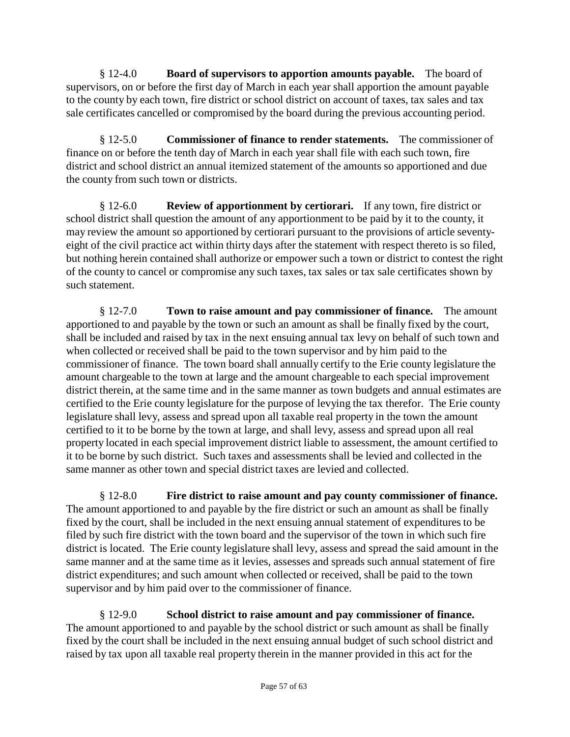§ 12-4.0 **Board of supervisors to apportion amounts payable.** The board of supervisors, on or before the first day of March in each year shall apportion the amount payable to the county by each town, fire district or school district on account of taxes, tax sales and tax sale certificates cancelled or compromised by the board during the previous accounting period.

§ 12-5.0 **Commissioner of finance to render statements.** The commissioner of finance on or before the tenth day of March in each year shall file with each such town, fire district and school district an annual itemized statement of the amounts so apportioned and due the county from such town or districts.

§ 12-6.0 **Review of apportionment by certiorari.** If any town, fire district or school district shall question the amount of any apportionment to be paid by it to the county, it may review the amount so apportioned by certiorari pursuant to the provisions of article seventy-eight of the civil practice act within thirty days after the statement with respect thereto is so filed, but nothing herein contained shall authorize or empower such a town or district to contest the right of the county to cancel or compromise any such taxes, tax sales or tax sale certificates shown by such statement.

§ 12-7.0 **Town to raise amount and pay commissioner of finance.** The amount apportioned to and payable by the town or such an amount as shall be finally fixed by the court, shall be included and raised by tax in the next ensuing annual tax levy on behalf of such town and when collected or received shall be paid to the town supervisor and by him paid to the commissioner of finance. The town board shall annually certify to the Erie county legislature the amount chargeable to the town at large and the amount chargeable to each special improvement district therein, at the same time and in the same manner as town budgets and annual estimates are certified to the Erie county legislature for the purpose of levying the tax therefor. The Erie county legislature shall levy, assess and spread upon all taxable real property in the town the amount certified to it to be borne by the town at large, and shall levy, assess and spread upon all real property located in each special improvement district liable to assessment, the amount certified to it to be borne by such district. Such taxes and assessments shall be levied and collected in the same manner as other town and special district taxes are levied and collected.

§ 12-8.0 **Fire district to raise amount and pay county commissioner of finance.** The amount apportioned to and payable by the fire district or such an amount as shall be finally fixed by the court, shall be included in the next ensuing annual statement of expenditures to be filed by such fire district with the town board and the supervisor of the town in which such fire district is located. The Erie county legislature shall levy, assess and spread the said amount in the same manner and at the same time as it levies, assesses and spreads such annual statement of fire district expenditures; and such amount when collected or received, shall be paid to the town supervisor and by him paid over to the commissioner of finance.

§ 12-9.0 **School district to raise amount and pay commissioner of finance.** The amount apportioned to and payable by the school district or such amount as shall be finally fixed by the court shall be included in the next ensuing annual budget of such school district and raised by tax upon all taxable real property therein in the manner provided in this act for the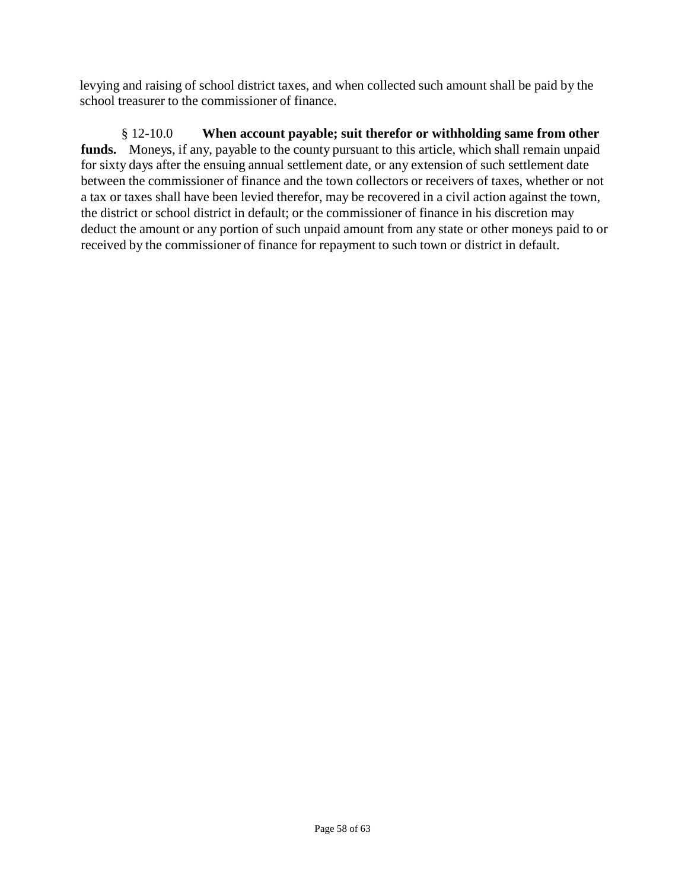levying and raising of school district taxes, and when collected such amount shall be paid by the school treasurer to the commissioner of finance.

§ 12-10.0 **When account payable; suit therefor or withholding same from other funds.** Moneys, if any, payable to the county pursuant to this article, which shall remain unpaid for sixty days after the ensuing annual settlement date, or any extension of such settlement date between the commissioner of finance and the town collectors or receivers of taxes, whether or not a tax or taxes shall have been levied therefor, may be recovered in a civil action against the town, the district or school district in default; or the commissioner of finance in his discretion may deduct the amount or any portion of such unpaid amount from any state or other moneys paid to or received by the commissioner of finance for repayment to such town or district in default.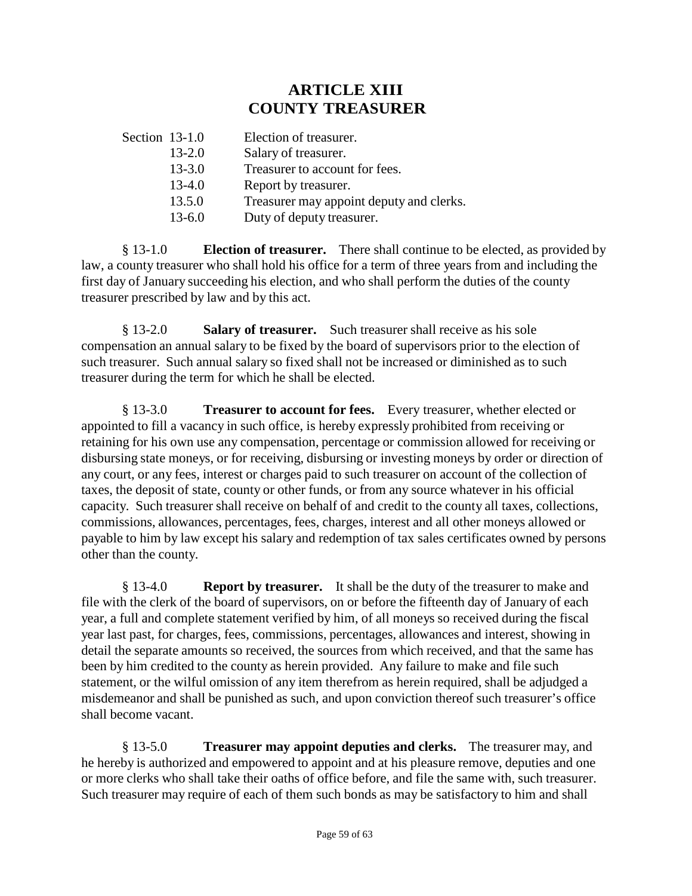# ARTICLE XIII
# COUNTY TREASURER

Section 13-1.0 Election of treasurer.
13-2.0 Salary of treasurer.
13-3.0 Treasurer to account for fees.
13-4.0 Report by treasurer.
13.5.0 Treasurer may appoint deputy and clerks.
13-6.0 Duty of deputy treasurer.

§ 13-1.0 **Election of treasurer.** There shall continue to be elected, as provided by law, a county treasurer who shall hold his office for a term of three years from and including the first day of January succeeding his election, and who shall perform the duties of the county treasurer prescribed by law and by this act.

§ 13-2.0 **Salary of treasurer.** Such treasurer shall receive as his sole compensation an annual salary to be fixed by the board of supervisors prior to the election of such treasurer. Such annual salary so fixed shall not be increased or diminished as to such treasurer during the term for which he shall be elected.

§ 13-3.0 **Treasurer to account for fees.** Every treasurer, whether elected or appointed to fill a vacancy in such office, is hereby expressly prohibited from receiving or retaining for his own use any compensation, percentage or commission allowed for receiving or disbursing state moneys, or for receiving, disbursing or investing moneys by order or direction of any court, or any fees, interest or charges paid to such treasurer on account of the collection of taxes, the deposit of state, county or other funds, or from any source whatever in his official capacity. Such treasurer shall receive on behalf of and credit to the county all taxes, collections, commissions, allowances, percentages, fees, charges, interest and all other moneys allowed or payable to him by law except his salary and redemption of tax sales certificates owned by persons other than the county.

§ 13-4.0 **Report by treasurer.** It shall be the duty of the treasurer to make and file with the clerk of the board of supervisors, on or before the fifteenth day of January of each year, a full and complete statement verified by him, of all moneys so received during the fiscal year last past, for charges, fees, commissions, percentages, allowances and interest, showing in detail the separate amounts so received, the sources from which received, and that the same has been by him credited to the county as herein provided. Any failure to make and file such statement, or the wilful omission of any item therefrom as herein required, shall be adjudged a misdemeanor and shall be punished as such, and upon conviction thereof such treasurer's office shall become vacant.

§ 13-5.0 **Treasurer may appoint deputies and clerks.** The treasurer may, and he hereby is authorized and empowered to appoint and at his pleasure remove, deputies and one or more clerks who shall take their oaths of office before, and file the same with, such treasurer. Such treasurer may require of each of them such bonds as may be satisfactory to him and shall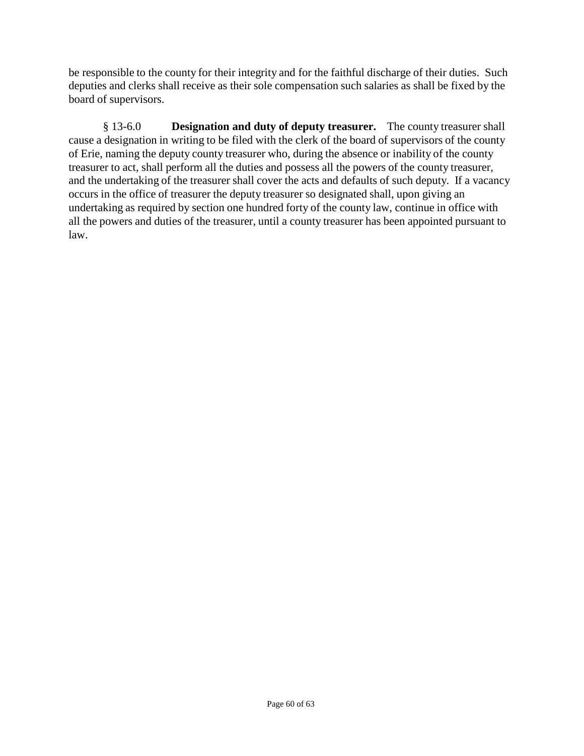be responsible to the county for their integrity and for the faithful discharge of their duties. Such deputies and clerks shall receive as their sole compensation such salaries as shall be fixed by the board of supervisors.

§ 13-6.0 **Designation and duty of deputy treasurer.** The county treasurer shall cause a designation in writing to be filed with the clerk of the board of supervisors of the county of Erie, naming the deputy county treasurer who, during the absence or inability of the county treasurer to act, shall perform all the duties and possess all the powers of the county treasurer, and the undertaking of the treasurer shall cover the acts and defaults of such deputy. If a vacancy occurs in the office of treasurer the deputy treasurer so designated shall, upon giving an undertaking as required by section one hundred forty of the county law, continue in office with all the powers and duties of the treasurer, until a county treasurer has been appointed pursuant to law.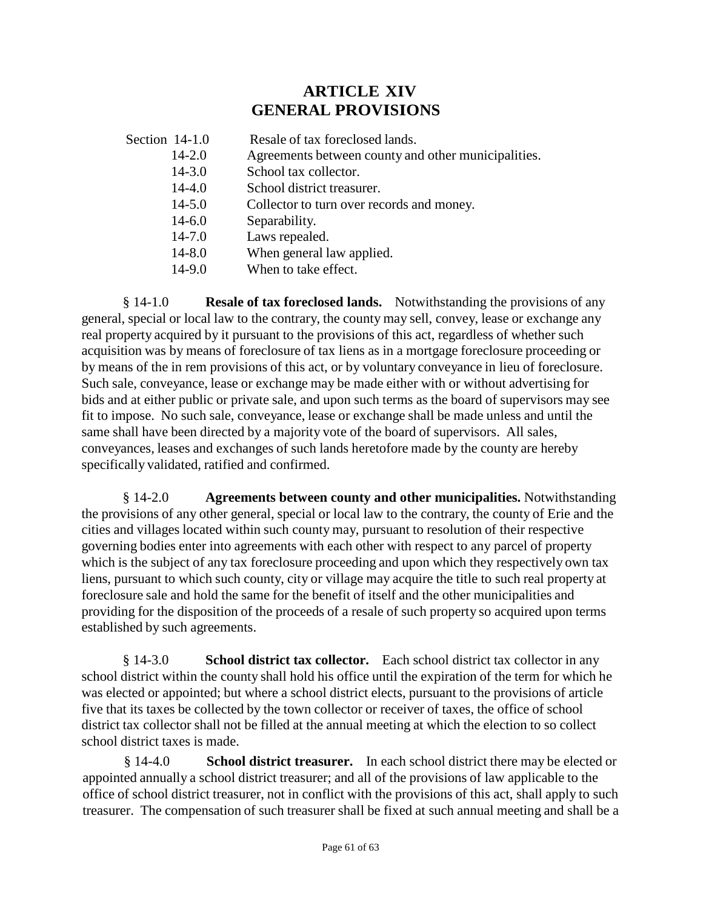# ARTICLE XIV
# GENERAL PROVISIONS

| Section | |
|---|---|
| 14-1.0 | Resale of tax foreclosed lands. |
| 14-2.0 | Agreements between county and other municipalities. |
| 14-3.0 | School tax collector. |
| 14-4.0 | School district treasurer. |
| 14-5.0 | Collector to turn over records and money. |
| 14-6.0 | Separability. |
| 14-7.0 | Laws repealed. |
| 14-8.0 | When general law applied. |
| 14-9.0 | When to take effect. |

§ 14-1.0 **Resale of tax foreclosed lands.** Notwithstanding the provisions of any general, special or local law to the contrary, the county may sell, convey, lease or exchange any real property acquired by it pursuant to the provisions of this act, regardless of whether such acquisition was by means of foreclosure of tax liens as in a mortgage foreclosure proceeding or by means of the in rem provisions of this act, or by voluntary conveyance in lieu of foreclosure. Such sale, conveyance, lease or exchange may be made either with or without advertising for bids and at either public or private sale, and upon such terms as the board of supervisors may see fit to impose. No such sale, conveyance, lease or exchange shall be made unless and until the same shall have been directed by a majority vote of the board of supervisors. All sales, conveyances, leases and exchanges of such lands heretofore made by the county are hereby specifically validated, ratified and confirmed.

§ 14-2.0 **Agreements between county and other municipalities.** Notwithstanding the provisions of any other general, special or local law to the contrary, the county of Erie and the cities and villages located within such county may, pursuant to resolution of their respective governing bodies enter into agreements with each other with respect to any parcel of property which is the subject of any tax foreclosure proceeding and upon which they respectively own tax liens, pursuant to which such county, city or village may acquire the title to such real property at foreclosure sale and hold the same for the benefit of itself and the other municipalities and providing for the disposition of the proceeds of a resale of such property so acquired upon terms established by such agreements.

§ 14-3.0 **School district tax collector.** Each school district tax collector in any school district within the county shall hold his office until the expiration of the term for which he was elected or appointed; but where a school district elects, pursuant to the provisions of article five that its taxes be collected by the town collector or receiver of taxes, the office of school district tax collector shall not be filled at the annual meeting at which the election to so collect school district taxes is made.

§ 14-4.0 **School district treasurer.** In each school district there may be elected or appointed annually a school district treasurer; and all of the provisions of law applicable to the office of school district treasurer, not in conflict with the provisions of this act, shall apply to such treasurer. The compensation of such treasurer shall be fixed at such annual meeting and shall be a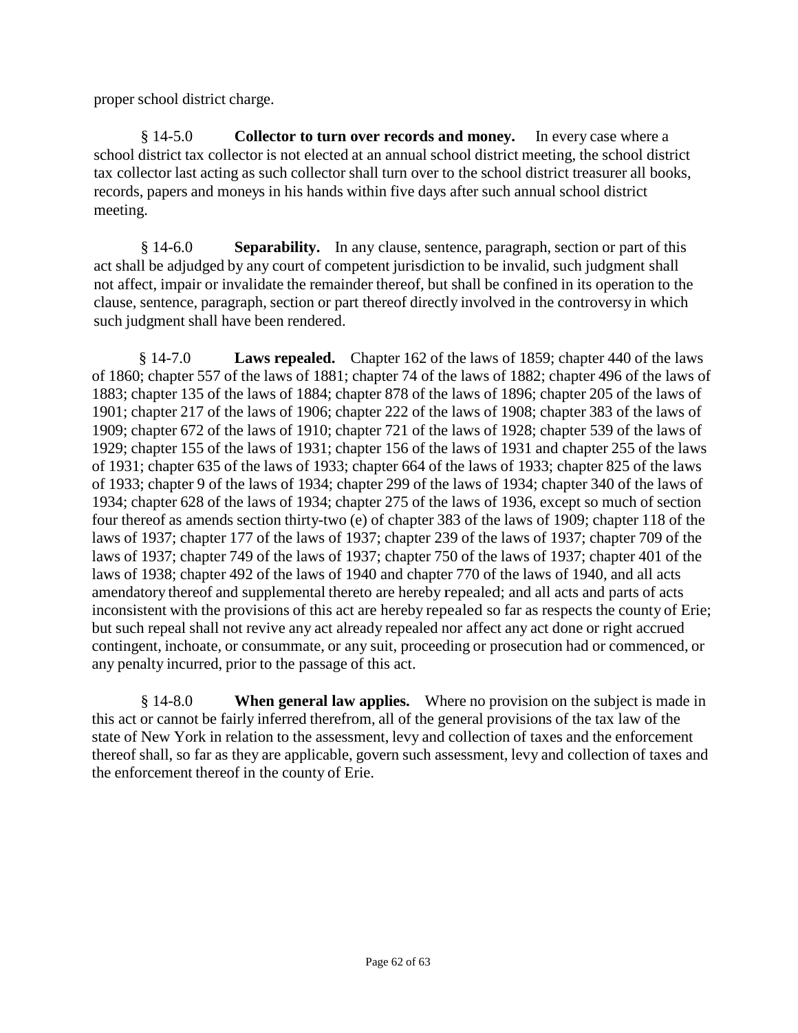proper school district charge.

§ 14-5.0 **Collector to turn over records and money.** In every case where a school district tax collector is not elected at an annual school district meeting, the school district tax collector last acting as such collector shall turn over to the school district treasurer all books, records, papers and moneys in his hands within five days after such annual school district meeting.

§ 14-6.0 **Separability.** In any clause, sentence, paragraph, section or part of this act shall be adjudged by any court of competent jurisdiction to be invalid, such judgment shall not affect, impair or invalidate the remainder thereof, but shall be confined in its operation to the clause, sentence, paragraph, section or part thereof directly involved in the controversy in which such judgment shall have been rendered.

§ 14-7.0 **Laws repealed.** Chapter 162 of the laws of 1859; chapter 440 of the laws of 1860; chapter 557 of the laws of 1881; chapter 74 of the laws of 1882; chapter 496 of the laws of 1883; chapter 135 of the laws of 1884; chapter 878 of the laws of 1896; chapter 205 of the laws of 1901; chapter 217 of the laws of 1906; chapter 222 of the laws of 1908; chapter 383 of the laws of 1909; chapter 672 of the laws of 1910; chapter 721 of the laws of 1928; chapter 539 of the laws of 1929; chapter 155 of the laws of 1931; chapter 156 of the laws of 1931 and chapter 255 of the laws of 1931; chapter 635 of the laws of 1933; chapter 664 of the laws of 1933; chapter 825 of the laws of 1933; chapter 9 of the laws of 1934; chapter 299 of the laws of 1934; chapter 340 of the laws of 1934; chapter 628 of the laws of 1934; chapter 275 of the laws of 1936, except so much of section four thereof as amends section thirty-two (e) of chapter 383 of the laws of 1909; chapter 118 of the laws of 1937; chapter 177 of the laws of 1937; chapter 239 of the laws of 1937; chapter 709 of the laws of 1937; chapter 749 of the laws of 1937; chapter 750 of the laws of 1937; chapter 401 of the laws of 1938; chapter 492 of the laws of 1940 and chapter 770 of the laws of 1940, and all acts amendatory thereof and supplemental thereto are hereby repealed; and all acts and parts of acts inconsistent with the provisions of this act are hereby repealed so far as respects the county of Erie; but such repeal shall not revive any act already repealed nor affect any act done or right accrued contingent, inchoate, or consummate, or any suit, proceeding or prosecution had or commenced, or any penalty incurred, prior to the passage of this act.

§ 14-8.0 **When general law applies.** Where no provision on the subject is made in this act or cannot be fairly inferred therefrom, all of the general provisions of the tax law of the state of New York in relation to the assessment, levy and collection of taxes and the enforcement thereof shall, so far as they are applicable, govern such assessment, levy and collection of taxes and the enforcement thereof in the county of Erie.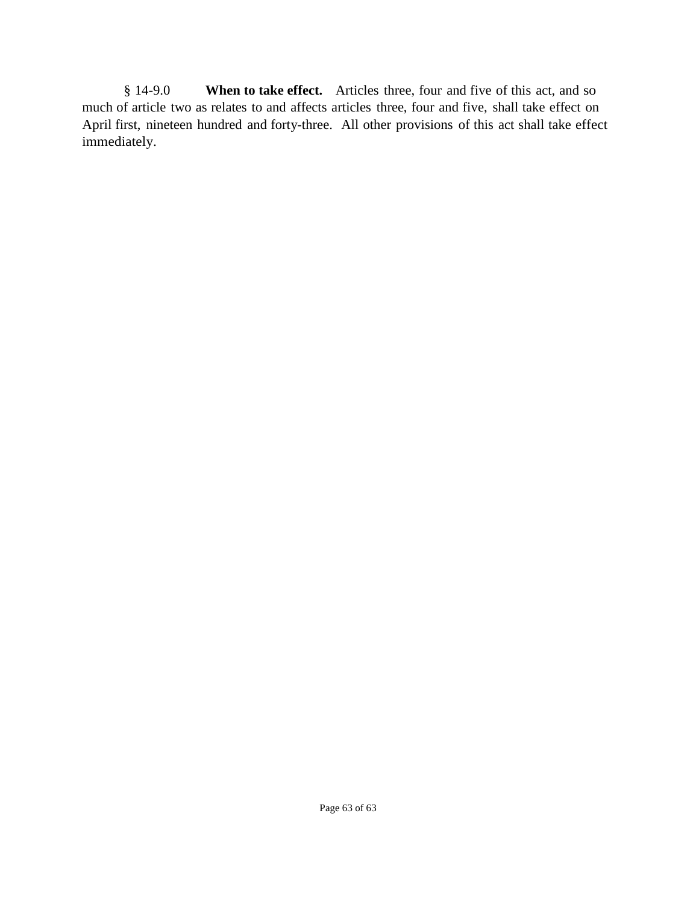§ 14-9.0 **When to take effect.** Articles three, four and five of this act, and so much of article two as relates to and affects articles three, four and five, shall take effect on April first, nineteen hundred and forty-three. All other provisions of this act shall take effect immediately.